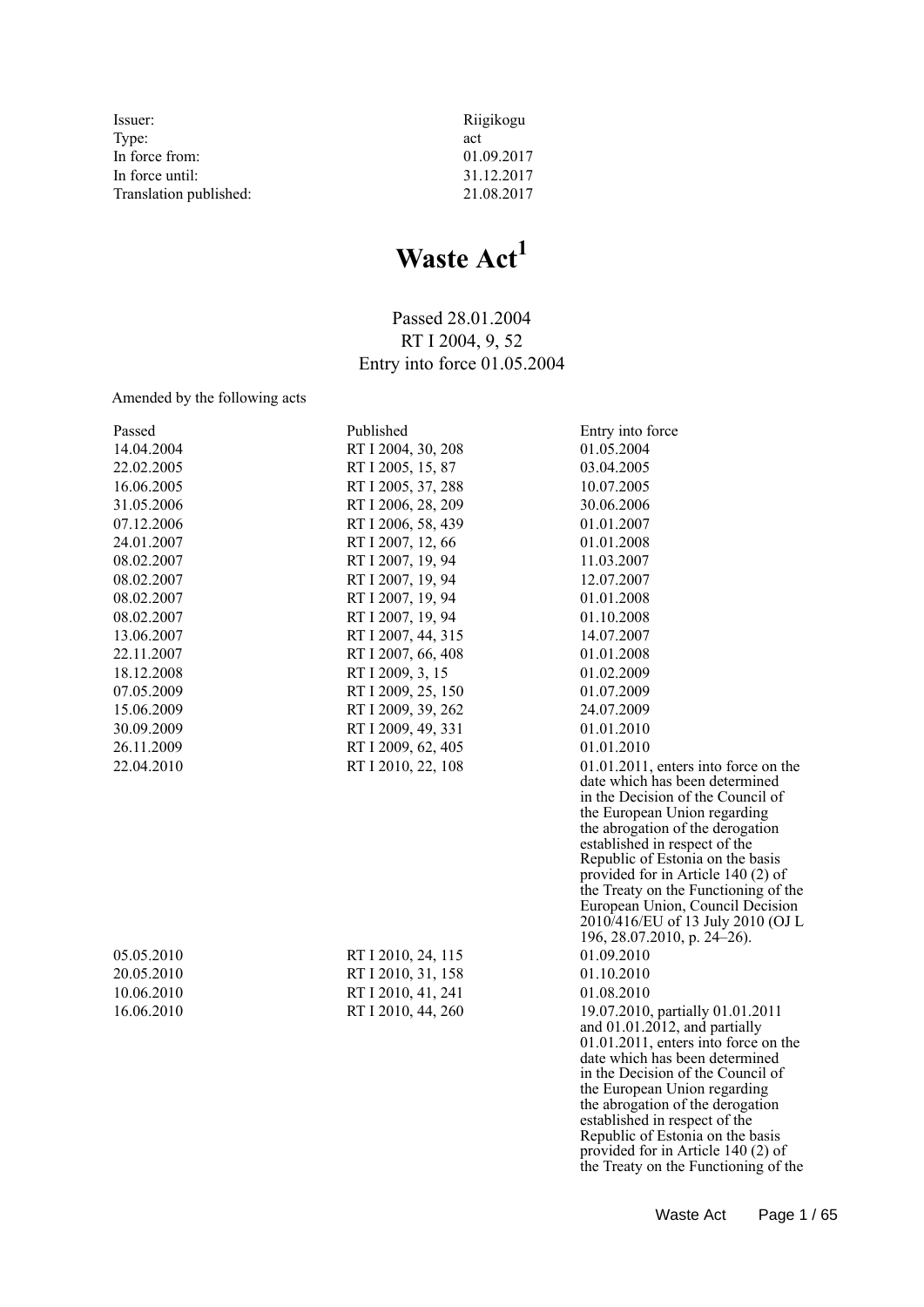| | |
|---|---|
| Issuer: | Riigikogu |
| Type: | act |
| In force from: | 01.09.2017 |
| In force until: | 31.12.2017 |
| Translation published: | 21.08.2017 |

# Waste Act[1]

Passed 28.01.2004
RT I 2004, 9, 52
Entry into force 01.05.2004

Amended by the following acts

| Passed | Published | Entry into force |
|---|---|---|
| 14.04.2004 | RT I 2004, 30, 208 | 01.05.2004 |
| 22.02.2005 | RT I 2005, 15, 87 | 03.04.2005 |
| 16.06.2005 | RT I 2005, 37, 288 | 10.07.2005 |
| 31.05.2006 | RT I 2006, 28, 209 | 30.06.2006 |
| 07.12.2006 | RT I 2006, 58, 439 | 01.01.2007 |
| 24.01.2007 | RT I 2007, 12, 66 | 01.01.2008 |
| 08.02.2007 | RT I 2007, 19, 94 | 11.03.2007 |
| 08.02.2007 | RT I 2007, 19, 94 | 12.07.2007 |
| 08.02.2007 | RT I 2007, 19, 94 | 01.01.2008 |
| 08.02.2007 | RT I 2007, 19, 94 | 01.10.2008 |
| 13.06.2007 | RT I 2007, 44, 315 | 14.07.2007 |
| 22.11.2007 | RT I 2007, 66, 408 | 01.01.2008 |
| 18.12.2008 | RT I 2009, 3, 15 | 01.02.2009 |
| 07.05.2009 | RT I 2009, 25, 150 | 01.07.2009 |
| 15.06.2009 | RT I 2009, 39, 262 | 24.07.2009 |
| 30.09.2009 | RT I 2009, 49, 331 | 01.01.2010 |
| 26.11.2009 | RT I 2009, 62, 405 | 01.01.2010 |
| 22.04.2010 | RT I 2010, 22, 108 | 01.01.2011, enters into force on the date which has been determined in the Decision of the Council of the European Union regarding the abrogation of the derogation established in respect of the Republic of Estonia on the basis provided for in Article 140 (2) of the Treaty on the Functioning of the European Union, Council Decision 2010/416/EU of 13 July 2010 (OJ L 196, 28.07.2010, p. 24–26). |
| 05.05.2010 | RT I 2010, 24, 115 | 01.09.2010 |
| 20.05.2010 | RT I 2010, 31, 158 | 01.10.2010 |
| 10.06.2010 | RT I 2010, 41, 241 | 01.08.2010 |
| 16.06.2010 | RT I 2010, 44, 260 | 19.07.2010, partially 01.01.2011 and 01.01.2012, and partially 01.01.2011, enters into force on the date which has been determined in the Decision of the Council of the European Union regarding the abrogation of the derogation established in respect of the Republic of Estonia on the basis provided for in Article 140 (2) of the Treaty on the Functioning of the |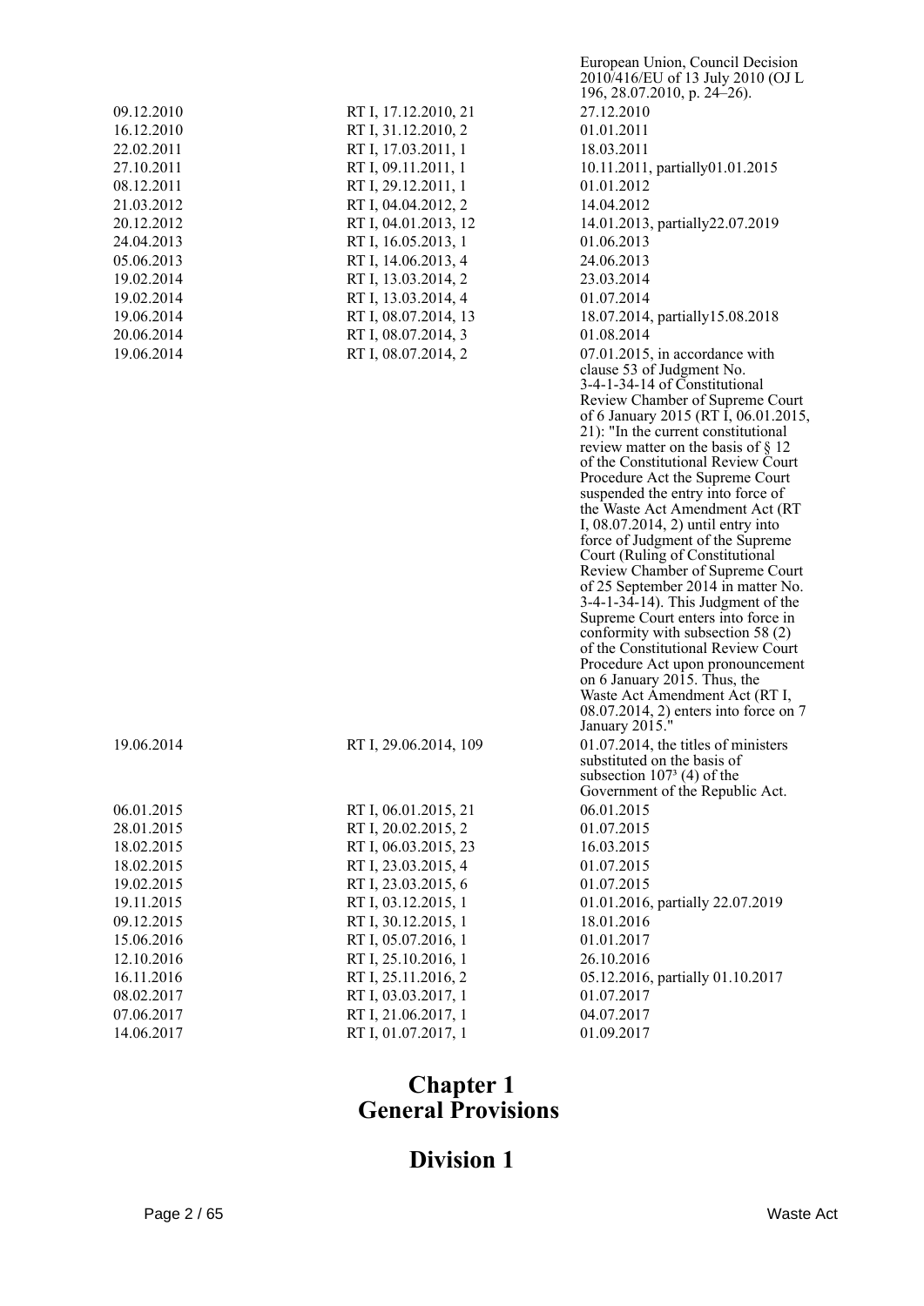| | | European Union, Council Decision 2010/416/EU of 13 July 2010 (OJ L 196, 28.07.2010, p. 24–26). |
|---|---|---|
| 09.12.2010 | RT I, 17.12.2010, 21 | 27.12.2010 |
| 16.12.2010 | RT I, 31.12.2010, 2 | 01.01.2011 |
| 22.02.2011 | RT I, 17.03.2011, 1 | 18.03.2011 |
| 27.10.2011 | RT I, 09.11.2011, 1 | 10.11.2011, partially01.01.2015 |
| 08.12.2011 | RT I, 29.12.2011, 1 | 01.01.2012 |
| 21.03.2012 | RT I, 04.04.2012, 2 | 14.04.2012 |
| 20.12.2012 | RT I, 04.01.2013, 12 | 14.01.2013, partially22.07.2019 |
| 24.04.2013 | RT I, 16.05.2013, 1 | 01.06.2013 |
| 05.06.2013 | RT I, 14.06.2013, 4 | 24.06.2013 |
| 19.02.2014 | RT I, 13.03.2014, 2 | 23.03.2014 |
| 19.02.2014 | RT I, 13.03.2014, 4 | 01.07.2014 |
| 19.06.2014 | RT I, 08.07.2014, 13 | 18.07.2014, partially15.08.2018 |
| 20.06.2014 | RT I, 08.07.2014, 3 | 01.08.2014 |
| 19.06.2014 | RT I, 08.07.2014, 2 | 07.01.2015, in accordance with clause 53 of Judgment No. 3-4-1-34-14 of Constitutional Review Chamber of Supreme Court of 6 January 2015 (RT I, 06.01.2015, 21): "In the current constitutional review matter on the basis of § 12 of the Constitutional Review Court Procedure Act the Supreme Court suspended the entry into force of the Waste Act Amendment Act (RT I, 08.07.2014, 2) until entry into force of Judgment of the Supreme Court (Ruling of Constitutional Review Chamber of Supreme Court of 25 September 2014 in matter No. 3-4-1-34-14). This Judgment of the Supreme Court enters into force in conformity with subsection 58 (2) of the Constitutional Review Court Procedure Act upon pronouncement on 6 January 2015. Thus, the Waste Act Amendment Act (RT I, 08.07.2014, 2) enters into force on 7 January 2015." |
| 19.06.2014 | RT I, 29.06.2014, 109 | 01.07.2014, the titles of ministers substituted on the basis of subsection $107^3$ (4) of the Government of the Republic Act. |
| 06.01.2015 | RT I, 06.01.2015, 21 | 06.01.2015 |
| 28.01.2015 | RT I, 20.02.2015, 2 | 01.07.2015 |
| 18.02.2015 | RT I, 06.03.2015, 23 | 16.03.2015 |
| 18.02.2015 | RT I, 23.03.2015, 4 | 01.07.2015 |
| 19.02.2015 | RT I, 23.03.2015, 6 | 01.07.2015 |
| 19.11.2015 | RT I, 03.12.2015, 1 | 01.01.2016, partially 22.07.2019 |
| 09.12.2015 | RT I, 30.12.2015, 1 | 18.01.2016 |
| 15.06.2016 | RT I, 05.07.2016, 1 | 01.01.2017 |
| 12.10.2016 | RT I, 25.10.2016, 1 | 26.10.2016 |
| 16.11.2016 | RT I, 25.11.2016, 2 | 05.12.2016, partially 01.10.2017 |
| 08.02.2017 | RT I, 03.03.2017, 1 | 01.07.2017 |
| 07.06.2017 | RT I, 21.06.2017, 1 | 04.07.2017 |
| 14.06.2017 | RT I, 01.07.2017, 1 | 01.09.2017 |

# Chapter 1
# General Provisions

## Division 1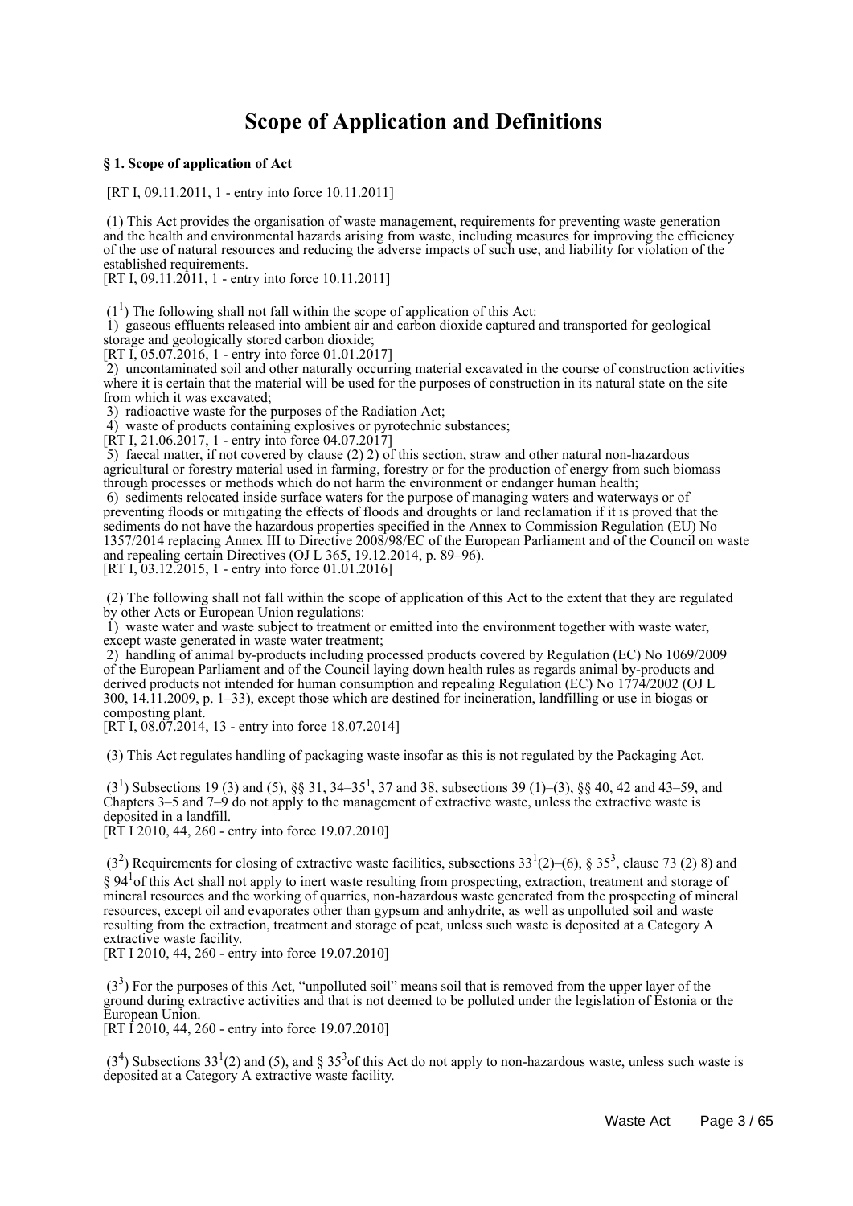# Scope of Application and Definitions

**§ 1. Scope of application of Act**

[RT I, 09.11.2011, 1 - entry into force 10.11.2011]

(1) This Act provides the organisation of waste management, requirements for preventing waste generation and the health and environmental hazards arising from waste, including measures for improving the efficiency of the use of natural resources and reducing the adverse impacts of such use, and liability for violation of the established requirements.
[RT I, 09.11.2011, 1 - entry into force 10.11.2011]

($1^1$) The following shall not fall within the scope of application of this Act:
1) gaseous effluents released into ambient air and carbon dioxide captured and transported for geological storage and geologically stored carbon dioxide;
[RT I, 05.07.2016, 1 - entry into force 01.01.2017]
2) uncontaminated soil and other naturally occurring material excavated in the course of construction activities where it is certain that the material will be used for the purposes of construction in its natural state on the site from which it was excavated;
3) radioactive waste for the purposes of the Radiation Act;
4) waste of products containing explosives or pyrotechnic substances;
[RT I, 21.06.2017, 1 - entry into force 04.07.2017]
5) faecal matter, if not covered by clause (2) 2) of this section, straw and other natural non-hazardous agricultural or forestry material used in farming, forestry or for the production of energy from such biomass through processes or methods which do not harm the environment or endanger human health;
6) sediments relocated inside surface waters for the purpose of managing waters and waterways or of preventing floods or mitigating the effects of floods and droughts or land reclamation if it is proved that the sediments do not have the hazardous properties specified in the Annex to Commission Regulation (EU) No 1357/2014 replacing Annex III to Directive 2008/98/EC of the European Parliament and of the Council on waste and repealing certain Directives (OJ L 365, 19.12.2014, p. 89–96).
[RT I, 03.12.2015, 1 - entry into force 01.01.2016]

(2) The following shall not fall within the scope of application of this Act to the extent that they are regulated by other Acts or European Union regulations:
1) waste water and waste subject to treatment or emitted into the environment together with waste water, except waste generated in waste water treatment;
2) handling of animal by-products including processed products covered by Regulation (EC) No 1069/2009 of the European Parliament and of the Council laying down health rules as regards animal by-products and derived products not intended for human consumption and repealing Regulation (EC) No 1774/2002 (OJ L 300, 14.11.2009, p. 1–33), except those which are destined for incineration, landfilling or use in biogas or composting plant.
[RT I, 08.07.2014, 13 - entry into force 18.07.2014]

(3) This Act regulates handling of packaging waste insofar as this is not regulated by the Packaging Act.

($3^1$) Subsections 19 (3) and (5), §§ 31, 34–$35^1$, 37 and 38, subsections 39 (1)–(3), §§ 40, 42 and 43–59, and Chapters 3–5 and 7–9 do not apply to the management of extractive waste, unless the extractive waste is deposited in a landfill.
[RT I 2010, 44, 260 - entry into force 19.07.2010]

($3^2$) Requirements for closing of extractive waste facilities, subsections $33^1$(2)–(6), § $35^3$, clause 73 (2) 8) and § $94^1$ of this Act shall not apply to inert waste resulting from prospecting, extraction, treatment and storage of mineral resources and the working of quarries, non-hazardous waste generated from the prospecting of mineral resources, except oil and evaporates other than gypsum and anhydrite, as well as unpolluted soil and waste resulting from the extraction, treatment and storage of peat, unless such waste is deposited at a Category A extractive waste facility.
[RT I 2010, 44, 260 - entry into force 19.07.2010]

($3^3$) For the purposes of this Act, "unpolluted soil" means soil that is removed from the upper layer of the ground during extractive activities and that is not deemed to be polluted under the legislation of Estonia or the European Union.
[RT I 2010, 44, 260 - entry into force 19.07.2010]

($3^4$) Subsections $33^1$(2) and (5), and § $35^3$ of this Act do not apply to non-hazardous waste, unless such waste is deposited at a Category A extractive waste facility.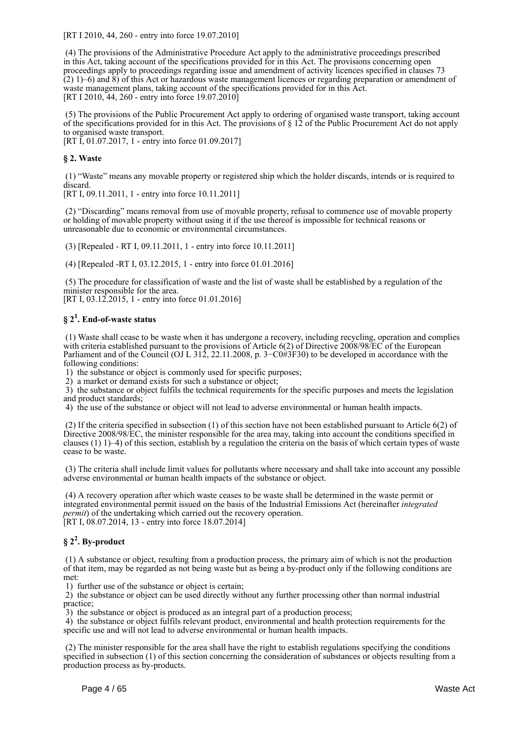[RT I 2010, 44, 260 - entry into force 19.07.2010]

(4) The provisions of the Administrative Procedure Act apply to the administrative proceedings prescribed in this Act, taking account of the specifications provided for in this Act. The provisions concerning open proceedings apply to proceedings regarding issue and amendment of activity licences specified in clauses 73 (2) 1)–6) and 8) of this Act or hazardous waste management licences or regarding preparation or amendment of waste management plans, taking account of the specifications provided for in this Act.
[RT I 2010, 44, 260 - entry into force 19.07.2010]

(5) The provisions of the Public Procurement Act apply to ordering of organised waste transport, taking account of the specifications provided for in this Act. The provisions of § 12 of the Public Procurement Act do not apply to organised waste transport.
[RT I, 01.07.2017, 1 - entry into force 01.09.2017]

### § 2. Waste

(1) "Waste" means any movable property or registered ship which the holder discards, intends or is required to discard.
[RT I, 09.11.2011, 1 - entry into force 10.11.2011]

(2) "Discarding" means removal from use of movable property, refusal to commence use of movable property or holding of movable property without using it if the use thereof is impossible for technical reasons or unreasonable due to economic or environmental circumstances.

(3) [Repealed - RT I, 09.11.2011, 1 - entry into force 10.11.2011]

(4) [Repealed -RT I, 03.12.2015, 1 - entry into force 01.01.2016]

(5) The procedure for classification of waste and the list of waste shall be established by a regulation of the minister responsible for the area.
[RT I, 03.12.2015, 1 - entry into force 01.01.2016]

### § 2[1]. End-of-waste status

(1) Waste shall cease to be waste when it has undergone a recovery, including recycling, operation and complies with criteria established pursuant to the provisions of Article 6(2) of Directive 2008/98/EC of the European Parliament and of the Council (OJ L 312, 22.11.2008, p. 3−C0#3F30) to be developed in accordance with the following conditions:
1) the substance or object is commonly used for specific purposes;
2) a market or demand exists for such a substance or object;
3) the substance or object fulfils the technical requirements for the specific purposes and meets the legislation and product standards;
4) the use of the substance or object will not lead to adverse environmental or human health impacts.

(2) If the criteria specified in subsection (1) of this section have not been established pursuant to Article 6(2) of Directive 2008/98/EC, the minister responsible for the area may, taking into account the conditions specified in clauses (1) 1)–4) of this section, establish by a regulation the criteria on the basis of which certain types of waste cease to be waste.

(3) The criteria shall include limit values for pollutants where necessary and shall take into account any possible adverse environmental or human health impacts of the substance or object.

(4) A recovery operation after which waste ceases to be waste shall be determined in the waste permit or integrated environmental permit issued on the basis of the Industrial Emissions Act (hereinafter *integrated permit*) of the undertaking which carried out the recovery operation.
[RT I, 08.07.2014, 13 - entry into force 18.07.2014]

### § 2[2]. By-product

(1) A substance or object, resulting from a production process, the primary aim of which is not the production of that item, may be regarded as not being waste but as being a by-product only if the following conditions are met:
1) further use of the substance or object is certain;
2) the substance or object can be used directly without any further processing other than normal industrial practice;
3) the substance or object is produced as an integral part of a production process;
4) the substance or object fulfils relevant product, environmental and health protection requirements for the specific use and will not lead to adverse environmental or human health impacts.

(2) The minister responsible for the area shall have the right to establish regulations specifying the conditions specified in subsection (1) of this section concerning the consideration of substances or objects resulting from a production process as by-products.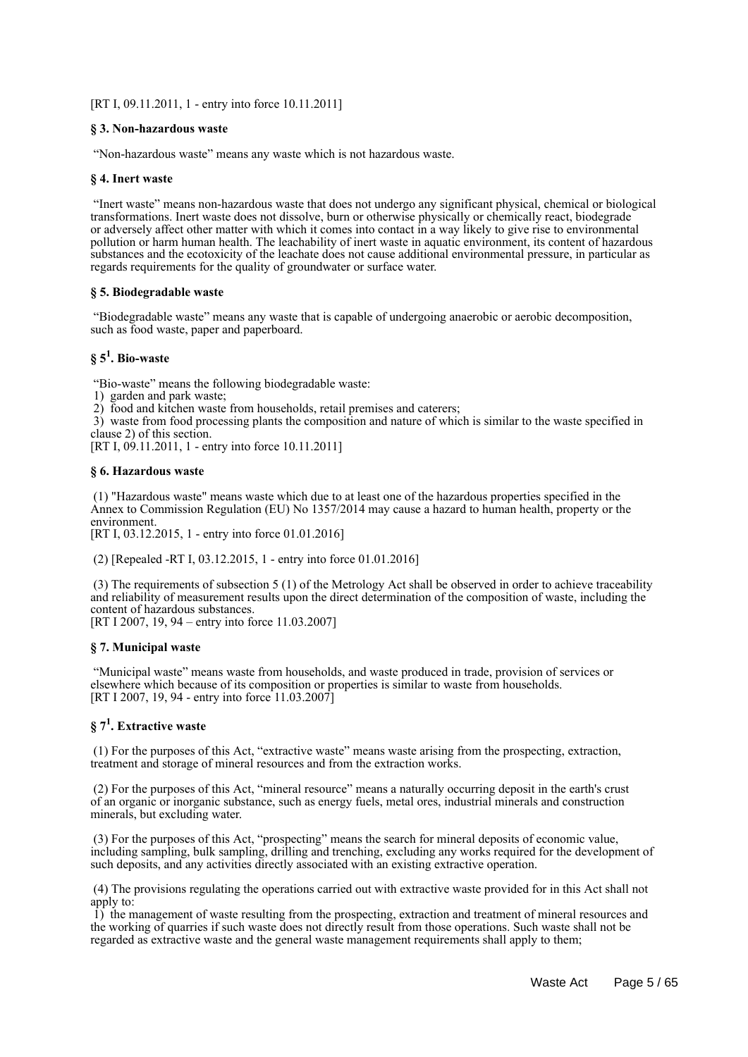[RT I, 09.11.2011, 1 - entry into force 10.11.2011]

**§ 3. Non-hazardous waste**

"Non-hazardous waste" means any waste which is not hazardous waste.

**§ 4. Inert waste**

"Inert waste" means non-hazardous waste that does not undergo any significant physical, chemical or biological transformations. Inert waste does not dissolve, burn or otherwise physically or chemically react, biodegrade or adversely affect other matter with which it comes into contact in a way likely to give rise to environmental pollution or harm human health. The leachability of inert waste in aquatic environment, its content of hazardous substances and the ecotoxicity of the leachate does not cause additional environmental pressure, in particular as regards requirements for the quality of groundwater or surface water.

**§ 5. Biodegradable waste**

"Biodegradable waste" means any waste that is capable of undergoing anaerobic or aerobic decomposition, such as food waste, paper and paperboard.

**§ 5[1]. Bio-waste**

"Bio-waste" means the following biodegradable waste:
1) garden and park waste;
2) food and kitchen waste from households, retail premises and caterers;
3) waste from food processing plants the composition and nature of which is similar to the waste specified in clause 2) of this section.
[RT I, 09.11.2011, 1 - entry into force 10.11.2011]

**§ 6. Hazardous waste**

(1) "Hazardous waste" means waste which due to at least one of the hazardous properties specified in the Annex to Commission Regulation (EU) No 1357/2014 may cause a hazard to human health, property or the environment.
[RT I, 03.12.2015, 1 - entry into force 01.01.2016]

(2) [Repealed -RT I, 03.12.2015, 1 - entry into force 01.01.2016]

(3) The requirements of subsection 5 (1) of the Metrology Act shall be observed in order to achieve traceability and reliability of measurement results upon the direct determination of the composition of waste, including the content of hazardous substances.
[RT I 2007, 19, 94 – entry into force 11.03.2007]

**§ 7. Municipal waste**

"Municipal waste" means waste from households, and waste produced in trade, provision of services or elsewhere which because of its composition or properties is similar to waste from households.
[RT I 2007, 19, 94 - entry into force 11.03.2007]

**§ 7[1]. Extractive waste**

(1) For the purposes of this Act, "extractive waste" means waste arising from the prospecting, extraction, treatment and storage of mineral resources and from the extraction works.

(2) For the purposes of this Act, "mineral resource" means a naturally occurring deposit in the earth's crust of an organic or inorganic substance, such as energy fuels, metal ores, industrial minerals and construction minerals, but excluding water.

(3) For the purposes of this Act, "prospecting" means the search for mineral deposits of economic value, including sampling, bulk sampling, drilling and trenching, excluding any works required for the development of such deposits, and any activities directly associated with an existing extractive operation.

(4) The provisions regulating the operations carried out with extractive waste provided for in this Act shall not apply to:
1) the management of waste resulting from the prospecting, extraction and treatment of mineral resources and the working of quarries if such waste does not directly result from those operations. Such waste shall not be regarded as extractive waste and the general waste management requirements shall apply to them;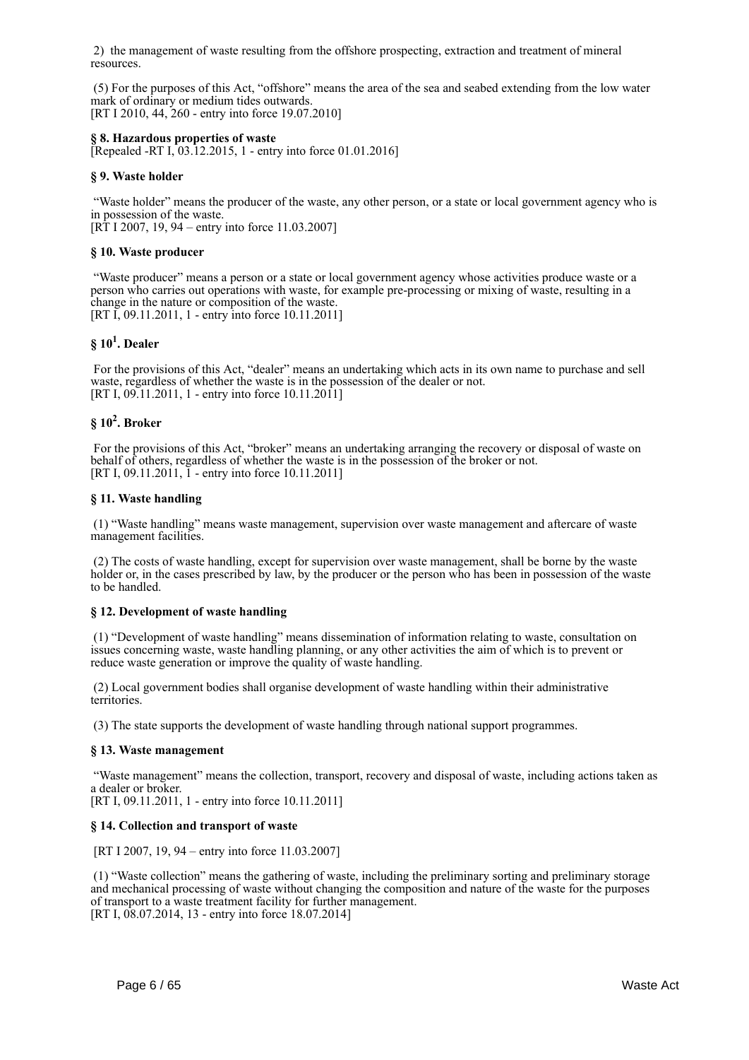2) the management of waste resulting from the offshore prospecting, extraction and treatment of mineral resources.

(5) For the purposes of this Act, "offshore" means the area of the sea and seabed extending from the low water mark of ordinary or medium tides outwards.
[RT I 2010, 44, 260 - entry into force 19.07.2010]

### § 8. Hazardous properties of waste

[Repealed -RT I, 03.12.2015, 1 - entry into force 01.01.2016]

### § 9. Waste holder

"Waste holder" means the producer of the waste, any other person, or a state or local government agency who is in possession of the waste.
[RT I 2007, 19, 94 – entry into force 11.03.2007]

### § 10. Waste producer

"Waste producer" means a person or a state or local government agency whose activities produce waste or a person who carries out operations with waste, for example pre-processing or mixing of waste, resulting in a change in the nature or composition of the waste.
[RT I, 09.11.2011, 1 - entry into force 10.11.2011]

### § 10[1]. Dealer

For the provisions of this Act, "dealer" means an undertaking which acts in its own name to purchase and sell waste, regardless of whether the waste is in the possession of the dealer or not.
[RT I, 09.11.2011, 1 - entry into force 10.11.2011]

### § 10[2]. Broker

For the provisions of this Act, "broker" means an undertaking arranging the recovery or disposal of waste on behalf of others, regardless of whether the waste is in the possession of the broker or not.
[RT I, 09.11.2011, 1 - entry into force 10.11.2011]

### § 11. Waste handling

(1) "Waste handling" means waste management, supervision over waste management and aftercare of waste management facilities.

(2) The costs of waste handling, except for supervision over waste management, shall be borne by the waste holder or, in the cases prescribed by law, by the producer or the person who has been in possession of the waste to be handled.

### § 12. Development of waste handling

(1) "Development of waste handling" means dissemination of information relating to waste, consultation on issues concerning waste, waste handling planning, or any other activities the aim of which is to prevent or reduce waste generation or improve the quality of waste handling.

(2) Local government bodies shall organise development of waste handling within their administrative territories.

(3) The state supports the development of waste handling through national support programmes.

### § 13. Waste management

"Waste management" means the collection, transport, recovery and disposal of waste, including actions taken as a dealer or broker.
[RT I, 09.11.2011, 1 - entry into force 10.11.2011]

### § 14. Collection and transport of waste

[RT I 2007, 19, 94 – entry into force 11.03.2007]

(1) "Waste collection" means the gathering of waste, including the preliminary sorting and preliminary storage and mechanical processing of waste without changing the composition and nature of the waste for the purposes of transport to a waste treatment facility for further management.
[RT I, 08.07.2014, 13 - entry into force 18.07.2014]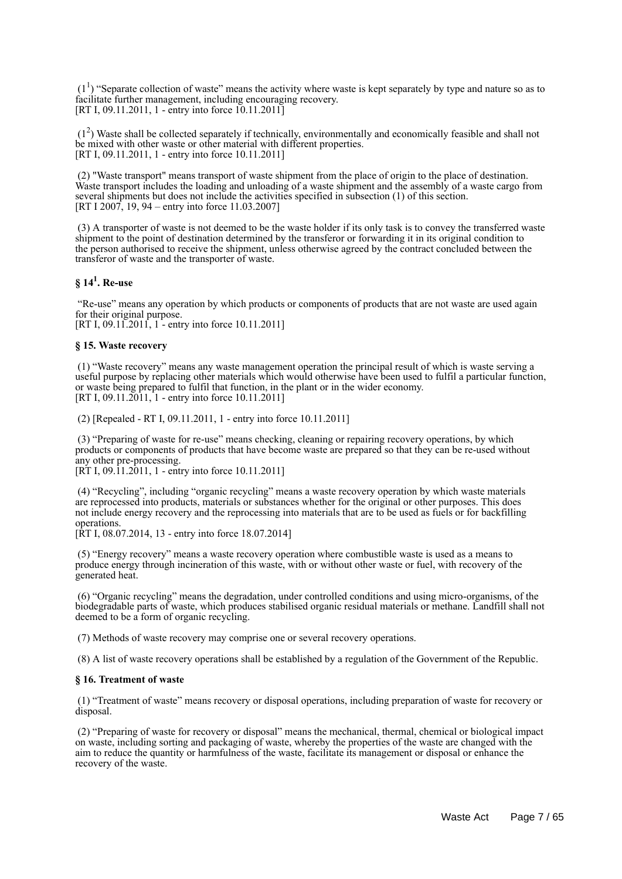($1^1$) "Separate collection of waste" means the activity where waste is kept separately by type and nature so as to facilitate further management, including encouraging recovery.
[RT I, 09.11.2011, 1 - entry into force 10.11.2011]

($1^2$) Waste shall be collected separately if technically, environmentally and economically feasible and shall not be mixed with other waste or other material with different properties.
[RT I, 09.11.2011, 1 - entry into force 10.11.2011]

(2) "Waste transport" means transport of waste shipment from the place of origin to the place of destination. Waste transport includes the loading and unloading of a waste shipment and the assembly of a waste cargo from several shipments but does not include the activities specified in subsection (1) of this section.
[RT I 2007, 19, 94 – entry into force 11.03.2007]

(3) A transporter of waste is not deemed to be the waste holder if its only task is to convey the transferred waste shipment to the point of destination determined by the transferor or forwarding it in its original condition to the person authorised to receive the shipment, unless otherwise agreed by the contract concluded between the transferor of waste and the transporter of waste.

### § $14^1$. Re-use

"Re-use" means any operation by which products or components of products that are not waste are used again for their original purpose.
[RT I, 09.11.2011, 1 - entry into force 10.11.2011]

### § 15. Waste recovery

(1) "Waste recovery" means any waste management operation the principal result of which is waste serving a useful purpose by replacing other materials which would otherwise have been used to fulfil a particular function, or waste being prepared to fulfil that function, in the plant or in the wider economy.
[RT I, 09.11.2011, 1 - entry into force 10.11.2011]

(2) [Repealed - RT I, 09.11.2011, 1 - entry into force 10.11.2011]

(3) "Preparing of waste for re-use" means checking, cleaning or repairing recovery operations, by which products or components of products that have become waste are prepared so that they can be re-used without any other pre-processing.
[RT I, 09.11.2011, 1 - entry into force 10.11.2011]

(4) "Recycling", including "organic recycling" means a waste recovery operation by which waste materials are reprocessed into products, materials or substances whether for the original or other purposes. This does not include energy recovery and the reprocessing into materials that are to be used as fuels or for backfilling operations.
[RT I, 08.07.2014, 13 - entry into force 18.07.2014]

(5) "Energy recovery" means a waste recovery operation where combustible waste is used as a means to produce energy through incineration of this waste, with or without other waste or fuel, with recovery of the generated heat.

(6) "Organic recycling" means the degradation, under controlled conditions and using micro-organisms, of the biodegradable parts of waste, which produces stabilised organic residual materials or methane. Landfill shall not deemed to be a form of organic recycling.

(7) Methods of waste recovery may comprise one or several recovery operations.

(8) A list of waste recovery operations shall be established by a regulation of the Government of the Republic.

### § 16. Treatment of waste

(1) "Treatment of waste" means recovery or disposal operations, including preparation of waste for recovery or disposal.

(2) "Preparing of waste for recovery or disposal" means the mechanical, thermal, chemical or biological impact on waste, including sorting and packaging of waste, whereby the properties of the waste are changed with the aim to reduce the quantity or harmfulness of the waste, facilitate its management or disposal or enhance the recovery of the waste.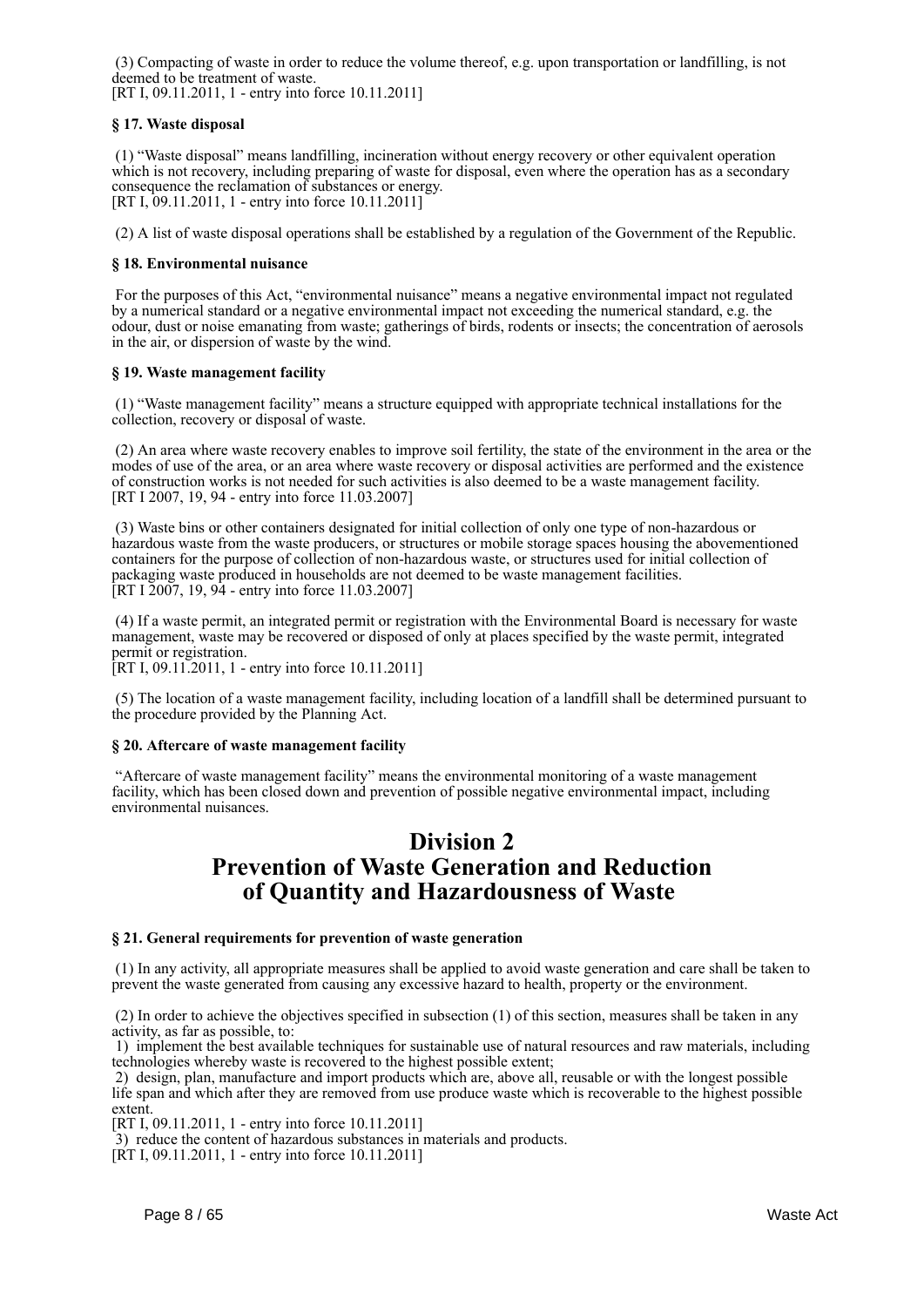(3) Compacting of waste in order to reduce the volume thereof, e.g. upon transportation or landfilling, is not deemed to be treatment of waste.
[RT I, 09.11.2011, 1 - entry into force 10.11.2011]

### § 17. Waste disposal

(1) "Waste disposal" means landfilling, incineration without energy recovery or other equivalent operation which is not recovery, including preparing of waste for disposal, even where the operation has as a secondary consequence the reclamation of substances or energy.
[RT I, 09.11.2011, 1 - entry into force 10.11.2011]

(2) A list of waste disposal operations shall be established by a regulation of the Government of the Republic.

### § 18. Environmental nuisance

For the purposes of this Act, "environmental nuisance" means a negative environmental impact not regulated by a numerical standard or a negative environmental impact not exceeding the numerical standard, e.g. the odour, dust or noise emanating from waste; gatherings of birds, rodents or insects; the concentration of aerosols in the air, or dispersion of waste by the wind.

### § 19. Waste management facility

(1) "Waste management facility" means a structure equipped with appropriate technical installations for the collection, recovery or disposal of waste.

(2) An area where waste recovery enables to improve soil fertility, the state of the environment in the area or the modes of use of the area, or an area where waste recovery or disposal activities are performed and the existence of construction works is not needed for such activities is also deemed to be a waste management facility.
[RT I 2007, 19, 94 - entry into force 11.03.2007]

(3) Waste bins or other containers designated for initial collection of only one type of non-hazardous or hazardous waste from the waste producers, or structures or mobile storage spaces housing the abovementioned containers for the purpose of collection of non-hazardous waste, or structures used for initial collection of packaging waste produced in households are not deemed to be waste management facilities.
[RT I 2007, 19, 94 - entry into force 11.03.2007]

(4) If a waste permit, an integrated permit or registration with the Environmental Board is necessary for waste management, waste may be recovered or disposed of only at places specified by the waste permit, integrated permit or registration.
[RT I, 09.11.2011, 1 - entry into force 10.11.2011]

(5) The location of a waste management facility, including location of a landfill shall be determined pursuant to the procedure provided by the Planning Act.

### § 20. Aftercare of waste management facility

"Aftercare of waste management facility" means the environmental monitoring of a waste management facility, which has been closed down and prevention of possible negative environmental impact, including environmental nuisances.

## Division 2
## Prevention of Waste Generation and Reduction of Quantity and Hazardousness of Waste

### § 21. General requirements for prevention of waste generation

(1) In any activity, all appropriate measures shall be applied to avoid waste generation and care shall be taken to prevent the waste generated from causing any excessive hazard to health, property or the environment.

(2) In order to achieve the objectives specified in subsection (1) of this section, measures shall be taken in any activity, as far as possible, to:
1) implement the best available techniques for sustainable use of natural resources and raw materials, including technologies whereby waste is recovered to the highest possible extent;
2) design, plan, manufacture and import products which are, above all, reusable or with the longest possible life span and which after they are removed from use produce waste which is recoverable to the highest possible extent.
[RT I, 09.11.2011, 1 - entry into force 10.11.2011]
3) reduce the content of hazardous substances in materials and products.
[RT I, 09.11.2011, 1 - entry into force 10.11.2011]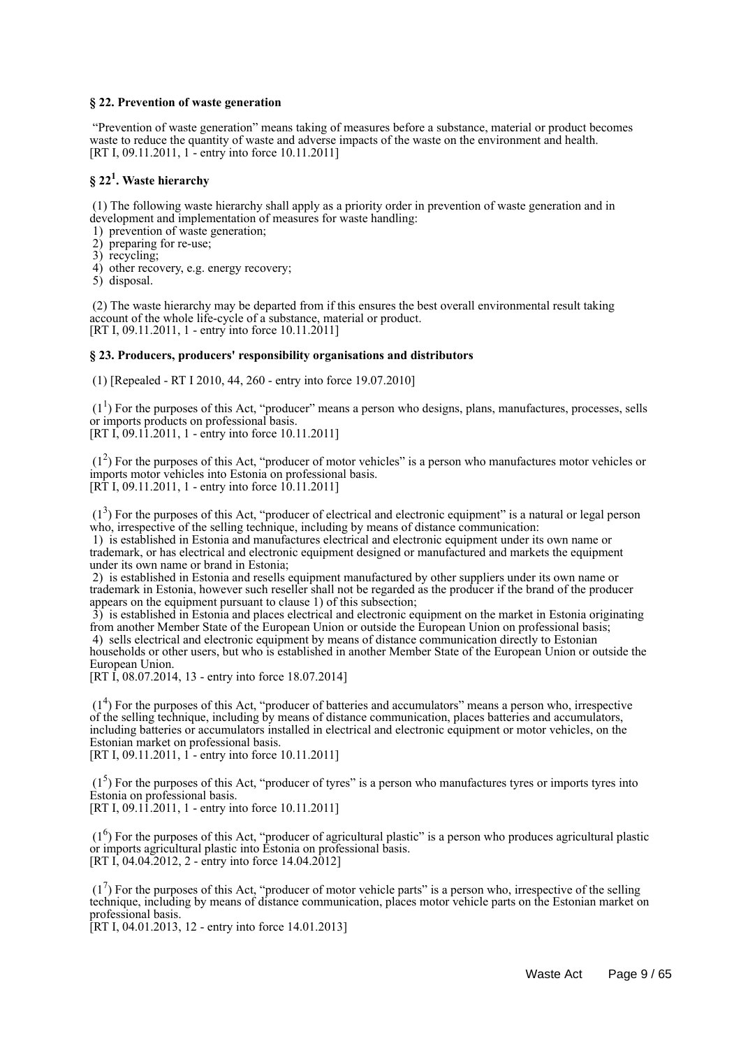**§ 22. Prevention of waste generation**

"Prevention of waste generation" means taking of measures before a substance, material or product becomes waste to reduce the quantity of waste and adverse impacts of the waste on the environment and health.
[RT I, 09.11.2011, 1 - entry into force 10.11.2011]

**§ 22[1]. Waste hierarchy**

(1) The following waste hierarchy shall apply as a priority order in prevention of waste generation and in development and implementation of measures for waste handling:
1) prevention of waste generation;
2) preparing for re-use;
3) recycling;
4) other recovery, e.g. energy recovery;
5) disposal.

(2) The waste hierarchy may be departed from if this ensures the best overall environmental result taking account of the whole life-cycle of a substance, material or product.
[RT I, 09.11.2011, 1 - entry into force 10.11.2011]

**§ 23. Producers, producers' responsibility organisations and distributors**

(1) [Repealed - RT I 2010, 44, 260 - entry into force 19.07.2010]

(1[1]) For the purposes of this Act, "producer" means a person who designs, plans, manufactures, processes, sells or imports products on professional basis.
[RT I, 09.11.2011, 1 - entry into force 10.11.2011]

(1[2]) For the purposes of this Act, "producer of motor vehicles" is a person who manufactures motor vehicles or imports motor vehicles into Estonia on professional basis.
[RT I, 09.11.2011, 1 - entry into force 10.11.2011]

(1[3]) For the purposes of this Act, "producer of electrical and electronic equipment" is a natural or legal person who, irrespective of the selling technique, including by means of distance communication:
1) is established in Estonia and manufactures electrical and electronic equipment under its own name or trademark, or has electrical and electronic equipment designed or manufactured and markets the equipment under its own name or brand in Estonia;
2) is established in Estonia and resells equipment manufactured by other suppliers under its own name or trademark in Estonia, however such reseller shall not be regarded as the producer if the brand of the producer appears on the equipment pursuant to clause 1) of this subsection;
3) is established in Estonia and places electrical and electronic equipment on the market in Estonia originating from another Member State of the European Union or outside the European Union on professional basis;
4) sells electrical and electronic equipment by means of distance communication directly to Estonian households or other users, but who is established in another Member State of the European Union or outside the European Union.
[RT I, 08.07.2014, 13 - entry into force 18.07.2014]

(1[4]) For the purposes of this Act, "producer of batteries and accumulators" means a person who, irrespective of the selling technique, including by means of distance communication, places batteries and accumulators, including batteries or accumulators installed in electrical and electronic equipment or motor vehicles, on the Estonian market on professional basis.
[RT I, 09.11.2011, 1 - entry into force 10.11.2011]

(1[5]) For the purposes of this Act, "producer of tyres" is a person who manufactures tyres or imports tyres into Estonia on professional basis.
[RT I, 09.11.2011, 1 - entry into force 10.11.2011]

(1[6]) For the purposes of this Act, "producer of agricultural plastic" is a person who produces agricultural plastic or imports agricultural plastic into Estonia on professional basis.
[RT I, 04.04.2012, 2 - entry into force 14.04.2012]

(1[7]) For the purposes of this Act, "producer of motor vehicle parts" is a person who, irrespective of the selling technique, including by means of distance communication, places motor vehicle parts on the Estonian market on professional basis.
[RT I, 04.01.2013, 12 - entry into force 14.01.2013]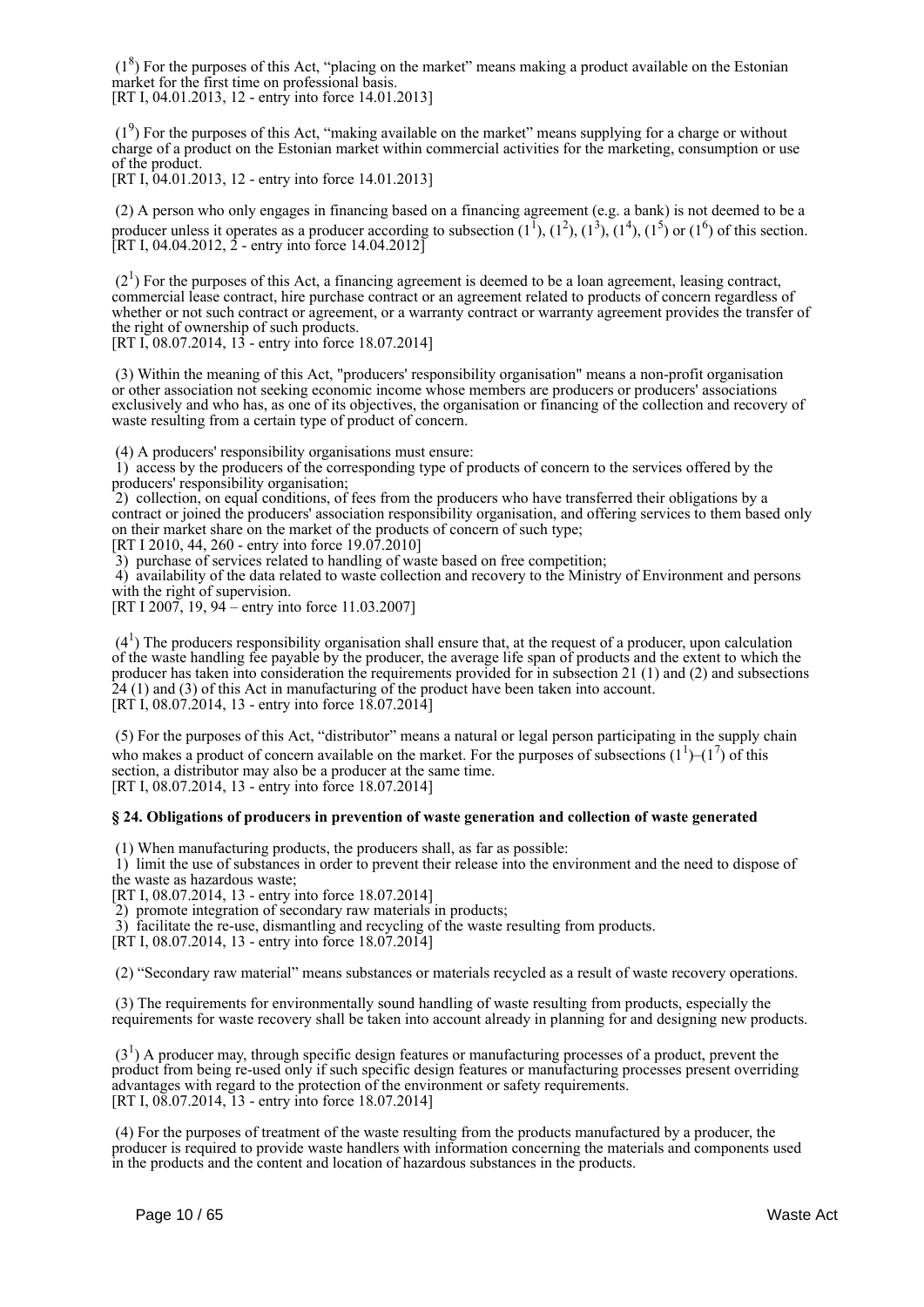($1^8$) For the purposes of this Act, “placing on the market” means making a product available on the Estonian market for the first time on professional basis.
[RT I, 04.01.2013, 12 - entry into force 14.01.2013]

($1^9$) For the purposes of this Act, “making available on the market” means supplying for a charge or without charge of a product on the Estonian market within commercial activities for the marketing, consumption or use of the product.
[RT I, 04.01.2013, 12 - entry into force 14.01.2013]

(2) A person who only engages in financing based on a financing agreement (e.g. a bank) is not deemed to be a producer unless it operates as a producer according to subsection ($1^1$), ($1^2$), ($1^3$), ($1^4$), ($1^5$) or ($1^6$) of this section.
[RT I, 04.04.2012, 2 - entry into force 14.04.2012]

($2^1$) For the purposes of this Act, a financing agreement is deemed to be a loan agreement, leasing contract, commercial lease contract, hire purchase contract or an agreement related to products of concern regardless of whether or not such contract or agreement, or a warranty contract or warranty agreement provides the transfer of the right of ownership of such products.
[RT I, 08.07.2014, 13 - entry into force 18.07.2014]

(3) Within the meaning of this Act, "producers' responsibility organisation" means a non-profit organisation or other association not seeking economic income whose members are producers or producers' associations exclusively and who has, as one of its objectives, the organisation or financing of the collection and recovery of waste resulting from a certain type of product of concern.

(4) A producers' responsibility organisations must ensure:
1) access by the producers of the corresponding type of products of concern to the services offered by the producers' responsibility organisation;
2) collection, on equal conditions, of fees from the producers who have transferred their obligations by a contract or joined the producers' association responsibility organisation, and offering services to them based only on their market share on the market of the products of concern of such type;
[RT I 2010, 44, 260 - entry into force 19.07.2010]
3) purchase of services related to handling of waste based on free competition;
4) availability of the data related to waste collection and recovery to the Ministry of Environment and persons with the right of supervision.
[RT I 2007, 19, 94 – entry into force 11.03.2007]

($4^1$) The producers responsibility organisation shall ensure that, at the request of a producer, upon calculation of the waste handling fee payable by the producer, the average life span of products and the extent to which the producer has taken into consideration the requirements provided for in subsection 21 (1) and (2) and subsections 24 (1) and (3) of this Act in manufacturing of the product have been taken into account.
[RT I, 08.07.2014, 13 - entry into force 18.07.2014]

(5) For the purposes of this Act, “distributor” means a natural or legal person participating in the supply chain who makes a product of concern available on the market. For the purposes of subsections ($1^1$)–($1^7$) of this section, a distributor may also be a producer at the same time.
[RT I, 08.07.2014, 13 - entry into force 18.07.2014]

**§ 24. Obligations of producers in prevention of waste generation and collection of waste generated**

(1) When manufacturing products, the producers shall, as far as possible:
1) limit the use of substances in order to prevent their release into the environment and the need to dispose of the waste as hazardous waste;
[RT I, 08.07.2014, 13 - entry into force 18.07.2014]
2) promote integration of secondary raw materials in products;
3) facilitate the re-use, dismantling and recycling of the waste resulting from products.
[RT I, 08.07.2014, 13 - entry into force 18.07.2014]

(2) “Secondary raw material” means substances or materials recycled as a result of waste recovery operations.

(3) The requirements for environmentally sound handling of waste resulting from products, especially the requirements for waste recovery shall be taken into account already in planning for and designing new products.

($3^1$) A producer may, through specific design features or manufacturing processes of a product, prevent the product from being re-used only if such specific design features or manufacturing processes present overriding advantages with regard to the protection of the environment or safety requirements.
[RT I, 08.07.2014, 13 - entry into force 18.07.2014]

(4) For the purposes of treatment of the waste resulting from the products manufactured by a producer, the producer is required to provide waste handlers with information concerning the materials and components used in the products and the content and location of hazardous substances in the products.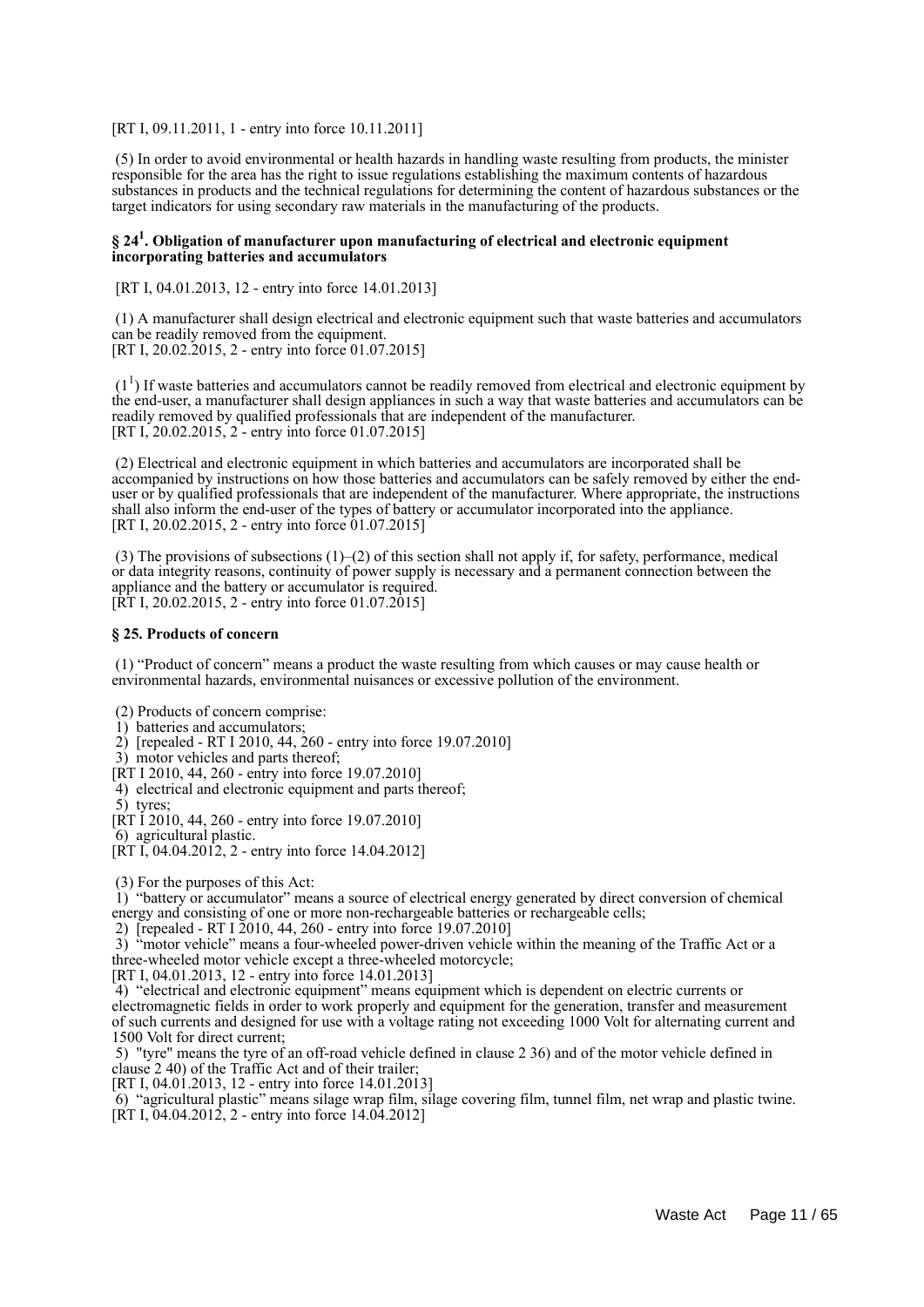[RT I, 09.11.2011, 1 - entry into force 10.11.2011]

(5) In order to avoid environmental or health hazards in handling waste resulting from products, the minister responsible for the area has the right to issue regulations establishing the maximum contents of hazardous substances in products and the technical regulations for determining the content of hazardous substances or the target indicators for using secondary raw materials in the manufacturing of the products.

### § 24[1]. Obligation of manufacturer upon manufacturing of electrical and electronic equipment incorporating batteries and accumulators

[RT I, 04.01.2013, 12 - entry into force 14.01.2013]

(1) A manufacturer shall design electrical and electronic equipment such that waste batteries and accumulators can be readily removed from the equipment.
[RT I, 20.02.2015, 2 - entry into force 01.07.2015]

(1[1]) If waste batteries and accumulators cannot be readily removed from electrical and electronic equipment by the end-user, a manufacturer shall design appliances in such a way that waste batteries and accumulators can be readily removed by qualified professionals that are independent of the manufacturer.
[RT I, 20.02.2015, 2 - entry into force 01.07.2015]

(2) Electrical and electronic equipment in which batteries and accumulators are incorporated shall be accompanied by instructions on how those batteries and accumulators can be safely removed by either the end-user or by qualified professionals that are independent of the manufacturer. Where appropriate, the instructions shall also inform the end-user of the types of battery or accumulator incorporated into the appliance.
[RT I, 20.02.2015, 2 - entry into force 01.07.2015]

(3) The provisions of subsections (1)–(2) of this section shall not apply if, for safety, performance, medical or data integrity reasons, continuity of power supply is necessary and a permanent connection between the appliance and the battery or accumulator is required.
[RT I, 20.02.2015, 2 - entry into force 01.07.2015]

### § 25. Products of concern

(1) “Product of concern” means a product the waste resulting from which causes or may cause health or environmental hazards, environmental nuisances or excessive pollution of the environment.

(2) Products of concern comprise:
1) batteries and accumulators;
2) [repealed - RT I 2010, 44, 260 - entry into force 19.07.2010]
3) motor vehicles and parts thereof;
[RT I 2010, 44, 260 - entry into force 19.07.2010]
4) electrical and electronic equipment and parts thereof;
5) tyres;
[RT I 2010, 44, 260 - entry into force 19.07.2010]
6) agricultural plastic.
[RT I, 04.04.2012, 2 - entry into force 14.04.2012]

(3) For the purposes of this Act:
1) “battery or accumulator” means a source of electrical energy generated by direct conversion of chemical energy and consisting of one or more non-rechargeable batteries or rechargeable cells;
2) [repealed - RT I 2010, 44, 260 - entry into force 19.07.2010]
3) “motor vehicle” means a four-wheeled power-driven vehicle within the meaning of the Traffic Act or a three-wheeled motor vehicle except a three-wheeled motorcycle;
[RT I, 04.01.2013, 12 - entry into force 14.01.2013]
4) “electrical and electronic equipment” means equipment which is dependent on electric currents or electromagnetic fields in order to work properly and equipment for the generation, transfer and measurement of such currents and designed for use with a voltage rating not exceeding 1000 Volt for alternating current and 1500 Volt for direct current;
5) "tyre" means the tyre of an off-road vehicle defined in clause 2 36) and of the motor vehicle defined in clause 2 40) of the Traffic Act and of their trailer;
[RT I, 04.01.2013, 12 - entry into force 14.01.2013]
6) “agricultural plastic” means silage wrap film, silage covering film, tunnel film, net wrap and plastic twine.
[RT I, 04.04.2012, 2 - entry into force 14.04.2012]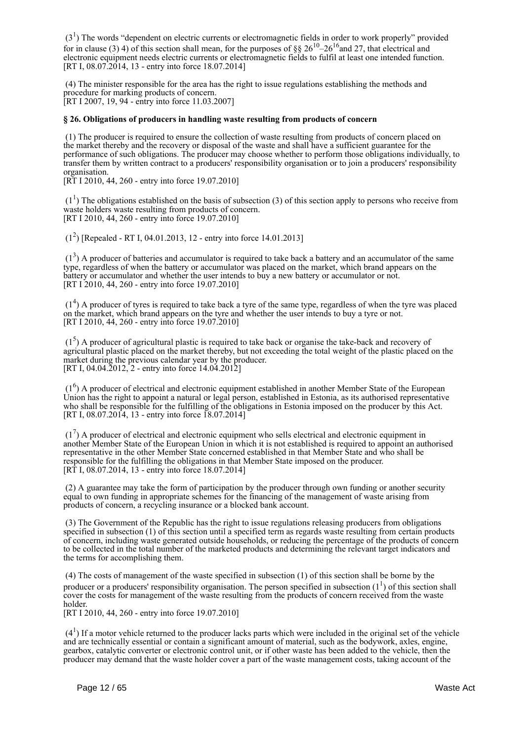($3^1$) The words “dependent on electric currents or electromagnetic fields in order to work properly” provided for in clause (3) 4) of this section shall mean, for the purposes of §§ $26^{10}$–$26^{16}$and 27, that electrical and electronic equipment needs electric currents or electromagnetic fields to fulfil at least one intended function.
[RT I, 08.07.2014, 13 - entry into force 18.07.2014]

(4) The minister responsible for the area has the right to issue regulations establishing the methods and procedure for marking products of concern.
[RT I 2007, 19, 94 - entry into force 11.03.2007]

**§ 26. Obligations of producers in handling waste resulting from products of concern**

(1) The producer is required to ensure the collection of waste resulting from products of concern placed on the market thereby and the recovery or disposal of the waste and shall have a sufficient guarantee for the performance of such obligations. The producer may choose whether to perform those obligations individually, to transfer them by written contract to a producers' responsibility organisation or to join a producers' responsibility organisation.
[RT I 2010, 44, 260 - entry into force 19.07.2010]

($1^1$) The obligations established on the basis of subsection (3) of this section apply to persons who receive from waste holders waste resulting from products of concern.
[RT I 2010, 44, 260 - entry into force 19.07.2010]

($1^2$) [Repealed - RT I, 04.01.2013, 12 - entry into force 14.01.2013]

($1^3$) A producer of batteries and accumulator is required to take back a battery and an accumulator of the same type, regardless of when the battery or accumulator was placed on the market, which brand appears on the battery or accumulator and whether the user intends to buy a new battery or accumulator or not.
[RT I 2010, 44, 260 - entry into force 19.07.2010]

($1^4$) A producer of tyres is required to take back a tyre of the same type, regardless of when the tyre was placed on the market, which brand appears on the tyre and whether the user intends to buy a tyre or not.
[RT I 2010, 44, 260 - entry into force 19.07.2010]

($1^5$) A producer of agricultural plastic is required to take back or organise the take-back and recovery of agricultural plastic placed on the market thereby, but not exceeding the total weight of the plastic placed on the market during the previous calendar year by the producer.
[RT I, 04.04.2012, 2 - entry into force 14.04.2012]

($1^6$) A producer of electrical and electronic equipment established in another Member State of the European Union has the right to appoint a natural or legal person, established in Estonia, as its authorised representative who shall be responsible for the fulfilling of the obligations in Estonia imposed on the producer by this Act.
[RT I, 08.07.2014, 13 - entry into force 18.07.2014]

($1^7$) A producer of electrical and electronic equipment who sells electrical and electronic equipment in another Member State of the European Union in which it is not established is required to appoint an authorised representative in the other Member State concerned established in that Member State and who shall be responsible for the fulfilling the obligations in that Member State imposed on the producer.
[RT I, 08.07.2014, 13 - entry into force 18.07.2014]

(2) A guarantee may take the form of participation by the producer through own funding or another security equal to own funding in appropriate schemes for the financing of the management of waste arising from products of concern, a recycling insurance or a blocked bank account.

(3) The Government of the Republic has the right to issue regulations releasing producers from obligations specified in subsection (1) of this section until a specified term as regards waste resulting from certain products of concern, including waste generated outside households, or reducing the percentage of the products of concern to be collected in the total number of the marketed products and determining the relevant target indicators and the terms for accomplishing them.

(4) The costs of management of the waste specified in subsection (1) of this section shall be borne by the producer or a producers' responsibility organisation. The person specified in subsection ($1^1$) of this section shall cover the costs for management of the waste resulting from the products of concern received from the waste holder.
[RT I 2010, 44, 260 - entry into force 19.07.2010]

($4^1$) If a motor vehicle returned to the producer lacks parts which were included in the original set of the vehicle and are technically essential or contain a significant amount of material, such as the bodywork, axles, engine, gearbox, catalytic converter or electronic control unit, or if other waste has been added to the vehicle, then the producer may demand that the waste holder cover a part of the waste management costs, taking account of the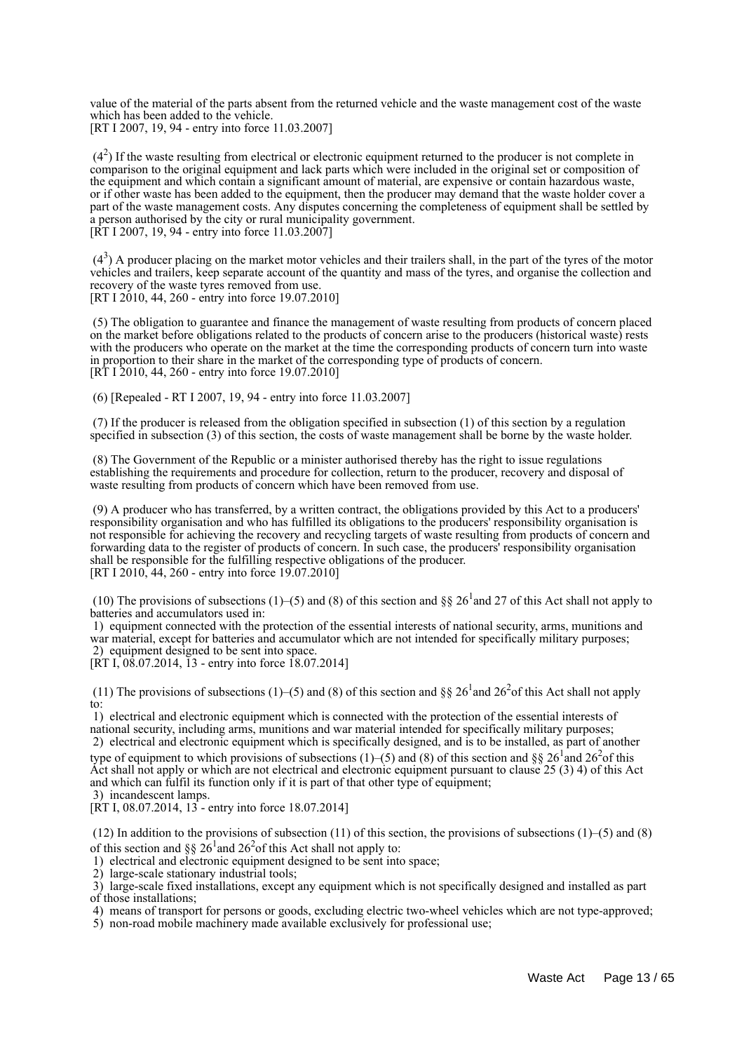value of the material of the parts absent from the returned vehicle and the waste management cost of the waste which has been added to the vehicle.
[RT I 2007, 19, 94 - entry into force 11.03.2007]

($4^2$) If the waste resulting from electrical or electronic equipment returned to the producer is not complete in comparison to the original equipment and lack parts which were included in the original set or composition of the equipment and which contain a significant amount of material, are expensive or contain hazardous waste, or if other waste has been added to the equipment, then the producer may demand that the waste holder cover a part of the waste management costs. Any disputes concerning the completeness of equipment shall be settled by a person authorised by the city or rural municipality government.
[RT I 2007, 19, 94 - entry into force 11.03.2007]

($4^3$) A producer placing on the market motor vehicles and their trailers shall, in the part of the tyres of the motor vehicles and trailers, keep separate account of the quantity and mass of the tyres, and organise the collection and recovery of the waste tyres removed from use.
[RT I 2010, 44, 260 - entry into force 19.07.2010]

(5) The obligation to guarantee and finance the management of waste resulting from products of concern placed on the market before obligations related to the products of concern arise to the producers (historical waste) rests with the producers who operate on the market at the time the corresponding products of concern turn into waste in proportion to their share in the market of the corresponding type of products of concern.
[RT I 2010, 44, 260 - entry into force 19.07.2010]

(6) [Repealed - RT I 2007, 19, 94 - entry into force 11.03.2007]

(7) If the producer is released from the obligation specified in subsection (1) of this section by a regulation specified in subsection (3) of this section, the costs of waste management shall be borne by the waste holder.

(8) The Government of the Republic or a minister authorised thereby has the right to issue regulations establishing the requirements and procedure for collection, return to the producer, recovery and disposal of waste resulting from products of concern which have been removed from use.

(9) A producer who has transferred, by a written contract, the obligations provided by this Act to a producers' responsibility organisation and who has fulfilled its obligations to the producers' responsibility organisation is not responsible for achieving the recovery and recycling targets of waste resulting from products of concern and forwarding data to the register of products of concern. In such case, the producers' responsibility organisation shall be responsible for the fulfilling respective obligations of the producer.
[RT I 2010, 44, 260 - entry into force 19.07.2010]

(10) The provisions of subsections (1)–(5) and (8) of this section and §§ $26^1$ and 27 of this Act shall not apply to batteries and accumulators used in:
1) equipment connected with the protection of the essential interests of national security, arms, munitions and war material, except for batteries and accumulator which are not intended for specifically military purposes;
2) equipment designed to be sent into space.
[RT I, 08.07.2014, 13 - entry into force 18.07.2014]

(11) The provisions of subsections (1)–(5) and (8) of this section and §§ $26^1$ and $26^2$ of this Act shall not apply to:
1) electrical and electronic equipment which is connected with the protection of the essential interests of national security, including arms, munitions and war material intended for specifically military purposes;
2) electrical and electronic equipment which is specifically designed, and is to be installed, as part of another type of equipment to which provisions of subsections (1)–(5) and (8) of this section and §§ $26^1$ and $26^2$ of this Act shall not apply or which are not electrical and electronic equipment pursuant to clause 25 (3) 4) of this Act and which can fulfil its function only if it is part of that other type of equipment;
3) incandescent lamps.
[RT I, 08.07.2014, 13 - entry into force 18.07.2014]

(12) In addition to the provisions of subsection (11) of this section, the provisions of subsections (1)–(5) and (8) of this section and §§ $26^1$ and $26^2$ of this Act shall not apply to:
1) electrical and electronic equipment designed to be sent into space;
2) large-scale stationary industrial tools;
3) large-scale fixed installations, except any equipment which is not specifically designed and installed as part of those installations;
4) means of transport for persons or goods, excluding electric two-wheel vehicles which are not type-approved;
5) non-road mobile machinery made available exclusively for professional use;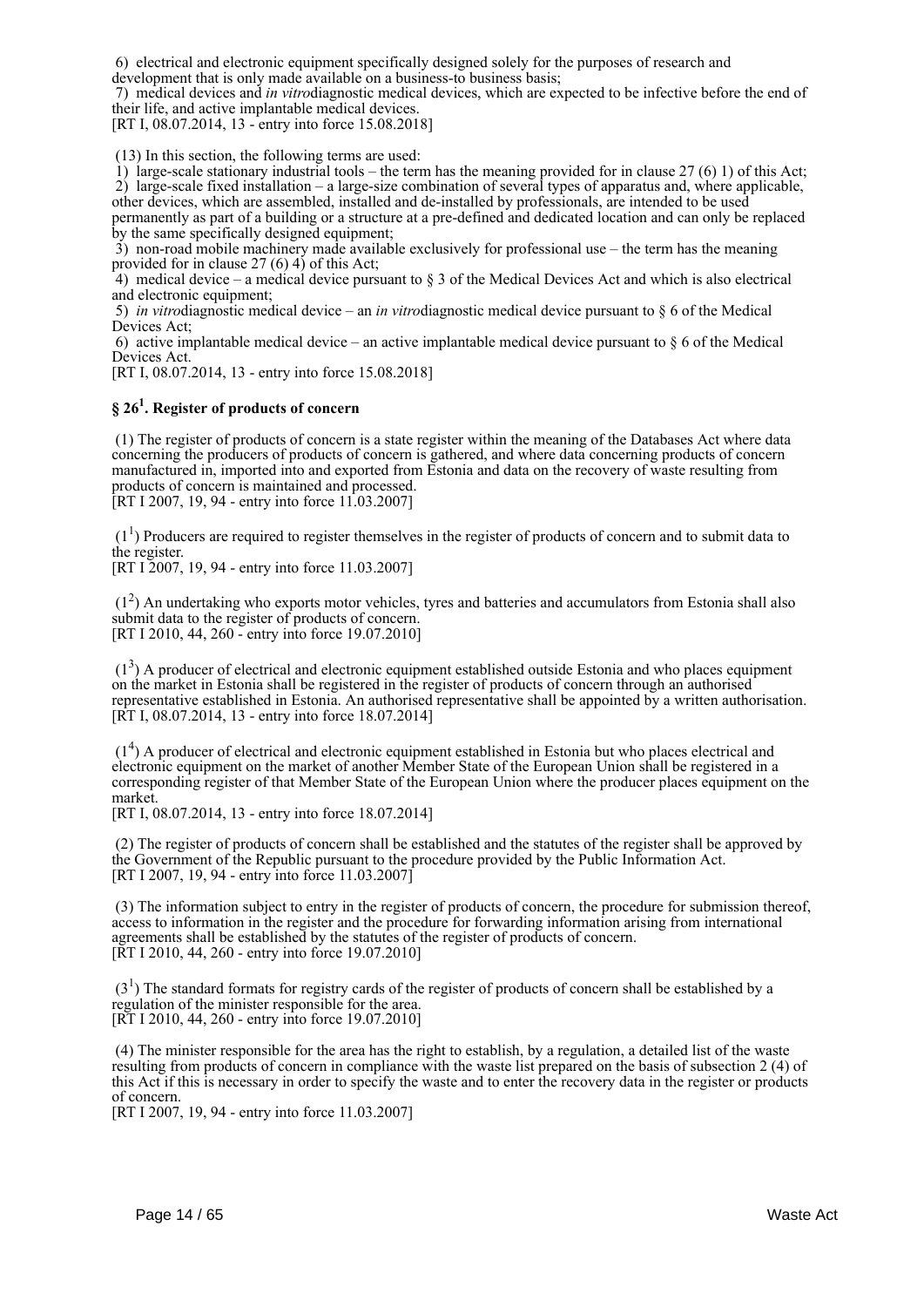6) electrical and electronic equipment specifically designed solely for the purposes of research and development that is only made available on a business-to business basis;

7) medical devices and *in vitro*diagnostic medical devices, which are expected to be infective before the end of their life, and active implantable medical devices.
[RT I, 08.07.2014, 13 - entry into force 15.08.2018]

(13) In this section, the following terms are used:

1) large-scale stationary industrial tools – the term has the meaning provided for in clause 27 (6) 1) of this Act;

2) large-scale fixed installation – a large-size combination of several types of apparatus and, where applicable, other devices, which are assembled, installed and de-installed by professionals, are intended to be used permanently as part of a building or a structure at a pre-defined and dedicated location and can only be replaced by the same specifically designed equipment;

3) non-road mobile machinery made available exclusively for professional use – the term has the meaning provided for in clause 27 (6) 4) of this Act;

4) medical device – a medical device pursuant to § 3 of the Medical Devices Act and which is also electrical and electronic equipment;

5) *in vitro*diagnostic medical device – an *in vitro*diagnostic medical device pursuant to § 6 of the Medical Devices Act;

6) active implantable medical device – an active implantable medical device pursuant to § 6 of the Medical Devices Act.
[RT I, 08.07.2014, 13 - entry into force 15.08.2018]

### § 26[1]. Register of products of concern

(1) The register of products of concern is a state register within the meaning of the Databases Act where data concerning the producers of products of concern is gathered, and where data concerning products of concern manufactured in, imported into and exported from Estonia and data on the recovery of waste resulting from products of concern is maintained and processed.
[RT I 2007, 19, 94 - entry into force 11.03.2007]

(1[1]) Producers are required to register themselves in the register of products of concern and to submit data to the register.
[RT I 2007, 19, 94 - entry into force 11.03.2007]

(1[2]) An undertaking who exports motor vehicles, tyres and batteries and accumulators from Estonia shall also submit data to the register of products of concern.
[RT I 2010, 44, 260 - entry into force 19.07.2010]

(1[3]) A producer of electrical and electronic equipment established outside Estonia and who places equipment on the market in Estonia shall be registered in the register of products of concern through an authorised representative established in Estonia. An authorised representative shall be appointed by a written authorisation.
[RT I, 08.07.2014, 13 - entry into force 18.07.2014]

(1[4]) A producer of electrical and electronic equipment established in Estonia but who places electrical and electronic equipment on the market of another Member State of the European Union shall be registered in a corresponding register of that Member State of the European Union where the producer places equipment on the market.
[RT I, 08.07.2014, 13 - entry into force 18.07.2014]

(2) The register of products of concern shall be established and the statutes of the register shall be approved by the Government of the Republic pursuant to the procedure provided by the Public Information Act.
[RT I 2007, 19, 94 - entry into force 11.03.2007]

(3) The information subject to entry in the register of products of concern, the procedure for submission thereof, access to information in the register and the procedure for forwarding information arising from international agreements shall be established by the statutes of the register of products of concern.
[RT I 2010, 44, 260 - entry into force 19.07.2010]

(3[1]) The standard formats for registry cards of the register of products of concern shall be established by a regulation of the minister responsible for the area.
[RT I 2010, 44, 260 - entry into force 19.07.2010]

(4) The minister responsible for the area has the right to establish, by a regulation, a detailed list of the waste resulting from products of concern in compliance with the waste list prepared on the basis of subsection 2 (4) of this Act if this is necessary in order to specify the waste and to enter the recovery data in the register or products of concern.
[RT I 2007, 19, 94 - entry into force 11.03.2007]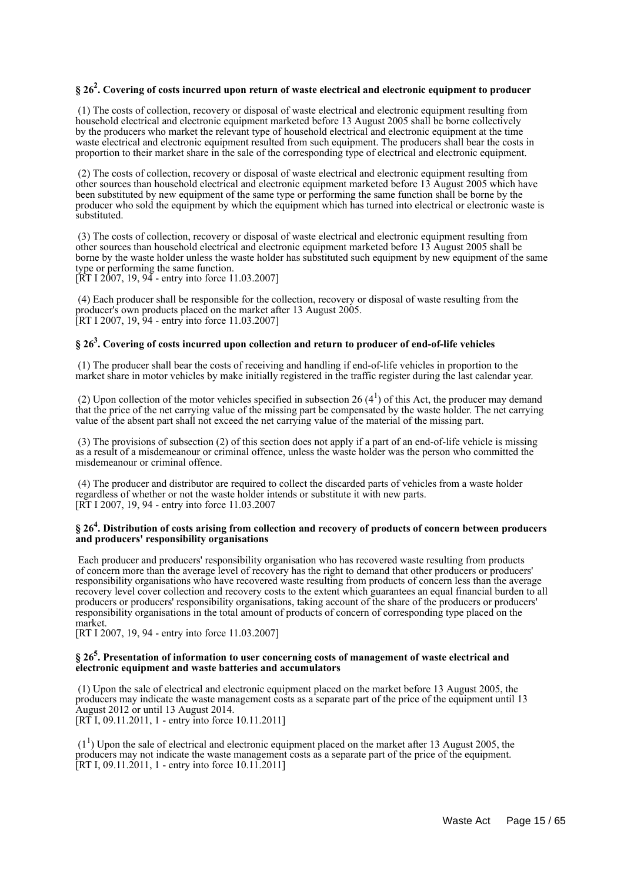### § 26[2]. Covering of costs incurred upon return of waste electrical and electronic equipment to producer

(1) The costs of collection, recovery or disposal of waste electrical and electronic equipment resulting from household electrical and electronic equipment marketed before 13 August 2005 shall be borne collectively by the producers who market the relevant type of household electrical and electronic equipment at the time waste electrical and electronic equipment resulted from such equipment. The producers shall bear the costs in proportion to their market share in the sale of the corresponding type of electrical and electronic equipment.

(2) The costs of collection, recovery or disposal of waste electrical and electronic equipment resulting from other sources than household electrical and electronic equipment marketed before 13 August 2005 which have been substituted by new equipment of the same type or performing the same function shall be borne by the producer who sold the equipment by which the equipment which has turned into electrical or electronic waste is substituted.

(3) The costs of collection, recovery or disposal of waste electrical and electronic equipment resulting from other sources than household electrical and electronic equipment marketed before 13 August 2005 shall be borne by the waste holder unless the waste holder has substituted such equipment by new equipment of the same type or performing the same function.
[RT I 2007, 19, 94 - entry into force 11.03.2007]

(4) Each producer shall be responsible for the collection, recovery or disposal of waste resulting from the producer's own products placed on the market after 13 August 2005.
[RT I 2007, 19, 94 - entry into force 11.03.2007]

### § 26[3]. Covering of costs incurred upon collection and return to producer of end-of-life vehicles

(1) The producer shall bear the costs of receiving and handling if end-of-life vehicles in proportion to the market share in motor vehicles by make initially registered in the traffic register during the last calendar year.

(2) Upon collection of the motor vehicles specified in subsection 26 (4[1]) of this Act, the producer may demand that the price of the net carrying value of the missing part be compensated by the waste holder. The net carrying value of the absent part shall not exceed the net carrying value of the material of the missing part.

(3) The provisions of subsection (2) of this section does not apply if a part of an end-of-life vehicle is missing as a result of a misdemeanour or criminal offence, unless the waste holder was the person who committed the misdemeanour or criminal offence.

(4) The producer and distributor are required to collect the discarded parts of vehicles from a waste holder regardless of whether or not the waste holder intends or substitute it with new parts.
[RT I 2007, 19, 94 - entry into force 11.03.2007

### § 26[4]. Distribution of costs arising from collection and recovery of products of concern between producers and producers' responsibility organisations

Each producer and producers' responsibility organisation who has recovered waste resulting from products of concern more than the average level of recovery has the right to demand that other producers or producers' responsibility organisations who have recovered waste resulting from products of concern less than the average recovery level cover collection and recovery costs to the extent which guarantees an equal financial burden to all producers or producers' responsibility organisations, taking account of the share of the producers or producers' responsibility organisations in the total amount of products of concern of corresponding type placed on the market.
[RT I 2007, 19, 94 - entry into force 11.03.2007]

### § 26[5]. Presentation of information to user concerning costs of management of waste electrical and electronic equipment and waste batteries and accumulators

(1) Upon the sale of electrical and electronic equipment placed on the market before 13 August 2005, the producers may indicate the waste management costs as a separate part of the price of the equipment until 13 August 2012 or until 13 August 2014.
[RT I, 09.11.2011, 1 - entry into force 10.11.2011]

(1[1]) Upon the sale of electrical and electronic equipment placed on the market after 13 August 2005, the producers may not indicate the waste management costs as a separate part of the price of the equipment.
[RT I, 09.11.2011, 1 - entry into force 10.11.2011]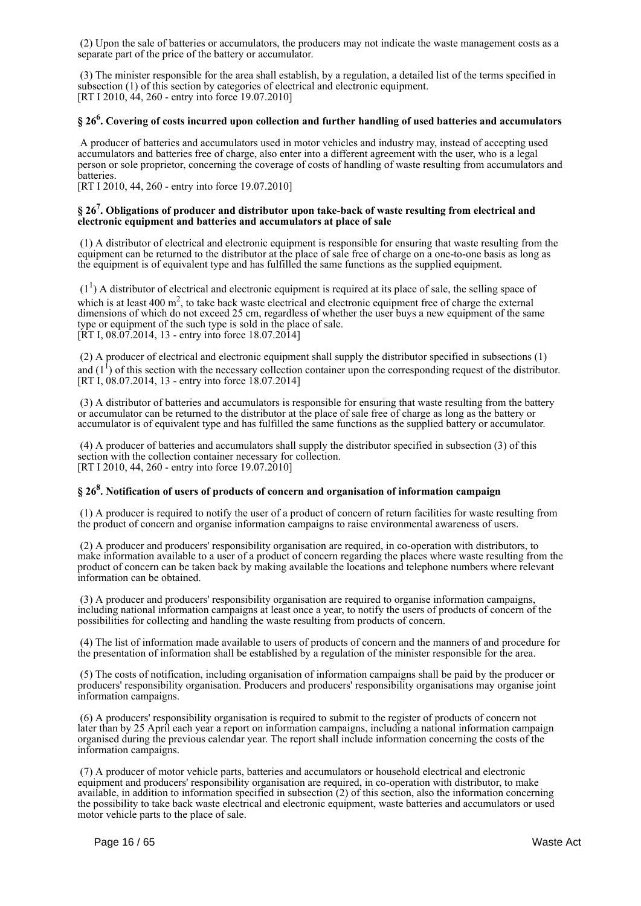(2) Upon the sale of batteries or accumulators, the producers may not indicate the waste management costs as a separate part of the price of the battery or accumulator.

(3) The minister responsible for the area shall establish, by a regulation, a detailed list of the terms specified in subsection (1) of this section by categories of electrical and electronic equipment.
[RT I 2010, 44, 260 - entry into force 19.07.2010]

### § 26[6]. Covering of costs incurred upon collection and further handling of used batteries and accumulators

A producer of batteries and accumulators used in motor vehicles and industry may, instead of accepting used accumulators and batteries free of charge, also enter into a different agreement with the user, who is a legal person or sole proprietor, concerning the coverage of costs of handling of waste resulting from accumulators and batteries.
[RT I 2010, 44, 260 - entry into force 19.07.2010]

### § 26[7]. Obligations of producer and distributor upon take-back of waste resulting from electrical and electronic equipment and batteries and accumulators at place of sale

(1) A distributor of electrical and electronic equipment is responsible for ensuring that waste resulting from the equipment can be returned to the distributor at the place of sale free of charge on a one-to-one basis as long as the equipment is of equivalent type and has fulfilled the same functions as the supplied equipment.

(1[1]) A distributor of electrical and electronic equipment is required at its place of sale, the selling space of which is at least 400 $m^2$, to take back waste electrical and electronic equipment free of charge the external dimensions of which do not exceed 25 cm, regardless of whether the user buys a new equipment of the same type or equipment of the such type is sold in the place of sale.
[RT I, 08.07.2014, 13 - entry into force 18.07.2014]

(2) A producer of electrical and electronic equipment shall supply the distributor specified in subsections (1) and (1[1]) of this section with the necessary collection container upon the corresponding request of the distributor.
[RT I, 08.07.2014, 13 - entry into force 18.07.2014]

(3) A distributor of batteries and accumulators is responsible for ensuring that waste resulting from the battery or accumulator can be returned to the distributor at the place of sale free of charge as long as the battery or accumulator is of equivalent type and has fulfilled the same functions as the supplied battery or accumulator.

(4) A producer of batteries and accumulators shall supply the distributor specified in subsection (3) of this section with the collection container necessary for collection.
[RT I 2010, 44, 260 - entry into force 19.07.2010]

### § 26[8]. Notification of users of products of concern and organisation of information campaign

(1) A producer is required to notify the user of a product of concern of return facilities for waste resulting from the product of concern and organise information campaigns to raise environmental awareness of users.

(2) A producer and producers' responsibility organisation are required, in co-operation with distributors, to make information available to a user of a product of concern regarding the places where waste resulting from the product of concern can be taken back by making available the locations and telephone numbers where relevant information can be obtained.

(3) A producer and producers' responsibility organisation are required to organise information campaigns, including national information campaigns at least once a year, to notify the users of products of concern of the possibilities for collecting and handling the waste resulting from products of concern.

(4) The list of information made available to users of products of concern and the manners of and procedure for the presentation of information shall be established by a regulation of the minister responsible for the area.

(5) The costs of notification, including organisation of information campaigns shall be paid by the producer or producers' responsibility organisation. Producers and producers' responsibility organisations may organise joint information campaigns.

(6) A producers' responsibility organisation is required to submit to the register of products of concern not later than by 25 April each year a report on information campaigns, including a national information campaign organised during the previous calendar year. The report shall include information concerning the costs of the information campaigns.

(7) A producer of motor vehicle parts, batteries and accumulators or household electrical and electronic equipment and producers' responsibility organisation are required, in co-operation with distributor, to make available, in addition to information specified in subsection (2) of this section, also the information concerning the possibility to take back waste electrical and electronic equipment, waste batteries and accumulators or used motor vehicle parts to the place of sale.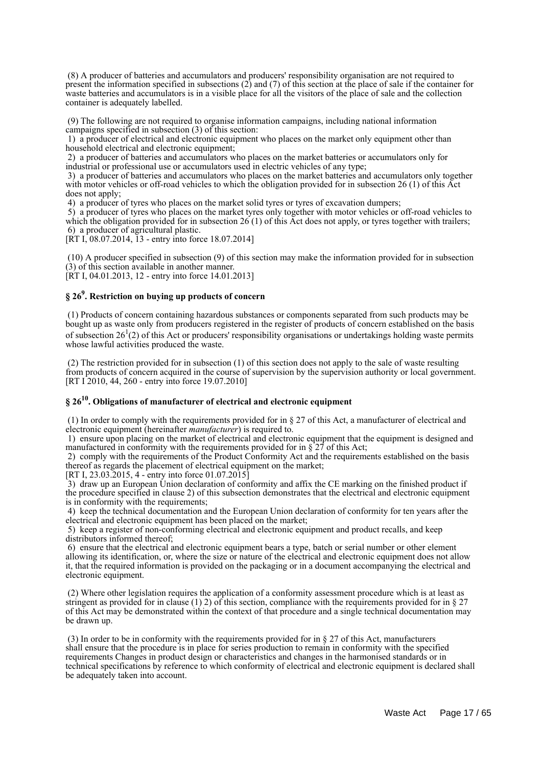(8) A producer of batteries and accumulators and producers' responsibility organisation are not required to present the information specified in subsections (2) and (7) of this section at the place of sale if the container for waste batteries and accumulators is in a visible place for all the visitors of the place of sale and the collection container is adequately labelled.

(9) The following are not required to organise information campaigns, including national information campaigns specified in subsection (3) of this section:

1) a producer of electrical and electronic equipment who places on the market only equipment other than household electrical and electronic equipment;

2) a producer of batteries and accumulators who places on the market batteries or accumulators only for industrial or professional use or accumulators used in electric vehicles of any type;

3) a producer of batteries and accumulators who places on the market batteries and accumulators only together with motor vehicles or off-road vehicles to which the obligation provided for in subsection 26 (1) of this Act does not apply;

4) a producer of tyres who places on the market solid tyres or tyres of excavation dumpers;

5) a producer of tyres who places on the market tyres only together with motor vehicles or off-road vehicles to which the obligation provided for in subsection 26 (1) of this Act does not apply, or tyres together with trailers;

6) a producer of agricultural plastic.

[RT I, 08.07.2014, 13 - entry into force 18.07.2014]

(10) A producer specified in subsection (9) of this section may make the information provided for in subsection (3) of this section available in another manner.

[RT I, 04.01.2013, 12 - entry into force 14.01.2013]

## § 26[9]. Restriction on buying up products of concern

(1) Products of concern containing hazardous substances or components separated from such products may be bought up as waste only from producers registered in the register of products of concern established on the basis of subsection 26[1](2) of this Act or producers' responsibility organisations or undertakings holding waste permits whose lawful activities produced the waste.

(2) The restriction provided for in subsection (1) of this section does not apply to the sale of waste resulting from products of concern acquired in the course of supervision by the supervision authority or local government.

[RT I 2010, 44, 260 - entry into force 19.07.2010]

## § 26[10]. Obligations of manufacturer of electrical and electronic equipment

(1) In order to comply with the requirements provided for in § 27 of this Act, a manufacturer of electrical and electronic equipment (hereinafter *manufacturer*) is required to.

1) ensure upon placing on the market of electrical and electronic equipment that the equipment is designed and manufactured in conformity with the requirements provided for in § 27 of this Act;

2) comply with the requirements of the Product Conformity Act and the requirements established on the basis thereof as regards the placement of electrical equipment on the market;

[RT I, 23.03.2015, 4 - entry into force 01.07.2015]

3) draw up an European Union declaration of conformity and affix the CE marking on the finished product if the procedure specified in clause 2) of this subsection demonstrates that the electrical and electronic equipment is in conformity with the requirements;

4) keep the technical documentation and the European Union declaration of conformity for ten years after the electrical and electronic equipment has been placed on the market;

5) keep a register of non-conforming electrical and electronic equipment and product recalls, and keep distributors informed thereof;

6) ensure that the electrical and electronic equipment bears a type, batch or serial number or other element allowing its identification, or, where the size or nature of the electrical and electronic equipment does not allow it, that the required information is provided on the packaging or in a document accompanying the electrical and electronic equipment.

(2) Where other legislation requires the application of a conformity assessment procedure which is at least as stringent as provided for in clause (1) 2) of this section, compliance with the requirements provided for in § 27 of this Act may be demonstrated within the context of that procedure and a single technical documentation may be drawn up.

(3) In order to be in conformity with the requirements provided for in § 27 of this Act, manufacturers shall ensure that the procedure is in place for series production to remain in conformity with the specified requirements Changes in product design or characteristics and changes in the harmonised standards or in technical specifications by reference to which conformity of electrical and electronic equipment is declared shall be adequately taken into account.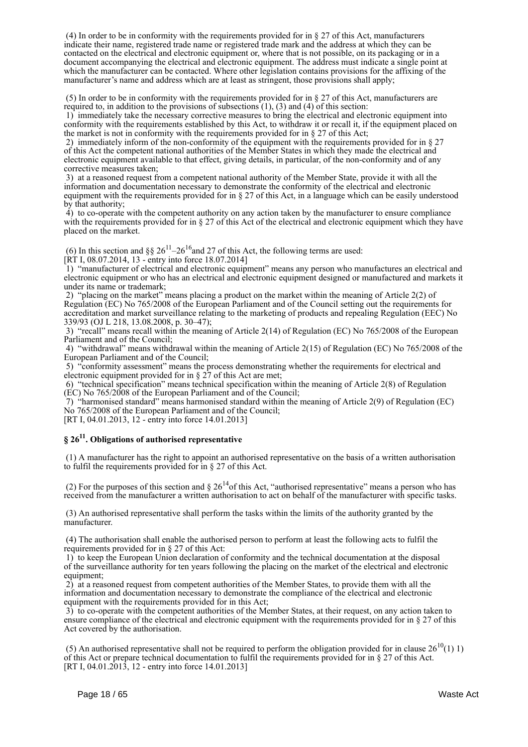(4) In order to be in conformity with the requirements provided for in § 27 of this Act, manufacturers indicate their name, registered trade name or registered trade mark and the address at which they can be contacted on the electrical and electronic equipment or, where that is not possible, on its packaging or in a document accompanying the electrical and electronic equipment. The address must indicate a single point at which the manufacturer can be contacted. Where other legislation contains provisions for the affixing of the manufacturer's name and address which are at least as stringent, those provisions shall apply;

(5) In order to be in conformity with the requirements provided for in § 27 of this Act, manufacturers are required to, in addition to the provisions of subsections (1), (3) and (4) of this section:
1) immediately take the necessary corrective measures to bring the electrical and electronic equipment into conformity with the requirements established by this Act, to withdraw it or recall it, if the equipment placed on the market is not in conformity with the requirements provided for in § 27 of this Act;
2) immediately inform of the non-conformity of the equipment with the requirements provided for in § 27 of this Act the competent national authorities of the Member States in which they made the electrical and electronic equipment available to that effect, giving details, in particular, of the non-conformity and of any corrective measures taken;
3) at a reasoned request from a competent national authority of the Member State, provide it with all the information and documentation necessary to demonstrate the conformity of the electrical and electronic equipment with the requirements provided for in § 27 of this Act, in a language which can be easily understood by that authority;
4) to co-operate with the competent authority on any action taken by the manufacturer to ensure compliance with the requirements provided for in § 27 of this Act of the electrical and electronic equipment which they have placed on the market.

(6) In this section and §§ 26[11]–26[16] and 27 of this Act, the following terms are used:
[RT I, 08.07.2014, 13 - entry into force 18.07.2014]
1) "manufacturer of electrical and electronic equipment" means any person who manufactures an electrical and electronic equipment or who has an electrical and electronic equipment designed or manufactured and markets it under its name or trademark;
2) "placing on the market" means placing a product on the market within the meaning of Article 2(2) of Regulation (EC) No 765/2008 of the European Parliament and of the Council setting out the requirements for accreditation and market surveillance relating to the marketing of products and repealing Regulation (EEC) No 339/93 (OJ L 218, 13.08.2008, p. 30–47);
3) "recall" means recall within the meaning of Article 2(14) of Regulation (EC) No 765/2008 of the European Parliament and of the Council;
4) "withdrawal" means withdrawal within the meaning of Article 2(15) of Regulation (EC) No 765/2008 of the European Parliament and of the Council;
5) "conformity assessment" means the process demonstrating whether the requirements for electrical and electronic equipment provided for in § 27 of this Act are met;
6) "technical specification" means technical specification within the meaning of Article 2(8) of Regulation (EC) No 765/2008 of the European Parliament and of the Council;
7) "harmonised standard" means harmonised standard within the meaning of Article 2(9) of Regulation (EC) No 765/2008 of the European Parliament and of the Council;
[RT I, 04.01.2013, 12 - entry into force 14.01.2013]

### § 26[11]. Obligations of authorised representative

(1) A manufacturer has the right to appoint an authorised representative on the basis of a written authorisation to fulfil the requirements provided for in § 27 of this Act.

(2) For the purposes of this section and § 26[14] of this Act, "authorised representative" means a person who has received from the manufacturer a written authorisation to act on behalf of the manufacturer with specific tasks.

(3) An authorised representative shall perform the tasks within the limits of the authority granted by the manufacturer.

(4) The authorisation shall enable the authorised person to perform at least the following acts to fulfil the requirements provided for in § 27 of this Act:
1) to keep the European Union declaration of conformity and the technical documentation at the disposal of the surveillance authority for ten years following the placing on the market of the electrical and electronic equipment;
2) at a reasoned request from competent authorities of the Member States, to provide them with all the information and documentation necessary to demonstrate the compliance of the electrical and electronic equipment with the requirements provided for in this Act;
3) to co-operate with the competent authorities of the Member States, at their request, on any action taken to ensure compliance of the electrical and electronic equipment with the requirements provided for in § 27 of this Act covered by the authorisation.

(5) An authorised representative shall not be required to perform the obligation provided for in clause 26[10](1) 1) of this Act or prepare technical documentation to fulfil the requirements provided for in § 27 of this Act.
[RT I, 04.01.2013, 12 - entry into force 14.01.2013]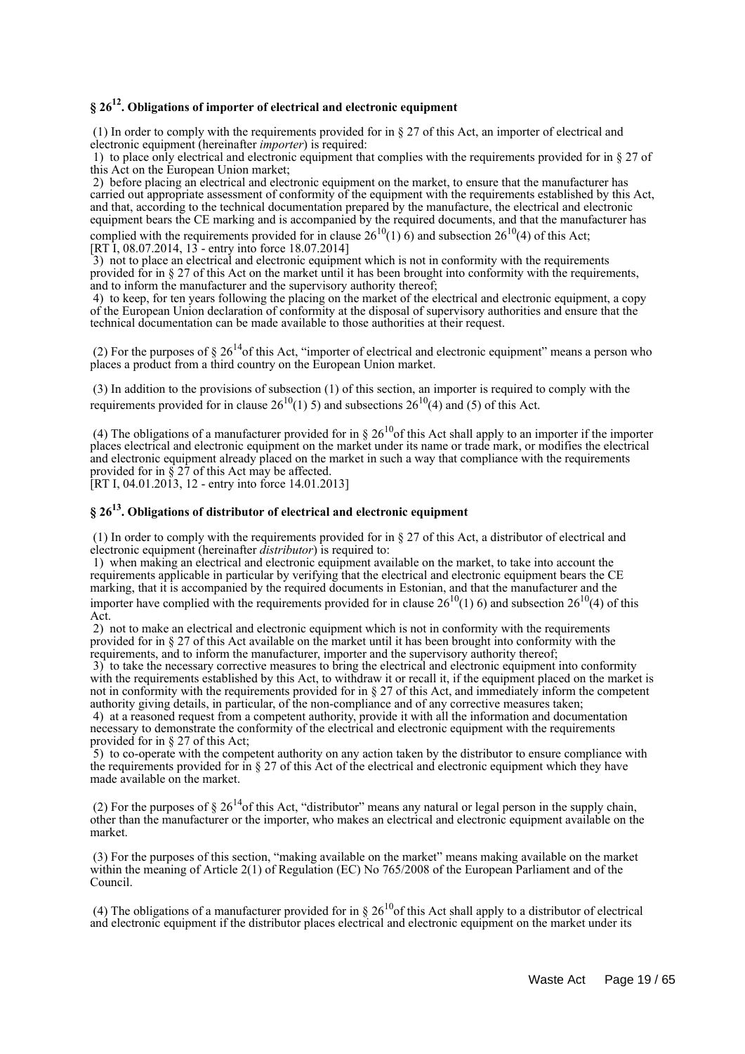### § 26[12]. Obligations of importer of electrical and electronic equipment

(1) In order to comply with the requirements provided for in § 27 of this Act, an importer of electrical and electronic equipment (hereinafter *importer*) is required:

1) to place only electrical and electronic equipment that complies with the requirements provided for in § 27 of this Act on the European Union market;

2) before placing an electrical and electronic equipment on the market, to ensure that the manufacturer has carried out appropriate assessment of conformity of the equipment with the requirements established by this Act, and that, according to the technical documentation prepared by the manufacture, the electrical and electronic equipment bears the CE marking and is accompanied by the required documents, and that the manufacturer has complied with the requirements provided for in clause 26[10](1) 6) and subsection 26[10](4) of this Act;
[RT I, 08.07.2014, 13 - entry into force 18.07.2014]

3) not to place an electrical and electronic equipment which is not in conformity with the requirements provided for in § 27 of this Act on the market until it has been brought into conformity with the requirements, and to inform the manufacturer and the supervisory authority thereof;

4) to keep, for ten years following the placing on the market of the electrical and electronic equipment, a copy of the European Union declaration of conformity at the disposal of supervisory authorities and ensure that the technical documentation can be made available to those authorities at their request.

(2) For the purposes of § 26[14] of this Act, "importer of electrical and electronic equipment" means a person who places a product from a third country on the European Union market.

(3) In addition to the provisions of subsection (1) of this section, an importer is required to comply with the requirements provided for in clause 26[10](1) 5) and subsections 26[10](4) and (5) of this Act.

(4) The obligations of a manufacturer provided for in § 26[10] of this Act shall apply to an importer if the importer places electrical and electronic equipment on the market under its name or trade mark, or modifies the electrical and electronic equipment already placed on the market in such a way that compliance with the requirements provided for in § 27 of this Act may be affected.
[RT I, 04.01.2013, 12 - entry into force 14.01.2013]

### § 26[13]. Obligations of distributor of electrical and electronic equipment

(1) In order to comply with the requirements provided for in § 27 of this Act, a distributor of electrical and electronic equipment (hereinafter *distributor*) is required to:

1) when making an electrical and electronic equipment available on the market, to take into account the requirements applicable in particular by verifying that the electrical and electronic equipment bears the CE marking, that it is accompanied by the required documents in Estonian, and that the manufacturer and the importer have complied with the requirements provided for in clause 26[10](1) 6) and subsection 26[10](4) of this Act.

2) not to make an electrical and electronic equipment which is not in conformity with the requirements provided for in § 27 of this Act available on the market until it has been brought into conformity with the requirements, and to inform the manufacturer, importer and the supervisory authority thereof;

3) to take the necessary corrective measures to bring the electrical and electronic equipment into conformity with the requirements established by this Act, to withdraw it or recall it, if the equipment placed on the market is not in conformity with the requirements provided for in § 27 of this Act, and immediately inform the competent authority giving details, in particular, of the non-compliance and of any corrective measures taken;

4) at a reasoned request from a competent authority, provide it with all the information and documentation necessary to demonstrate the conformity of the electrical and electronic equipment with the requirements provided for in § 27 of this Act;

5) to co-operate with the competent authority on any action taken by the distributor to ensure compliance with the requirements provided for in § 27 of this Act of the electrical and electronic equipment which they have made available on the market.

(2) For the purposes of § 26[14] of this Act, "distributor" means any natural or legal person in the supply chain, other than the manufacturer or the importer, who makes an electrical and electronic equipment available on the market.

(3) For the purposes of this section, "making available on the market" means making available on the market within the meaning of Article 2(1) of Regulation (EC) No 765/2008 of the European Parliament and of the Council.

(4) The obligations of a manufacturer provided for in § 26[10] of this Act shall apply to a distributor of electrical and electronic equipment if the distributor places electrical and electronic equipment on the market under its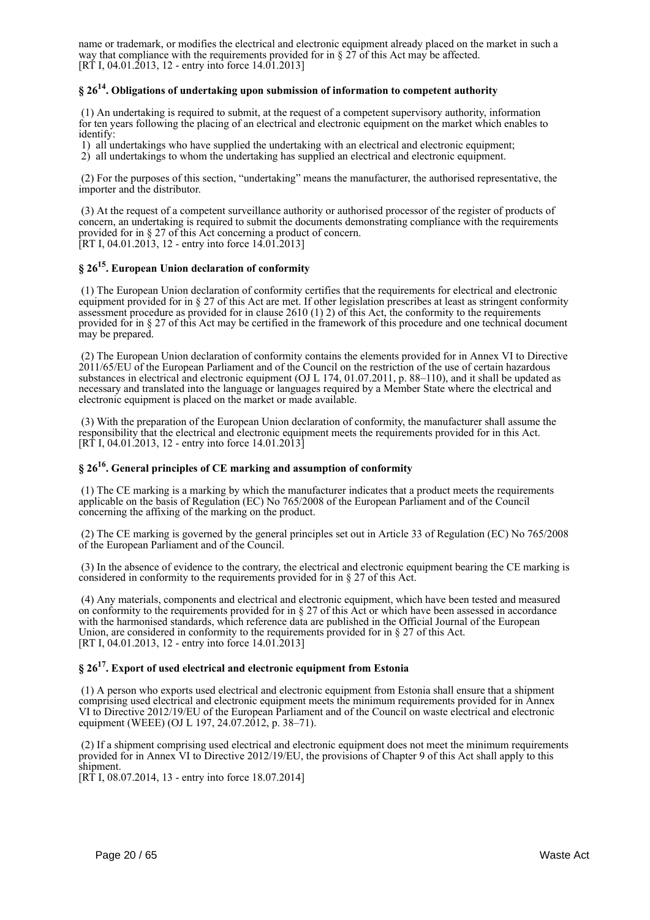name or trademark, or modifies the electrical and electronic equipment already placed on the market in such a way that compliance with the requirements provided for in § 27 of this Act may be affected.
[RT I, 04.01.2013, 12 - entry into force 14.01.2013]

### § 26[14]. Obligations of undertaking upon submission of information to competent authority

(1) An undertaking is required to submit, at the request of a competent supervisory authority, information for ten years following the placing of an electrical and electronic equipment on the market which enables to identify:
1) all undertakings who have supplied the undertaking with an electrical and electronic equipment;
2) all undertakings to whom the undertaking has supplied an electrical and electronic equipment.

(2) For the purposes of this section, "undertaking" means the manufacturer, the authorised representative, the importer and the distributor.

(3) At the request of a competent surveillance authority or authorised processor of the register of products of concern, an undertaking is required to submit the documents demonstrating compliance with the requirements provided for in § 27 of this Act concerning a product of concern.
[RT I, 04.01.2013, 12 - entry into force 14.01.2013]

### § 26[15]. European Union declaration of conformity

(1) The European Union declaration of conformity certifies that the requirements for electrical and electronic equipment provided for in § 27 of this Act are met. If other legislation prescribes at least as stringent conformity assessment procedure as provided for in clause 2610 (1) 2) of this Act, the conformity to the requirements provided for in § 27 of this Act may be certified in the framework of this procedure and one technical document may be prepared.

(2) The European Union declaration of conformity contains the elements provided for in Annex VI to Directive 2011/65/EU of the European Parliament and of the Council on the restriction of the use of certain hazardous substances in electrical and electronic equipment (OJ L 174, 01.07.2011, p. 88–110), and it shall be updated as necessary and translated into the language or languages required by a Member State where the electrical and electronic equipment is placed on the market or made available.

(3) With the preparation of the European Union declaration of conformity, the manufacturer shall assume the responsibility that the electrical and electronic equipment meets the requirements provided for in this Act.
[RT I, 04.01.2013, 12 - entry into force 14.01.2013]

### § 26[16]. General principles of CE marking and assumption of conformity

(1) The CE marking is a marking by which the manufacturer indicates that a product meets the requirements applicable on the basis of Regulation (EC) No 765/2008 of the European Parliament and of the Council concerning the affixing of the marking on the product.

(2) The CE marking is governed by the general principles set out in Article 33 of Regulation (EC) No 765/2008 of the European Parliament and of the Council.

(3) In the absence of evidence to the contrary, the electrical and electronic equipment bearing the CE marking is considered in conformity to the requirements provided for in § 27 of this Act.

(4) Any materials, components and electrical and electronic equipment, which have been tested and measured on conformity to the requirements provided for in § 27 of this Act or which have been assessed in accordance with the harmonised standards, which reference data are published in the Official Journal of the European Union, are considered in conformity to the requirements provided for in § 27 of this Act.
[RT I, 04.01.2013, 12 - entry into force 14.01.2013]

### § 26[17]. Export of used electrical and electronic equipment from Estonia

(1) A person who exports used electrical and electronic equipment from Estonia shall ensure that a shipment comprising used electrical and electronic equipment meets the minimum requirements provided for in Annex VI to Directive 2012/19/EU of the European Parliament and of the Council on waste electrical and electronic equipment (WEEE) (OJ L 197, 24.07.2012, p. 38–71).

(2) If a shipment comprising used electrical and electronic equipment does not meet the minimum requirements provided for in Annex VI to Directive 2012/19/EU, the provisions of Chapter 9 of this Act shall apply to this shipment.
[RT I, 08.07.2014, 13 - entry into force 18.07.2014]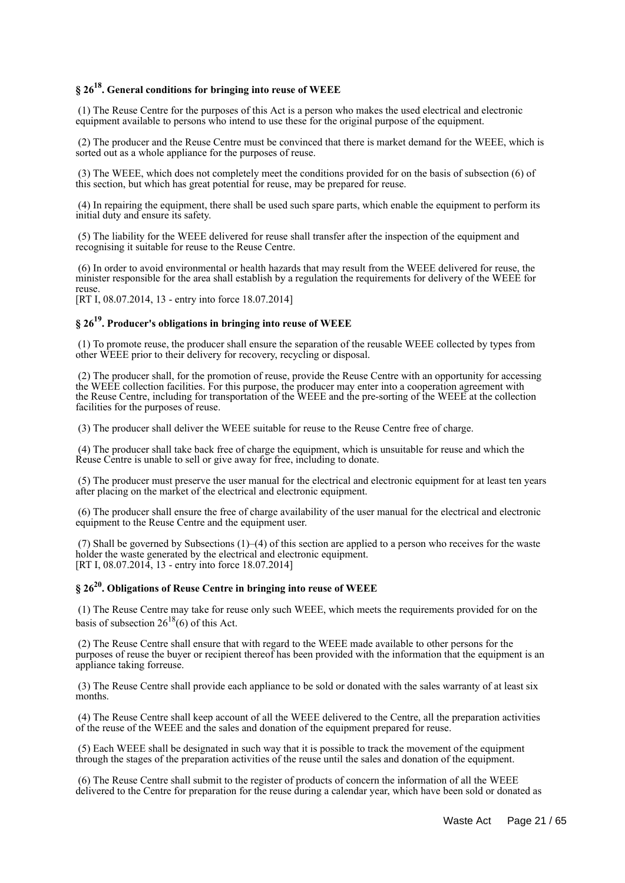### § 26[18]. General conditions for bringing into reuse of WEEE

(1) The Reuse Centre for the purposes of this Act is a person who makes the used electrical and electronic equipment available to persons who intend to use these for the original purpose of the equipment.

(2) The producer and the Reuse Centre must be convinced that there is market demand for the WEEE, which is sorted out as a whole appliance for the purposes of reuse.

(3) The WEEE, which does not completely meet the conditions provided for on the basis of subsection (6) of this section, but which has great potential for reuse, may be prepared for reuse.

(4) In repairing the equipment, there shall be used such spare parts, which enable the equipment to perform its initial duty and ensure its safety.

(5) The liability for the WEEE delivered for reuse shall transfer after the inspection of the equipment and recognising it suitable for reuse to the Reuse Centre.

(6) In order to avoid environmental or health hazards that may result from the WEEE delivered for reuse, the minister responsible for the area shall establish by a regulation the requirements for delivery of the WEEE for reuse.
[RT I, 08.07.2014, 13 - entry into force 18.07.2014]

### § 26[19]. Producer's obligations in bringing into reuse of WEEE

(1) To promote reuse, the producer shall ensure the separation of the reusable WEEE collected by types from other WEEE prior to their delivery for recovery, recycling or disposal.

(2) The producer shall, for the promotion of reuse, provide the Reuse Centre with an opportunity for accessing the WEEE collection facilities. For this purpose, the producer may enter into a cooperation agreement with the Reuse Centre, including for transportation of the WEEE and the pre-sorting of the WEEE at the collection facilities for the purposes of reuse.

(3) The producer shall deliver the WEEE suitable for reuse to the Reuse Centre free of charge.

(4) The producer shall take back free of charge the equipment, which is unsuitable for reuse and which the Reuse Centre is unable to sell or give away for free, including to donate.

(5) The producer must preserve the user manual for the electrical and electronic equipment for at least ten years after placing on the market of the electrical and electronic equipment.

(6) The producer shall ensure the free of charge availability of the user manual for the electrical and electronic equipment to the Reuse Centre and the equipment user.

(7) Shall be governed by Subsections (1)–(4) of this section are applied to a person who receives for the waste holder the waste generated by the electrical and electronic equipment.
[RT I, 08.07.2014, 13 - entry into force 18.07.2014]

### § 26[20]. Obligations of Reuse Centre in bringing into reuse of WEEE

(1) The Reuse Centre may take for reuse only such WEEE, which meets the requirements provided for on the basis of subsection 26[18](6) of this Act.

(2) The Reuse Centre shall ensure that with regard to the WEEE made available to other persons for the purposes of reuse the buyer or recipient thereof has been provided with the information that the equipment is an appliance taking forreuse.

(3) The Reuse Centre shall provide each appliance to be sold or donated with the sales warranty of at least six months.

(4) The Reuse Centre shall keep account of all the WEEE delivered to the Centre, all the preparation activities of the reuse of the WEEE and the sales and donation of the equipment prepared for reuse.

(5) Each WEEE shall be designated in such way that it is possible to track the movement of the equipment through the stages of the preparation activities of the reuse until the sales and donation of the equipment.

(6) The Reuse Centre shall submit to the register of products of concern the information of all the WEEE delivered to the Centre for preparation for the reuse during a calendar year, which have been sold or donated as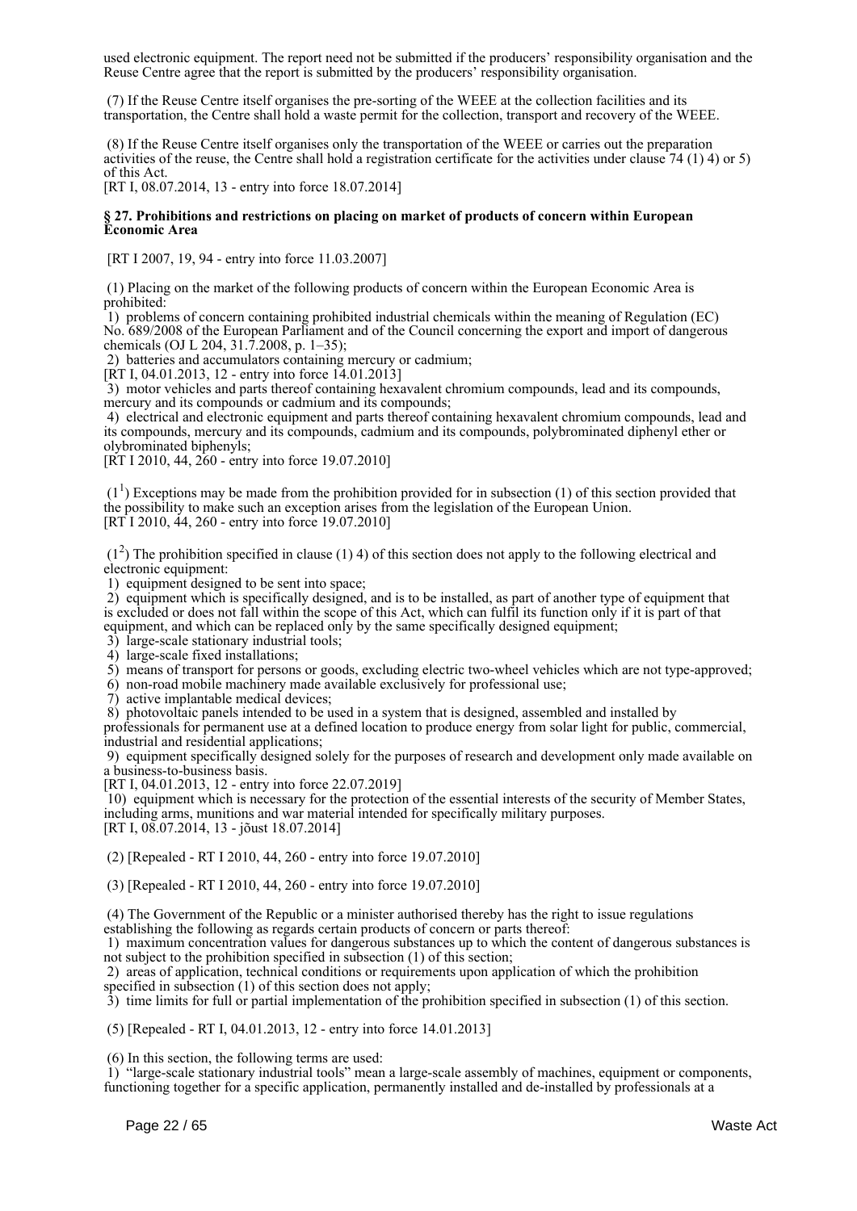used electronic equipment. The report need not be submitted if the producers' responsibility organisation and the Reuse Centre agree that the report is submitted by the producers' responsibility organisation.

(7) If the Reuse Centre itself organises the pre-sorting of the WEEE at the collection facilities and its transportation, the Centre shall hold a waste permit for the collection, transport and recovery of the WEEE.

(8) If the Reuse Centre itself organises only the transportation of the WEEE or carries out the preparation activities of the reuse, the Centre shall hold a registration certificate for the activities under clause 74 (1) 4) or 5) of this Act.
[RT I, 08.07.2014, 13 - entry into force 18.07.2014]

**§ 27. Prohibitions and restrictions on placing on market of products of concern within European Economic Area**

[RT I 2007, 19, 94 - entry into force 11.03.2007]

(1) Placing on the market of the following products of concern within the European Economic Area is prohibited:
1) problems of concern containing prohibited industrial chemicals within the meaning of Regulation (EC) No. 689/2008 of the European Parliament and of the Council concerning the export and import of dangerous chemicals (OJ L 204, 31.7.2008, p. 1–35);
2) batteries and accumulators containing mercury or cadmium;
[RT I, 04.01.2013, 12 - entry into force 14.01.2013]
3) motor vehicles and parts thereof containing hexavalent chromium compounds, lead and its compounds, mercury and its compounds or cadmium and its compounds;
4) electrical and electronic equipment and parts thereof containing hexavalent chromium compounds, lead and its compounds, mercury and its compounds, cadmium and its compounds, polybrominated diphenyl ether or olybrominated biphenyls;
[RT I 2010, 44, 260 - entry into force 19.07.2010]

($1^1$) Exceptions may be made from the prohibition provided for in subsection (1) of this section provided that the possibility to make such an exception arises from the legislation of the European Union.
[RT I 2010, 44, 260 - entry into force 19.07.2010]

($1^2$) The prohibition specified in clause (1) 4) of this section does not apply to the following electrical and electronic equipment:
1) equipment designed to be sent into space;
2) equipment which is specifically designed, and is to be installed, as part of another type of equipment that is excluded or does not fall within the scope of this Act, which can fulfil its function only if it is part of that equipment, and which can be replaced only by the same specifically designed equipment;
3) large-scale stationary industrial tools;
4) large-scale fixed installations;
5) means of transport for persons or goods, excluding electric two-wheel vehicles which are not type-approved;
6) non-road mobile machinery made available exclusively for professional use;
7) active implantable medical devices;
8) photovoltaic panels intended to be used in a system that is designed, assembled and installed by professionals for permanent use at a defined location to produce energy from solar light for public, commercial, industrial and residential applications;
9) equipment specifically designed solely for the purposes of research and development only made available on a business-to-business basis.
[RT I, 04.01.2013, 12 - entry into force 22.07.2019]
10) equipment which is necessary for the protection of the essential interests of the security of Member States, including arms, munitions and war material intended for specifically military purposes.
[RT I, 08.07.2014, 13 - jõust 18.07.2014]

(2) [Repealed - RT I 2010, 44, 260 - entry into force 19.07.2010]

(3) [Repealed - RT I 2010, 44, 260 - entry into force 19.07.2010]

(4) The Government of the Republic or a minister authorised thereby has the right to issue regulations establishing the following as regards certain products of concern or parts thereof:
1) maximum concentration values for dangerous substances up to which the content of dangerous substances is not subject to the prohibition specified in subsection (1) of this section;
2) areas of application, technical conditions or requirements upon application of which the prohibition specified in subsection (1) of this section does not apply;
3) time limits for full or partial implementation of the prohibition specified in subsection (1) of this section.

(5) [Repealed - RT I, 04.01.2013, 12 - entry into force 14.01.2013]

(6) In this section, the following terms are used:
1) "large-scale stationary industrial tools" mean a large-scale assembly of machines, equipment or components, functioning together for a specific application, permanently installed and de-installed by professionals at a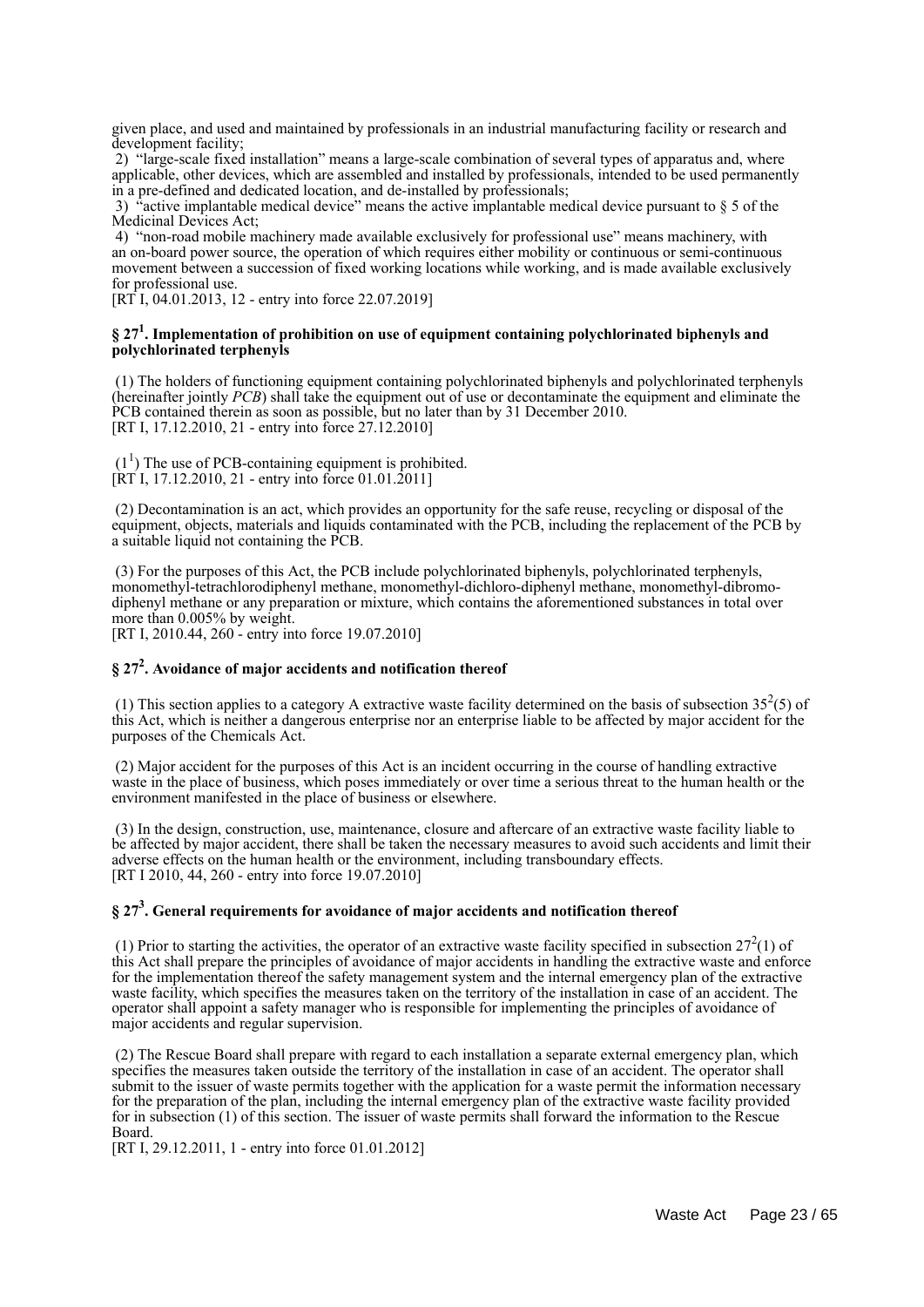given place, and used and maintained by professionals in an industrial manufacturing facility or research and development facility;

2) "large-scale fixed installation" means a large-scale combination of several types of apparatus and, where applicable, other devices, which are assembled and installed by professionals, intended to be used permanently in a pre-defined and dedicated location, and de-installed by professionals;

3) "active implantable medical device" means the active implantable medical device pursuant to § 5 of the Medicinal Devices Act;

4) "non-road mobile machinery made available exclusively for professional use" means machinery, with an on-board power source, the operation of which requires either mobility or continuous or semi-continuous movement between a succession of fixed working locations while working, and is made available exclusively for professional use.

[RT I, 04.01.2013, 12 - entry into force 22.07.2019]

### § 27[1]. Implementation of prohibition on use of equipment containing polychlorinated biphenyls and polychlorinated terphenyls

(1) The holders of functioning equipment containing polychlorinated biphenyls and polychlorinated terphenyls (hereinafter jointly *PCB*) shall take the equipment out of use or decontaminate the equipment and eliminate the PCB contained therein as soon as possible, but no later than by 31 December 2010.

[RT I, 17.12.2010, 21 - entry into force 27.12.2010]

($1^1$) The use of PCB-containing equipment is prohibited.

[RT I, 17.12.2010, 21 - entry into force 01.01.2011]

(2) Decontamination is an act, which provides an opportunity for the safe reuse, recycling or disposal of the equipment, objects, materials and liquids contaminated with the PCB, including the replacement of the PCB by a suitable liquid not containing the PCB.

(3) For the purposes of this Act, the PCB include polychlorinated biphenyls, polychlorinated terphenyls, monomethyl-tetrachlorodiphenyl methane, monomethyl-dichloro-diphenyl methane, monomethyl-dibromo-diphenyl methane or any preparation or mixture, which contains the aforementioned substances in total over more than 0.005% by weight.

[RT I, 2010.44, 260 - entry into force 19.07.2010]

### § 27[2]. Avoidance of major accidents and notification thereof

(1) This section applies to a category A extractive waste facility determined on the basis of subsection $35^2(5)$ of this Act, which is neither a dangerous enterprise nor an enterprise liable to be affected by major accident for the purposes of the Chemicals Act.

(2) Major accident for the purposes of this Act is an incident occurring in the course of handling extractive waste in the place of business, which poses immediately or over time a serious threat to the human health or the environment manifested in the place of business or elsewhere.

(3) In the design, construction, use, maintenance, closure and aftercare of an extractive waste facility liable to be affected by major accident, there shall be taken the necessary measures to avoid such accidents and limit their adverse effects on the human health or the environment, including transboundary effects.

[RT I 2010, 44, 260 - entry into force 19.07.2010]

### § 27[3]. General requirements for avoidance of major accidents and notification thereof

(1) Prior to starting the activities, the operator of an extractive waste facility specified in subsection $27^2(1)$ of this Act shall prepare the principles of avoidance of major accidents in handling the extractive waste and enforce for the implementation thereof the safety management system and the internal emergency plan of the extractive waste facility, which specifies the measures taken on the territory of the installation in case of an accident. The operator shall appoint a safety manager who is responsible for implementing the principles of avoidance of major accidents and regular supervision.

(2) The Rescue Board shall prepare with regard to each installation a separate external emergency plan, which specifies the measures taken outside the territory of the installation in case of an accident. The operator shall submit to the issuer of waste permits together with the application for a waste permit the information necessary for the preparation of the plan, including the internal emergency plan of the extractive waste facility provided for in subsection (1) of this section. The issuer of waste permits shall forward the information to the Rescue Board.

[RT I, 29.12.2011, 1 - entry into force 01.01.2012]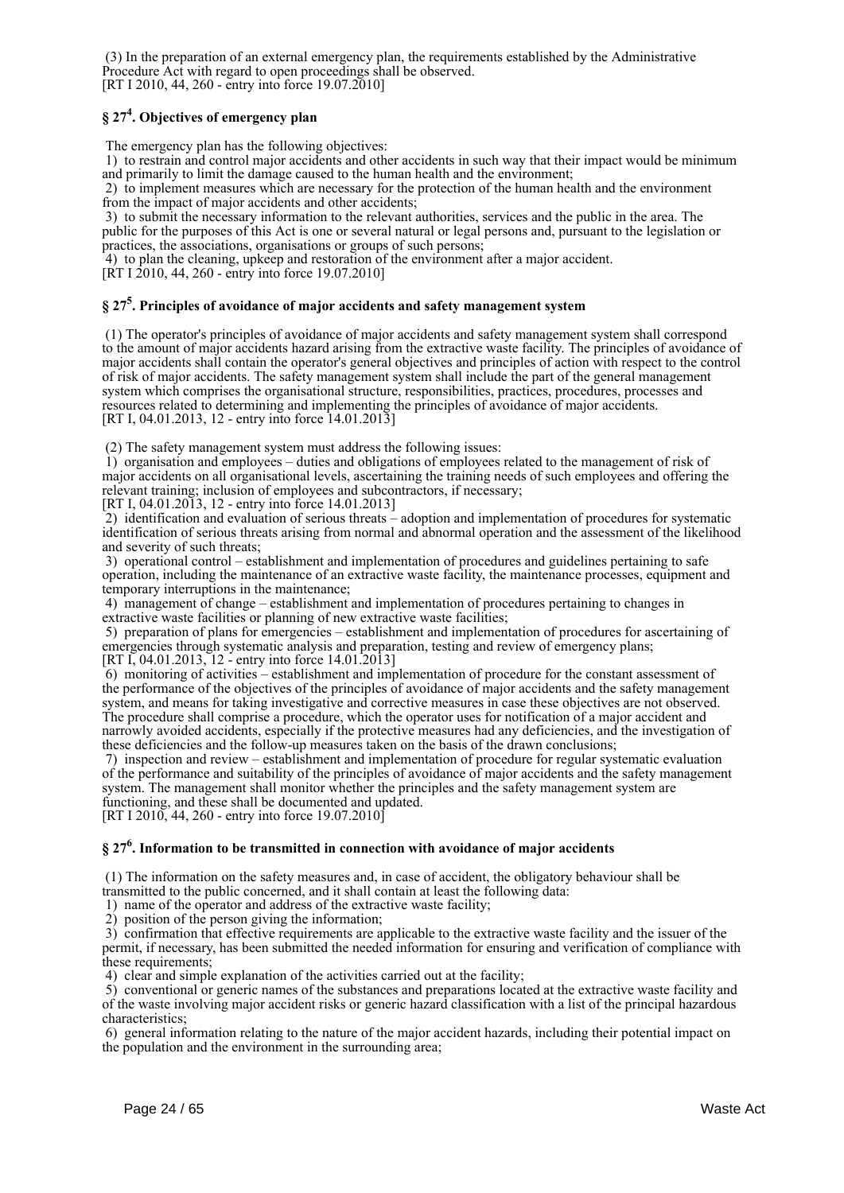(3) In the preparation of an external emergency plan, the requirements established by the Administrative Procedure Act with regard to open proceedings shall be observed.
[RT I 2010, 44, 260 - entry into force 19.07.2010]

### § 27[4]. Objectives of emergency plan

The emergency plan has the following objectives:
1) to restrain and control major accidents and other accidents in such way that their impact would be minimum and primarily to limit the damage caused to the human health and the environment;
2) to implement measures which are necessary for the protection of the human health and the environment from the impact of major accidents and other accidents;
3) to submit the necessary information to the relevant authorities, services and the public in the area. The public for the purposes of this Act is one or several natural or legal persons and, pursuant to the legislation or practices, the associations, organisations or groups of such persons;
4) to plan the cleaning, upkeep and restoration of the environment after a major accident.
[RT I 2010, 44, 260 - entry into force 19.07.2010]

### § 27[5]. Principles of avoidance of major accidents and safety management system

(1) The operator's principles of avoidance of major accidents and safety management system shall correspond to the amount of major accidents hazard arising from the extractive waste facility. The principles of avoidance of major accidents shall contain the operator's general objectives and principles of action with respect to the control of risk of major accidents. The safety management system shall include the part of the general management system which comprises the organisational structure, responsibilities, practices, procedures, processes and resources related to determining and implementing the principles of avoidance of major accidents.
[RT I, 04.01.2013, 12 - entry into force 14.01.2013]

(2) The safety management system must address the following issues:
1) organisation and employees – duties and obligations of employees related to the management of risk of major accidents on all organisational levels, ascertaining the training needs of such employees and offering the relevant training; inclusion of employees and subcontractors, if necessary;
[RT I, 04.01.2013, 12 - entry into force 14.01.2013]
2) identification and evaluation of serious threats – adoption and implementation of procedures for systematic identification of serious threats arising from normal and abnormal operation and the assessment of the likelihood and severity of such threats;
3) operational control – establishment and implementation of procedures and guidelines pertaining to safe operation, including the maintenance of an extractive waste facility, the maintenance processes, equipment and temporary interruptions in the maintenance;
4) management of change – establishment and implementation of procedures pertaining to changes in extractive waste facilities or planning of new extractive waste facilities;
5) preparation of plans for emergencies – establishment and implementation of procedures for ascertaining of emergencies through systematic analysis and preparation, testing and review of emergency plans;
[RT I, 04.01.2013, 12 - entry into force 14.01.2013]
6) monitoring of activities – establishment and implementation of procedure for the constant assessment of the performance of the objectives of the principles of avoidance of major accidents and the safety management system, and means for taking investigative and corrective measures in case these objectives are not observed. The procedure shall comprise a procedure, which the operator uses for notification of a major accident and narrowly avoided accidents, especially if the protective measures had any deficiencies, and the investigation of these deficiencies and the follow-up measures taken on the basis of the drawn conclusions;
7) inspection and review – establishment and implementation of procedure for regular systematic evaluation of the performance and suitability of the principles of avoidance of major accidents and the safety management system. The management shall monitor whether the principles and the safety management system are functioning, and these shall be documented and updated.
[RT I 2010, 44, 260 - entry into force 19.07.2010]

### § 27[6]. Information to be transmitted in connection with avoidance of major accidents

(1) The information on the safety measures and, in case of accident, the obligatory behaviour shall be transmitted to the public concerned, and it shall contain at least the following data:
1) name of the operator and address of the extractive waste facility;
2) position of the person giving the information;
3) confirmation that effective requirements are applicable to the extractive waste facility and the issuer of the permit, if necessary, has been submitted the needed information for ensuring and verification of compliance with these requirements;
4) clear and simple explanation of the activities carried out at the facility;
5) conventional or generic names of the substances and preparations located at the extractive waste facility and of the waste involving major accident risks or generic hazard classification with a list of the principal hazardous characteristics;
6) general information relating to the nature of the major accident hazards, including their potential impact on the population and the environment in the surrounding area;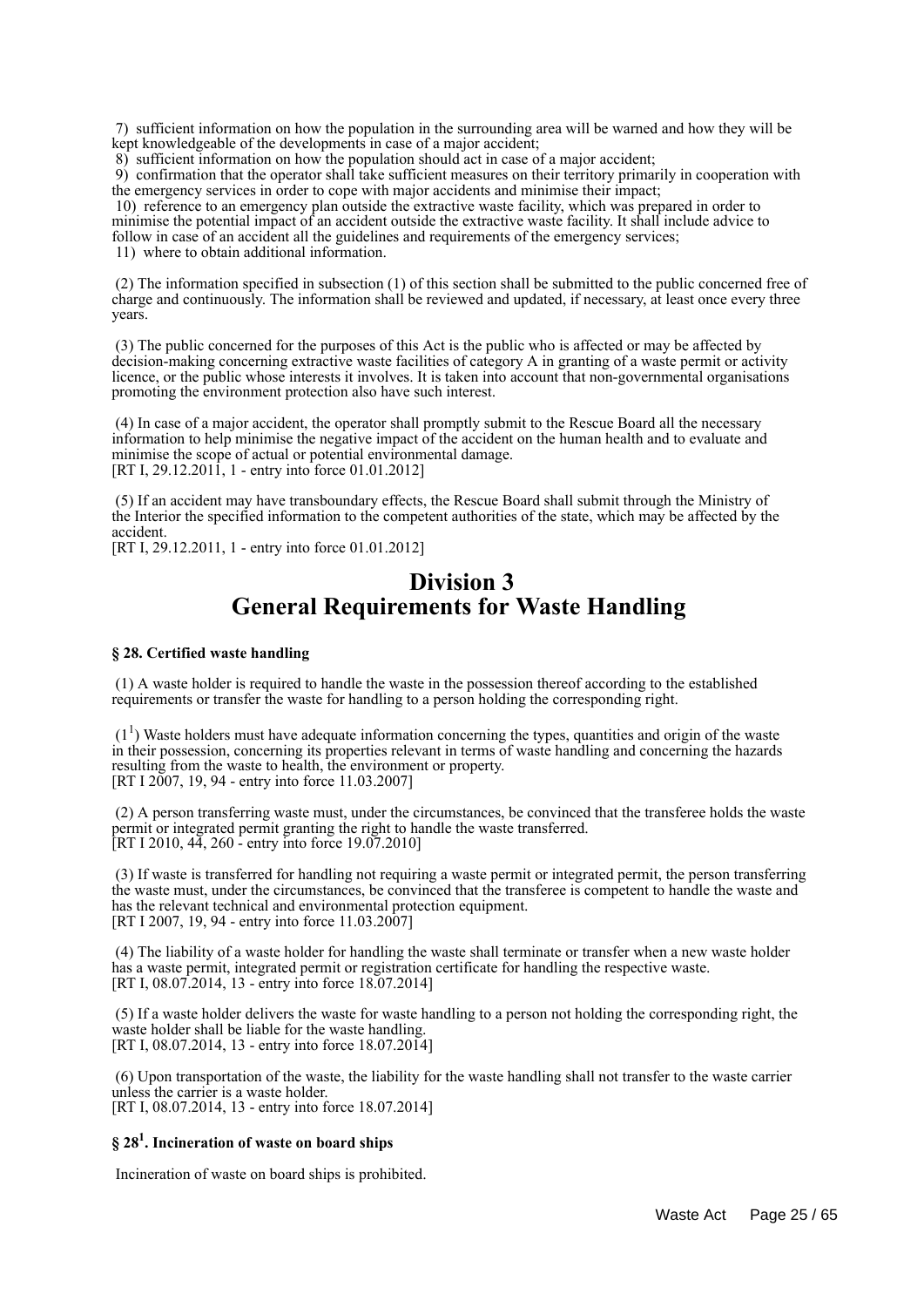7) sufficient information on how the population in the surrounding area will be warned and how they will be kept knowledgeable of the developments in case of a major accident;

8) sufficient information on how the population should act in case of a major accident;

9) confirmation that the operator shall take sufficient measures on their territory primarily in cooperation with the emergency services in order to cope with major accidents and minimise their impact;

10) reference to an emergency plan outside the extractive waste facility, which was prepared in order to minimise the potential impact of an accident outside the extractive waste facility. It shall include advice to follow in case of an accident all the guidelines and requirements of the emergency services;

11) where to obtain additional information.

(2) The information specified in subsection (1) of this section shall be submitted to the public concerned free of charge and continuously. The information shall be reviewed and updated, if necessary, at least once every three years.

(3) The public concerned for the purposes of this Act is the public who is affected or may be affected by decision-making concerning extractive waste facilities of category A in granting of a waste permit or activity licence, or the public whose interests it involves. It is taken into account that non-governmental organisations promoting the environment protection also have such interest.

(4) In case of a major accident, the operator shall promptly submit to the Rescue Board all the necessary information to help minimise the negative impact of the accident on the human health and to evaluate and minimise the scope of actual or potential environmental damage.
[RT I, 29.12.2011, 1 - entry into force 01.01.2012]

(5) If an accident may have transboundary effects, the Rescue Board shall submit through the Ministry of the Interior the specified information to the competent authorities of the state, which may be affected by the accident.
[RT I, 29.12.2011, 1 - entry into force 01.01.2012]

## Division 3
## General Requirements for Waste Handling

**§ 28. Certified waste handling**

(1) A waste holder is required to handle the waste in the possession thereof according to the established requirements or transfer the waste for handling to a person holding the corresponding right.

(1[1]) Waste holders must have adequate information concerning the types, quantities and origin of the waste in their possession, concerning its properties relevant in terms of waste handling and concerning the hazards resulting from the waste to health, the environment or property.
[RT I 2007, 19, 94 - entry into force 11.03.2007]

(2) A person transferring waste must, under the circumstances, be convinced that the transferee holds the waste permit or integrated permit granting the right to handle the waste transferred.
[RT I 2010, 44, 260 - entry into force 19.07.2010]

(3) If waste is transferred for handling not requiring a waste permit or integrated permit, the person transferring the waste must, under the circumstances, be convinced that the transferee is competent to handle the waste and has the relevant technical and environmental protection equipment.
[RT I 2007, 19, 94 - entry into force 11.03.2007]

(4) The liability of a waste holder for handling the waste shall terminate or transfer when a new waste holder has a waste permit, integrated permit or registration certificate for handling the respective waste.
[RT I, 08.07.2014, 13 - entry into force 18.07.2014]

(5) If a waste holder delivers the waste for waste handling to a person not holding the corresponding right, the waste holder shall be liable for the waste handling.
[RT I, 08.07.2014, 13 - entry into force 18.07.2014]

(6) Upon transportation of the waste, the liability for the waste handling shall not transfer to the waste carrier unless the carrier is a waste holder.
[RT I, 08.07.2014, 13 - entry into force 18.07.2014]

**§ 28[1]. Incineration of waste on board ships**

Incineration of waste on board ships is prohibited.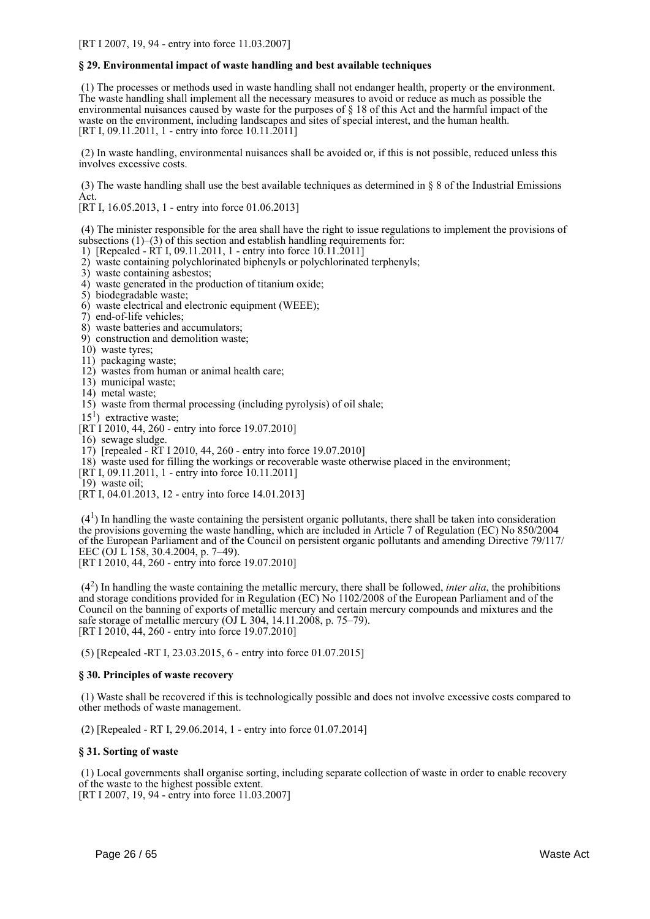[RT I 2007, 19, 94 - entry into force 11.03.2007]

### § 29. Environmental impact of waste handling and best available techniques

(1) The processes or methods used in waste handling shall not endanger health, property or the environment. The waste handling shall implement all the necessary measures to avoid or reduce as much as possible the environmental nuisances caused by waste for the purposes of § 18 of this Act and the harmful impact of the waste on the environment, including landscapes and sites of special interest, and the human health.
[RT I, 09.11.2011, 1 - entry into force 10.11.2011]

(2) In waste handling, environmental nuisances shall be avoided or, if this is not possible, reduced unless this involves excessive costs.

(3) The waste handling shall use the best available techniques as determined in § 8 of the Industrial Emissions Act.
[RT I, 16.05.2013, 1 - entry into force 01.06.2013]

(4) The minister responsible for the area shall have the right to issue regulations to implement the provisions of subsections (1)–(3) of this section and establish handling requirements for:
1) [Repealed - RT I, 09.11.2011, 1 - entry into force 10.11.2011]
2) waste containing polychlorinated biphenyls or polychlorinated terphenyls;
3) waste containing asbestos;
4) waste generated in the production of titanium oxide;
5) biodegradable waste;
6) waste electrical and electronic equipment (WEEE);
7) end-of-life vehicles;
8) waste batteries and accumulators;
9) construction and demolition waste;
10) waste tyres;
11) packaging waste;
12) wastes from human or animal health care;
13) municipal waste;
14) metal waste;
15) waste from thermal processing (including pyrolysis) of oil shale;
15[1]) extractive waste;
[RT I 2010, 44, 260 - entry into force 19.07.2010]
16) sewage sludge.
17) [repealed - RT I 2010, 44, 260 - entry into force 19.07.2010]
18) waste used for filling the workings or recoverable waste otherwise placed in the environment;
[RT I, 09.11.2011, 1 - entry into force 10.11.2011]
19) waste oil;
[RT I, 04.01.2013, 12 - entry into force 14.01.2013]

(4[1]) In handling the waste containing the persistent organic pollutants, there shall be taken into consideration the provisions governing the waste handling, which are included in Article 7 of Regulation (EC) No 850/2004 of the European Parliament and of the Council on persistent organic pollutants and amending Directive 79/117/EEC (OJ L 158, 30.4.2004, p. 7–49).
[RT I 2010, 44, 260 - entry into force 19.07.2010]

(4[2]) In handling the waste containing the metallic mercury, there shall be followed, *inter alia*, the prohibitions and storage conditions provided for in Regulation (EC) No 1102/2008 of the European Parliament and of the Council on the banning of exports of metallic mercury and certain mercury compounds and mixtures and the safe storage of metallic mercury (OJ L 304, 14.11.2008, p. 75–79).
[RT I 2010, 44, 260 - entry into force 19.07.2010]

(5) [Repealed -RT I, 23.03.2015, 6 - entry into force 01.07.2015]

### § 30. Principles of waste recovery

(1) Waste shall be recovered if this is technologically possible and does not involve excessive costs compared to other methods of waste management.

(2) [Repealed - RT I, 29.06.2014, 1 - entry into force 01.07.2014]

### § 31. Sorting of waste

(1) Local governments shall organise sorting, including separate collection of waste in order to enable recovery of the waste to the highest possible extent.
[RT I 2007, 19, 94 - entry into force 11.03.2007]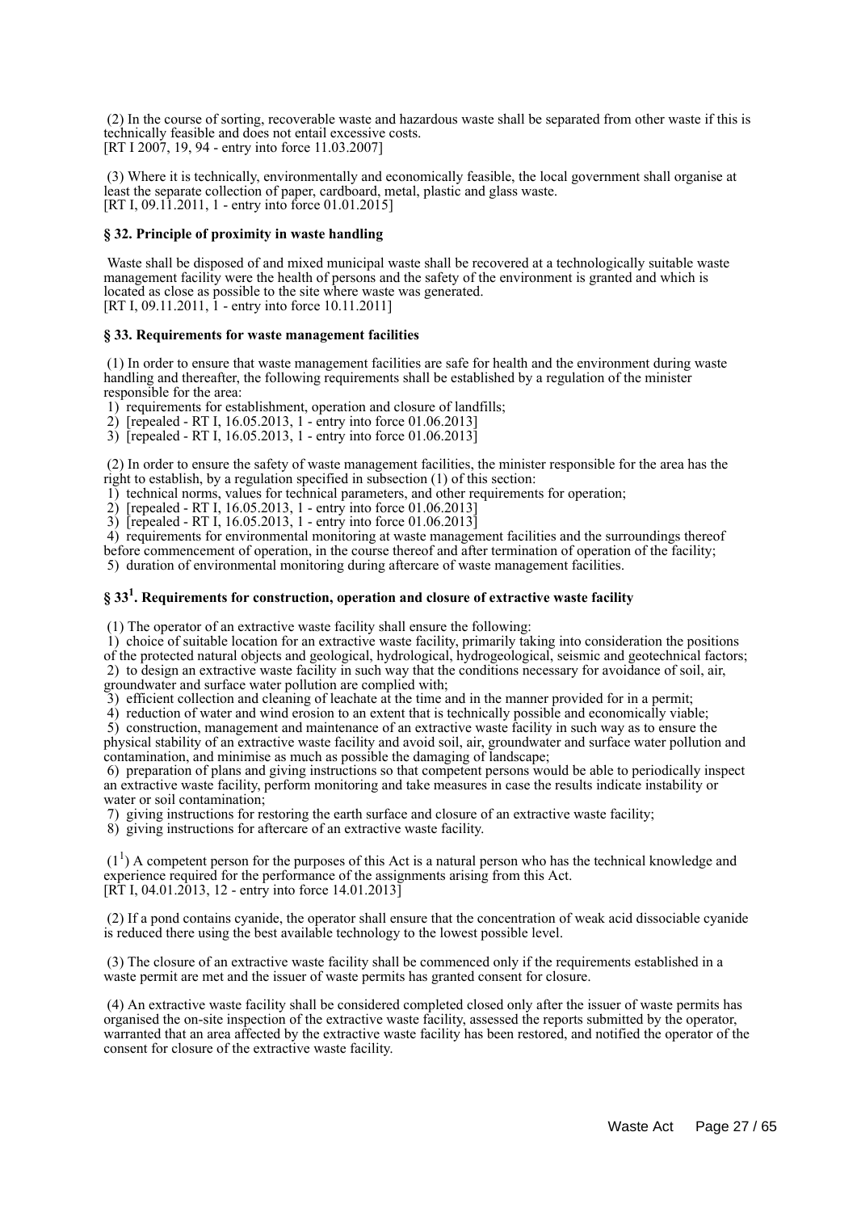(2) In the course of sorting, recoverable waste and hazardous waste shall be separated from other waste if this is technically feasible and does not entail excessive costs.
[RT I 2007, 19, 94 - entry into force 11.03.2007]

(3) Where it is technically, environmentally and economically feasible, the local government shall organise at least the separate collection of paper, cardboard, metal, plastic and glass waste.
[RT I, 09.11.2011, 1 - entry into force 01.01.2015]

### § 32. Principle of proximity in waste handling

Waste shall be disposed of and mixed municipal waste shall be recovered at a technologically suitable waste management facility were the health of persons and the safety of the environment is granted and which is located as close as possible to the site where waste was generated.
[RT I, 09.11.2011, 1 - entry into force 10.11.2011]

### § 33. Requirements for waste management facilities

(1) In order to ensure that waste management facilities are safe for health and the environment during waste handling and thereafter, the following requirements shall be established by a regulation of the minister responsible for the area:
1) requirements for establishment, operation and closure of landfills;
2) [repealed - RT I, 16.05.2013, 1 - entry into force 01.06.2013]
3) [repealed - RT I, 16.05.2013, 1 - entry into force 01.06.2013]

(2) In order to ensure the safety of waste management facilities, the minister responsible for the area has the right to establish, by a regulation specified in subsection (1) of this section:
1) technical norms, values for technical parameters, and other requirements for operation;
2) [repealed - RT I, 16.05.2013, 1 - entry into force 01.06.2013]
3) [repealed - RT I, 16.05.2013, 1 - entry into force 01.06.2013]
4) requirements for environmental monitoring at waste management facilities and the surroundings thereof before commencement of operation, in the course thereof and after termination of operation of the facility;
5) duration of environmental monitoring during aftercare of waste management facilities.

### § 33[1]. Requirements for construction, operation and closure of extractive waste facility

(1) The operator of an extractive waste facility shall ensure the following:
1) choice of suitable location for an extractive waste facility, primarily taking into consideration the positions of the protected natural objects and geological, hydrological, hydrogeological, seismic and geotechnical factors;
2) to design an extractive waste facility in such way that the conditions necessary for avoidance of soil, air, groundwater and surface water pollution are complied with;
3) efficient collection and cleaning of leachate at the time and in the manner provided for in a permit;
4) reduction of water and wind erosion to an extent that is technically possible and economically viable;
5) construction, management and maintenance of an extractive waste facility in such way as to ensure the physical stability of an extractive waste facility and avoid soil, air, groundwater and surface water pollution and contamination, and minimise as much as possible the damaging of landscape;
6) preparation of plans and giving instructions so that competent persons would be able to periodically inspect an extractive waste facility, perform monitoring and take measures in case the results indicate instability or water or soil contamination;
7) giving instructions for restoring the earth surface and closure of an extractive waste facility;
8) giving instructions for aftercare of an extractive waste facility.

(1[1]) A competent person for the purposes of this Act is a natural person who has the technical knowledge and experience required for the performance of the assignments arising from this Act.
[RT I, 04.01.2013, 12 - entry into force 14.01.2013]

(2) If a pond contains cyanide, the operator shall ensure that the concentration of weak acid dissociable cyanide is reduced there using the best available technology to the lowest possible level.

(3) The closure of an extractive waste facility shall be commenced only if the requirements established in a waste permit are met and the issuer of waste permits has granted consent for closure.

(4) An extractive waste facility shall be considered completed closed only after the issuer of waste permits has organised the on-site inspection of the extractive waste facility, assessed the reports submitted by the operator, warranted that an area affected by the extractive waste facility has been restored, and notified the operator of the consent for closure of the extractive waste facility.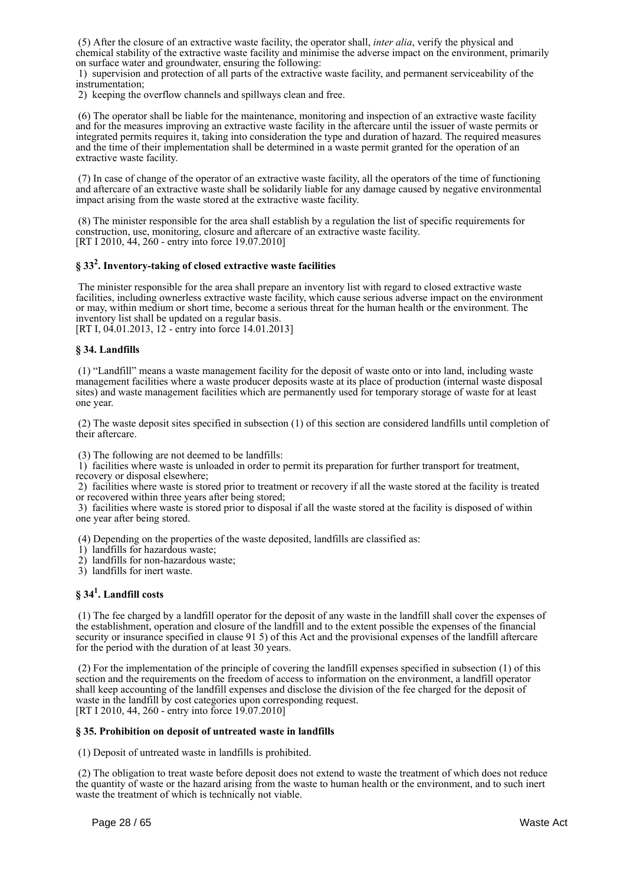(5) After the closure of an extractive waste facility, the operator shall, *inter alia*, verify the physical and chemical stability of the extractive waste facility and minimise the adverse impact on the environment, primarily on surface water and groundwater, ensuring the following:
1) supervision and protection of all parts of the extractive waste facility, and permanent serviceability of the instrumentation;
2) keeping the overflow channels and spillways clean and free.

(6) The operator shall be liable for the maintenance, monitoring and inspection of an extractive waste facility and for the measures improving an extractive waste facility in the aftercare until the issuer of waste permits or integrated permits requires it, taking into consideration the type and duration of hazard. The required measures and the time of their implementation shall be determined in a waste permit granted for the operation of an extractive waste facility.

(7) In case of change of the operator of an extractive waste facility, all the operators of the time of functioning and aftercare of an extractive waste shall be solidarily liable for any damage caused by negative environmental impact arising from the waste stored at the extractive waste facility.

(8) The minister responsible for the area shall establish by a regulation the list of specific requirements for construction, use, monitoring, closure and aftercare of an extractive waste facility.
[RT I 2010, 44, 260 - entry into force 19.07.2010]

### § 33[2]. Inventory-taking of closed extractive waste facilities

The minister responsible for the area shall prepare an inventory list with regard to closed extractive waste facilities, including ownerless extractive waste facility, which cause serious adverse impact on the environment or may, within medium or short time, become a serious threat for the human health or the environment. The inventory list shall be updated on a regular basis.
[RT I, 04.01.2013, 12 - entry into force 14.01.2013]

### § 34. Landfills

(1) “Landfill” means a waste management facility for the deposit of waste onto or into land, including waste management facilities where a waste producer deposits waste at its place of production (internal waste disposal sites) and waste management facilities which are permanently used for temporary storage of waste for at least one year.

(2) The waste deposit sites specified in subsection (1) of this section are considered landfills until completion of their aftercare.

(3) The following are not deemed to be landfills:
1) facilities where waste is unloaded in order to permit its preparation for further transport for treatment, recovery or disposal elsewhere;
2) facilities where waste is stored prior to treatment or recovery if all the waste stored at the facility is treated or recovered within three years after being stored;
3) facilities where waste is stored prior to disposal if all the waste stored at the facility is disposed of within one year after being stored.

(4) Depending on the properties of the waste deposited, landfills are classified as:
1) landfills for hazardous waste;
2) landfills for non-hazardous waste;
3) landfills for inert waste.

### § 34[1]. Landfill costs

(1) The fee charged by a landfill operator for the deposit of any waste in the landfill shall cover the expenses of the establishment, operation and closure of the landfill and to the extent possible the expenses of the financial security or insurance specified in clause 91 5) of this Act and the provisional expenses of the landfill aftercare for the period with the duration of at least 30 years.

(2) For the implementation of the principle of covering the landfill expenses specified in subsection (1) of this section and the requirements on the freedom of access to information on the environment, a landfill operator shall keep accounting of the landfill expenses and disclose the division of the fee charged for the deposit of waste in the landfill by cost categories upon corresponding request.
[RT I 2010, 44, 260 - entry into force 19.07.2010]

### § 35. Prohibition on deposit of untreated waste in landfills

(1) Deposit of untreated waste in landfills is prohibited.

(2) The obligation to treat waste before deposit does not extend to waste the treatment of which does not reduce the quantity of waste or the hazard arising from the waste to human health or the environment, and to such inert waste the treatment of which is technically not viable.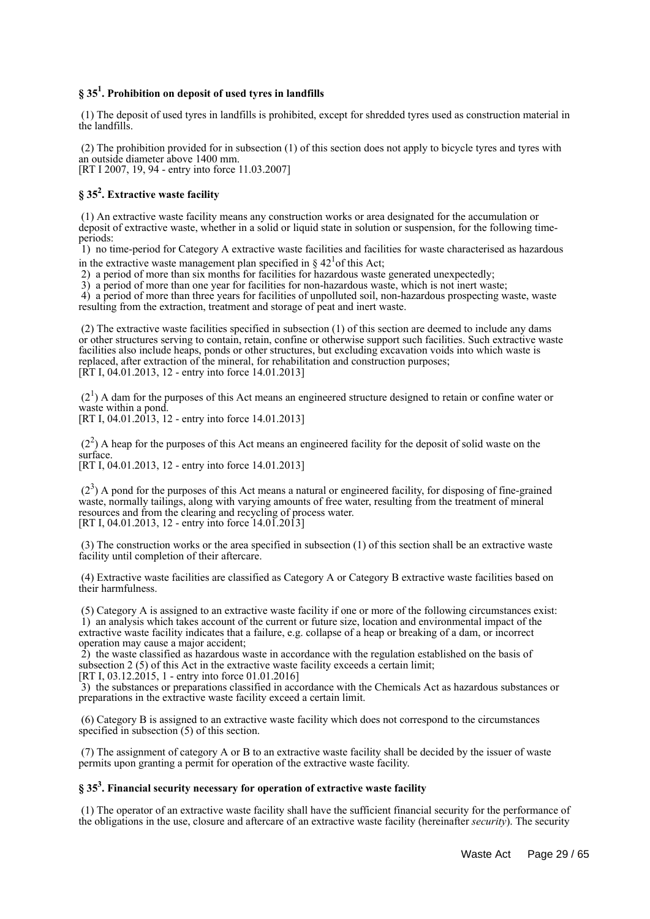## § 35[1]. Prohibition on deposit of used tyres in landfills

(1) The deposit of used tyres in landfills is prohibited, except for shredded tyres used as construction material in the landfills.

(2) The prohibition provided for in subsection (1) of this section does not apply to bicycle tyres and tyres with an outside diameter above 1400 mm.
[RT I 2007, 19, 94 - entry into force 11.03.2007]

## § 35[2]. Extractive waste facility

(1) An extractive waste facility means any construction works or area designated for the accumulation or deposit of extractive waste, whether in a solid or liquid state in solution or suspension, for the following time-periods:
1) no time-period for Category A extractive waste facilities and facilities for waste characterised as hazardous in the extractive waste management plan specified in § 42[1]of this Act;
2) a period of more than six months for facilities for hazardous waste generated unexpectedly;
3) a period of more than one year for facilities for non-hazardous waste, which is not inert waste;
4) a period of more than three years for facilities of unpolluted soil, non-hazardous prospecting waste, waste resulting from the extraction, treatment and storage of peat and inert waste.

(2) The extractive waste facilities specified in subsection (1) of this section are deemed to include any dams or other structures serving to contain, retain, confine or otherwise support such facilities. Such extractive waste facilities also include heaps, ponds or other structures, but excluding excavation voids into which waste is replaced, after extraction of the mineral, for rehabilitation and construction purposes;
[RT I, 04.01.2013, 12 - entry into force 14.01.2013]

(2[1]) A dam for the purposes of this Act means an engineered structure designed to retain or confine water or waste within a pond.
[RT I, 04.01.2013, 12 - entry into force 14.01.2013]

(2[2]) A heap for the purposes of this Act means an engineered facility for the deposit of solid waste on the surface.
[RT I, 04.01.2013, 12 - entry into force 14.01.2013]

(2[3]) A pond for the purposes of this Act means a natural or engineered facility, for disposing of fine-grained waste, normally tailings, along with varying amounts of free water, resulting from the treatment of mineral resources and from the clearing and recycling of process water.
[RT I, 04.01.2013, 12 - entry into force 14.01.2013]

(3) The construction works or the area specified in subsection (1) of this section shall be an extractive waste facility until completion of their aftercare.

(4) Extractive waste facilities are classified as Category A or Category B extractive waste facilities based on their harmfulness.

(5) Category A is assigned to an extractive waste facility if one or more of the following circumstances exist:
1) an analysis which takes account of the current or future size, location and environmental impact of the extractive waste facility indicates that a failure, e.g. collapse of a heap or breaking of a dam, or incorrect operation may cause a major accident;
2) the waste classified as hazardous waste in accordance with the regulation established on the basis of subsection 2 (5) of this Act in the extractive waste facility exceeds a certain limit;
[RT I, 03.12.2015, 1 - entry into force 01.01.2016]
3) the substances or preparations classified in accordance with the Chemicals Act as hazardous substances or preparations in the extractive waste facility exceed a certain limit.

(6) Category B is assigned to an extractive waste facility which does not correspond to the circumstances specified in subsection (5) of this section.

(7) The assignment of category A or B to an extractive waste facility shall be decided by the issuer of waste permits upon granting a permit for operation of the extractive waste facility.

## § 35[3]. Financial security necessary for operation of extractive waste facility

(1) The operator of an extractive waste facility shall have the sufficient financial security for the performance of the obligations in the use, closure and aftercare of an extractive waste facility (hereinafter *security*). The security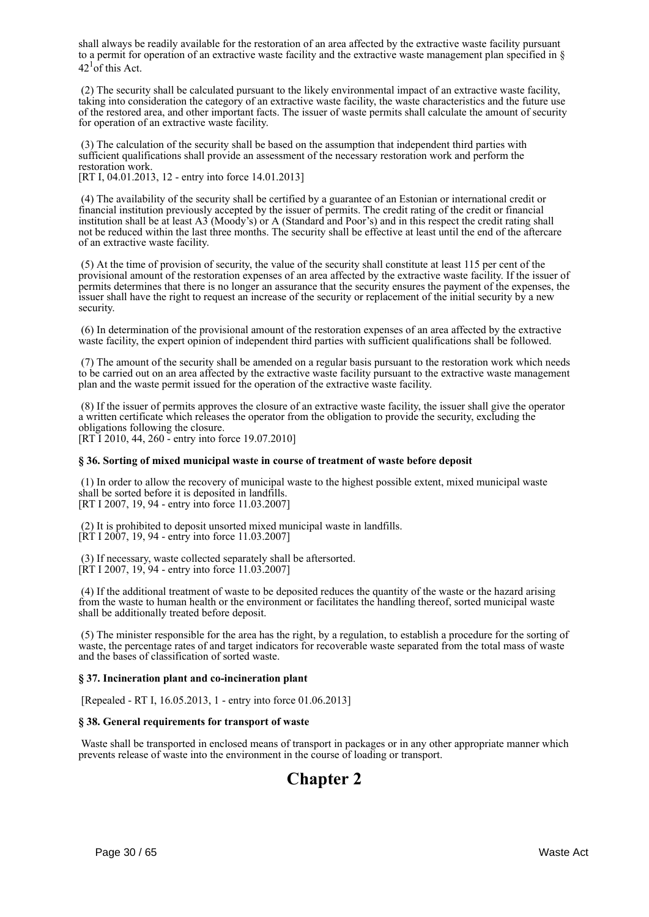shall always be readily available for the restoration of an area affected by the extractive waste facility pursuant to a permit for operation of an extractive waste facility and the extractive waste management plan specified in § $42^1$ of this Act.

(2) The security shall be calculated pursuant to the likely environmental impact of an extractive waste facility, taking into consideration the category of an extractive waste facility, the waste characteristics and the future use of the restored area, and other important facts. The issuer of waste permits shall calculate the amount of security for operation of an extractive waste facility.

(3) The calculation of the security shall be based on the assumption that independent third parties with sufficient qualifications shall provide an assessment of the necessary restoration work and perform the restoration work.
[RT I, 04.01.2013, 12 - entry into force 14.01.2013]

(4) The availability of the security shall be certified by a guarantee of an Estonian or international credit or financial institution previously accepted by the issuer of permits. The credit rating of the credit or financial institution shall be at least A3 (Moody's) or A (Standard and Poor's) and in this respect the credit rating shall not be reduced within the last three months. The security shall be effective at least until the end of the aftercare of an extractive waste facility.

(5) At the time of provision of security, the value of the security shall constitute at least 115 per cent of the provisional amount of the restoration expenses of an area affected by the extractive waste facility. If the issuer of permits determines that there is no longer an assurance that the security ensures the payment of the expenses, the issuer shall have the right to request an increase of the security or replacement of the initial security by a new security.

(6) In determination of the provisional amount of the restoration expenses of an area affected by the extractive waste facility, the expert opinion of independent third parties with sufficient qualifications shall be followed.

(7) The amount of the security shall be amended on a regular basis pursuant to the restoration work which needs to be carried out on an area affected by the extractive waste facility pursuant to the extractive waste management plan and the waste permit issued for the operation of the extractive waste facility.

(8) If the issuer of permits approves the closure of an extractive waste facility, the issuer shall give the operator a written certificate which releases the operator from the obligation to provide the security, excluding the obligations following the closure.
[RT I 2010, 44, 260 - entry into force 19.07.2010]

**§ 36. Sorting of mixed municipal waste in course of treatment of waste before deposit**

(1) In order to allow the recovery of municipal waste to the highest possible extent, mixed municipal waste shall be sorted before it is deposited in landfills.
[RT I 2007, 19, 94 - entry into force 11.03.2007]

(2) It is prohibited to deposit unsorted mixed municipal waste in landfills.
[RT I 2007, 19, 94 - entry into force 11.03.2007]

(3) If necessary, waste collected separately shall be aftersorted.
[RT I 2007, 19, 94 - entry into force 11.03.2007]

(4) If the additional treatment of waste to be deposited reduces the quantity of the waste or the hazard arising from the waste to human health or the environment or facilitates the handling thereof, sorted municipal waste shall be additionally treated before deposit.

(5) The minister responsible for the area has the right, by a regulation, to establish a procedure for the sorting of waste, the percentage rates of and target indicators for recoverable waste separated from the total mass of waste and the bases of classification of sorted waste.

**§ 37. Incineration plant and co-incineration plant**

[Repealed - RT I, 16.05.2013, 1 - entry into force 01.06.2013]

**§ 38. General requirements for transport of waste**

Waste shall be transported in enclosed means of transport in packages or in any other appropriate manner which prevents release of waste into the environment in the course of loading or transport.

# Chapter 2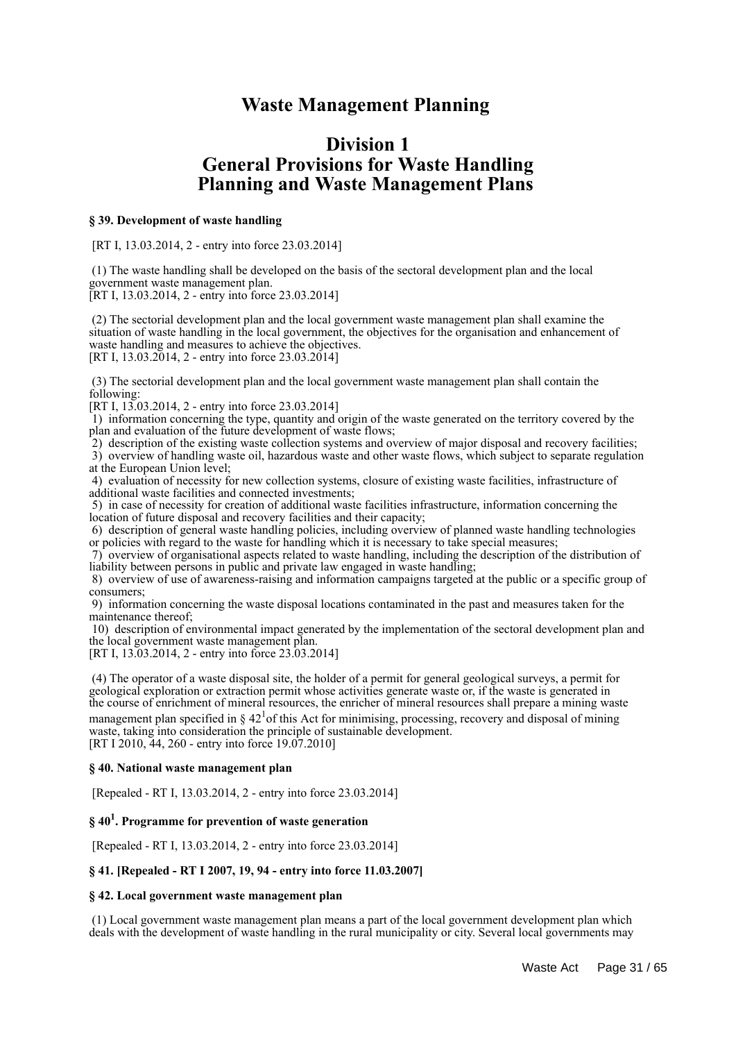# Waste Management Planning

## Division 1
## General Provisions for Waste Handling Planning and Waste Management Plans

**§ 39. Development of waste handling**

[RT I, 13.03.2014, 2 - entry into force 23.03.2014]

(1) The waste handling shall be developed on the basis of the sectoral development plan and the local government waste management plan.
[RT I, 13.03.2014, 2 - entry into force 23.03.2014]

(2) The sectorial development plan and the local government waste management plan shall examine the situation of waste handling in the local government, the objectives for the organisation and enhancement of waste handling and measures to achieve the objectives.
[RT I, 13.03.2014, 2 - entry into force 23.03.2014]

(3) The sectorial development plan and the local government waste management plan shall contain the following:
[RT I, 13.03.2014, 2 - entry into force 23.03.2014]
1) information concerning the type, quantity and origin of the waste generated on the territory covered by the plan and evaluation of the future development of waste flows;
2) description of the existing waste collection systems and overview of major disposal and recovery facilities;
3) overview of handling waste oil, hazardous waste and other waste flows, which subject to separate regulation at the European Union level;
4) evaluation of necessity for new collection systems, closure of existing waste facilities, infrastructure of additional waste facilities and connected investments;
5) in case of necessity for creation of additional waste facilities infrastructure, information concerning the location of future disposal and recovery facilities and their capacity;
6) description of general waste handling policies, including overview of planned waste handling technologies or policies with regard to the waste for handling which it is necessary to take special measures;
7) overview of organisational aspects related to waste handling, including the description of the distribution of liability between persons in public and private law engaged in waste handling;
8) overview of use of awareness-raising and information campaigns targeted at the public or a specific group of consumers;
9) information concerning the waste disposal locations contaminated in the past and measures taken for the maintenance thereof;
10) description of environmental impact generated by the implementation of the sectoral development plan and the local government waste management plan.
[RT I, 13.03.2014, 2 - entry into force 23.03.2014]

(4) The operator of a waste disposal site, the holder of a permit for general geological surveys, a permit for geological exploration or extraction permit whose activities generate waste or, if the waste is generated in the course of enrichment of mineral resources, the enricher of mineral resources shall prepare a mining waste management plan specified in § 42[1] of this Act for minimising, processing, recovery and disposal of mining waste, taking into consideration the principle of sustainable development.
[RT I 2010, 44, 260 - entry into force 19.07.2010]

**§ 40. National waste management plan**

[Repealed - RT I, 13.03.2014, 2 - entry into force 23.03.2014]

**§ 40[1]. Programme for prevention of waste generation**

[Repealed - RT I, 13.03.2014, 2 - entry into force 23.03.2014]

**§ 41. [Repealed - RT I 2007, 19, 94 - entry into force 11.03.2007]**

**§ 42. Local government waste management plan**

(1) Local government waste management plan means a part of the local government development plan which deals with the development of waste handling in the rural municipality or city. Several local governments may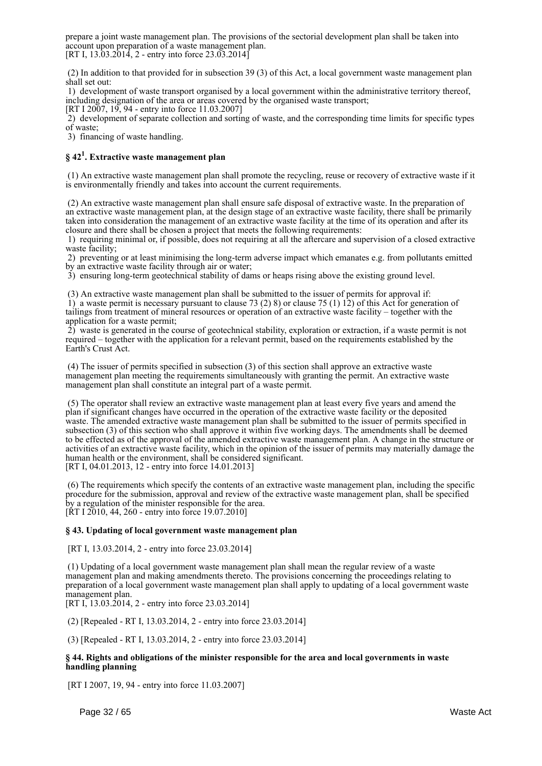prepare a joint waste management plan. The provisions of the sectorial development plan shall be taken into account upon preparation of a waste management plan.
[RT I, 13.03.2014, 2 - entry into force 23.03.2014]

(2) In addition to that provided for in subsection 39 (3) of this Act, a local government waste management plan shall set out:
1) development of waste transport organised by a local government within the administrative territory thereof, including designation of the area or areas covered by the organised waste transport;
[RT I 2007, 19, 94 - entry into force 11.03.2007]
2) development of separate collection and sorting of waste, and the corresponding time limits for specific types of waste;
3) financing of waste handling.

### § 42[1]. Extractive waste management plan

(1) An extractive waste management plan shall promote the recycling, reuse or recovery of extractive waste if it is environmentally friendly and takes into account the current requirements.

(2) An extractive waste management plan shall ensure safe disposal of extractive waste. In the preparation of an extractive waste management plan, at the design stage of an extractive waste facility, there shall be primarily taken into consideration the management of an extractive waste facility at the time of its operation and after its closure and there shall be chosen a project that meets the following requirements:
1) requiring minimal or, if possible, does not requiring at all the aftercare and supervision of a closed extractive waste facility;
2) preventing or at least minimising the long-term adverse impact which emanates e.g. from pollutants emitted by an extractive waste facility through air or water;
3) ensuring long-term geotechnical stability of dams or heaps rising above the existing ground level.

(3) An extractive waste management plan shall be submitted to the issuer of permits for approval if:
1) a waste permit is necessary pursuant to clause 73 (2) 8) or clause 75 (1) 12) of this Act for generation of tailings from treatment of mineral resources or operation of an extractive waste facility – together with the application for a waste permit;
2) waste is generated in the course of geotechnical stability, exploration or extraction, if a waste permit is not required – together with the application for a relevant permit, based on the requirements established by the Earth's Crust Act.

(4) The issuer of permits specified in subsection (3) of this section shall approve an extractive waste management plan meeting the requirements simultaneously with granting the permit. An extractive waste management plan shall constitute an integral part of a waste permit.

(5) The operator shall review an extractive waste management plan at least every five years and amend the plan if significant changes have occurred in the operation of the extractive waste facility or the deposited waste. The amended extractive waste management plan shall be submitted to the issuer of permits specified in subsection (3) of this section who shall approve it within five working days. The amendments shall be deemed to be effected as of the approval of the amended extractive waste management plan. A change in the structure or activities of an extractive waste facility, which in the opinion of the issuer of permits may materially damage the human health or the environment, shall be considered significant.
[RT I, 04.01.2013, 12 - entry into force 14.01.2013]

(6) The requirements which specify the contents of an extractive waste management plan, including the specific procedure for the submission, approval and review of the extractive waste management plan, shall be specified by a regulation of the minister responsible for the area.
[RT I 2010, 44, 260 - entry into force 19.07.2010]

### § 43. Updating of local government waste management plan

[RT I, 13.03.2014, 2 - entry into force 23.03.2014]

(1) Updating of a local government waste management plan shall mean the regular review of a waste management plan and making amendments thereto. The provisions concerning the proceedings relating to preparation of a local government waste management plan shall apply to updating of a local government waste management plan.
[RT I, 13.03.2014, 2 - entry into force 23.03.2014]

(2) [Repealed - RT I, 13.03.2014, 2 - entry into force 23.03.2014]

(3) [Repealed - RT I, 13.03.2014, 2 - entry into force 23.03.2014]

### § 44. Rights and obligations of the minister responsible for the area and local governments in waste handling planning

[RT I 2007, 19, 94 - entry into force 11.03.2007]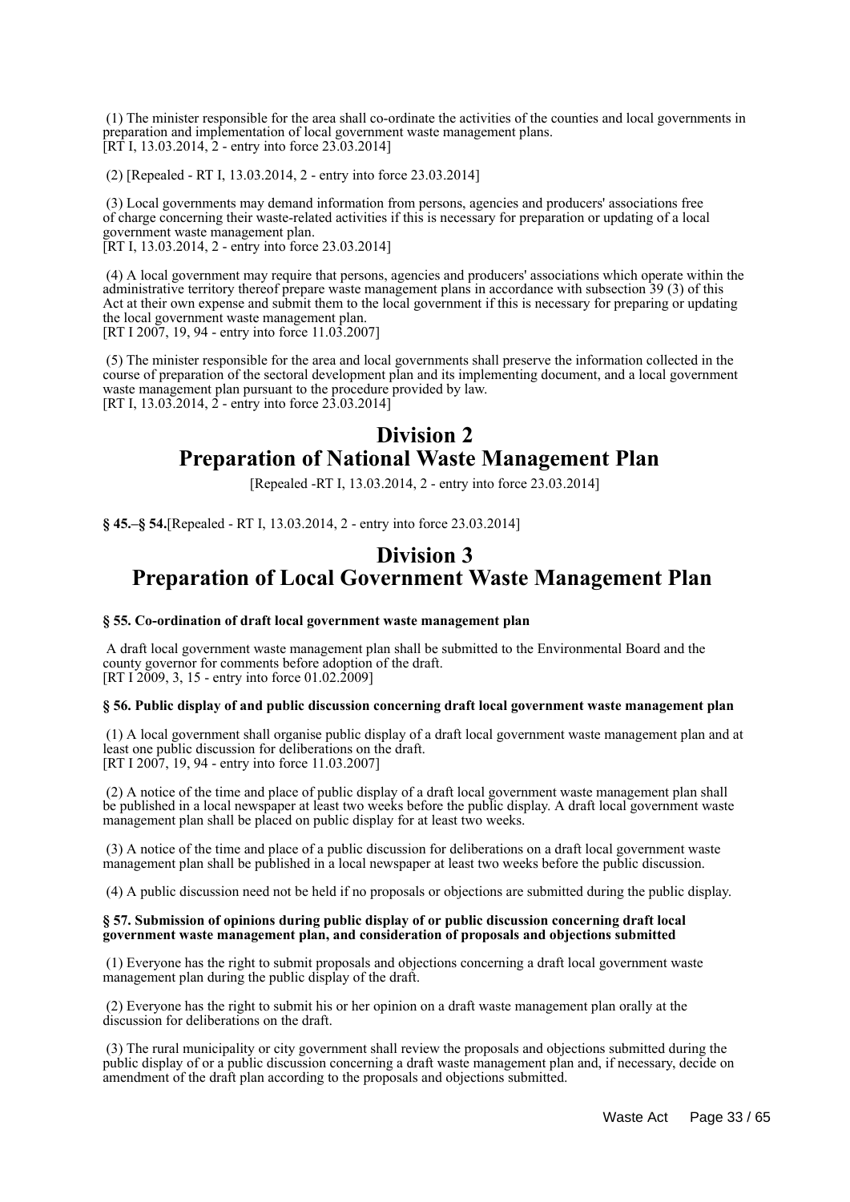(1) The minister responsible for the area shall co-ordinate the activities of the counties and local governments in preparation and implementation of local government waste management plans.
[RT I, 13.03.2014, 2 - entry into force 23.03.2014]

(2) [Repealed - RT I, 13.03.2014, 2 - entry into force 23.03.2014]

(3) Local governments may demand information from persons, agencies and producers' associations free of charge concerning their waste-related activities if this is necessary for preparation or updating of a local government waste management plan.
[RT I, 13.03.2014, 2 - entry into force 23.03.2014]

(4) A local government may require that persons, agencies and producers' associations which operate within the administrative territory thereof prepare waste management plans in accordance with subsection 39 (3) of this Act at their own expense and submit them to the local government if this is necessary for preparing or updating the local government waste management plan.
[RT I 2007, 19, 94 - entry into force 11.03.2007]

(5) The minister responsible for the area and local governments shall preserve the information collected in the course of preparation of the sectoral development plan and its implementing document, and a local government waste management plan pursuant to the procedure provided by law.
[RT I, 13.03.2014, 2 - entry into force 23.03.2014]

## Division 2
## Preparation of National Waste Management Plan

[Repealed -RT I, 13.03.2014, 2 - entry into force 23.03.2014]

**§ 45.–§ 54.**[Repealed - RT I, 13.03.2014, 2 - entry into force 23.03.2014]

## Division 3
## Preparation of Local Government Waste Management Plan

#### § 55. Co-ordination of draft local government waste management plan

A draft local government waste management plan shall be submitted to the Environmental Board and the county governor for comments before adoption of the draft.
[RT I 2009, 3, 15 - entry into force 01.02.2009]

#### § 56. Public display of and public discussion concerning draft local government waste management plan

(1) A local government shall organise public display of a draft local government waste management plan and at least one public discussion for deliberations on the draft.
[RT I 2007, 19, 94 - entry into force 11.03.2007]

(2) A notice of the time and place of public display of a draft local government waste management plan shall be published in a local newspaper at least two weeks before the public display. A draft local government waste management plan shall be placed on public display for at least two weeks.

(3) A notice of the time and place of a public discussion for deliberations on a draft local government waste management plan shall be published in a local newspaper at least two weeks before the public discussion.

(4) A public discussion need not be held if no proposals or objections are submitted during the public display.

#### § 57. Submission of opinions during public display of or public discussion concerning draft local government waste management plan, and consideration of proposals and objections submitted

(1) Everyone has the right to submit proposals and objections concerning a draft local government waste management plan during the public display of the draft.

(2) Everyone has the right to submit his or her opinion on a draft waste management plan orally at the discussion for deliberations on the draft.

(3) The rural municipality or city government shall review the proposals and objections submitted during the public display of or a public discussion concerning a draft waste management plan and, if necessary, decide on amendment of the draft plan according to the proposals and objections submitted.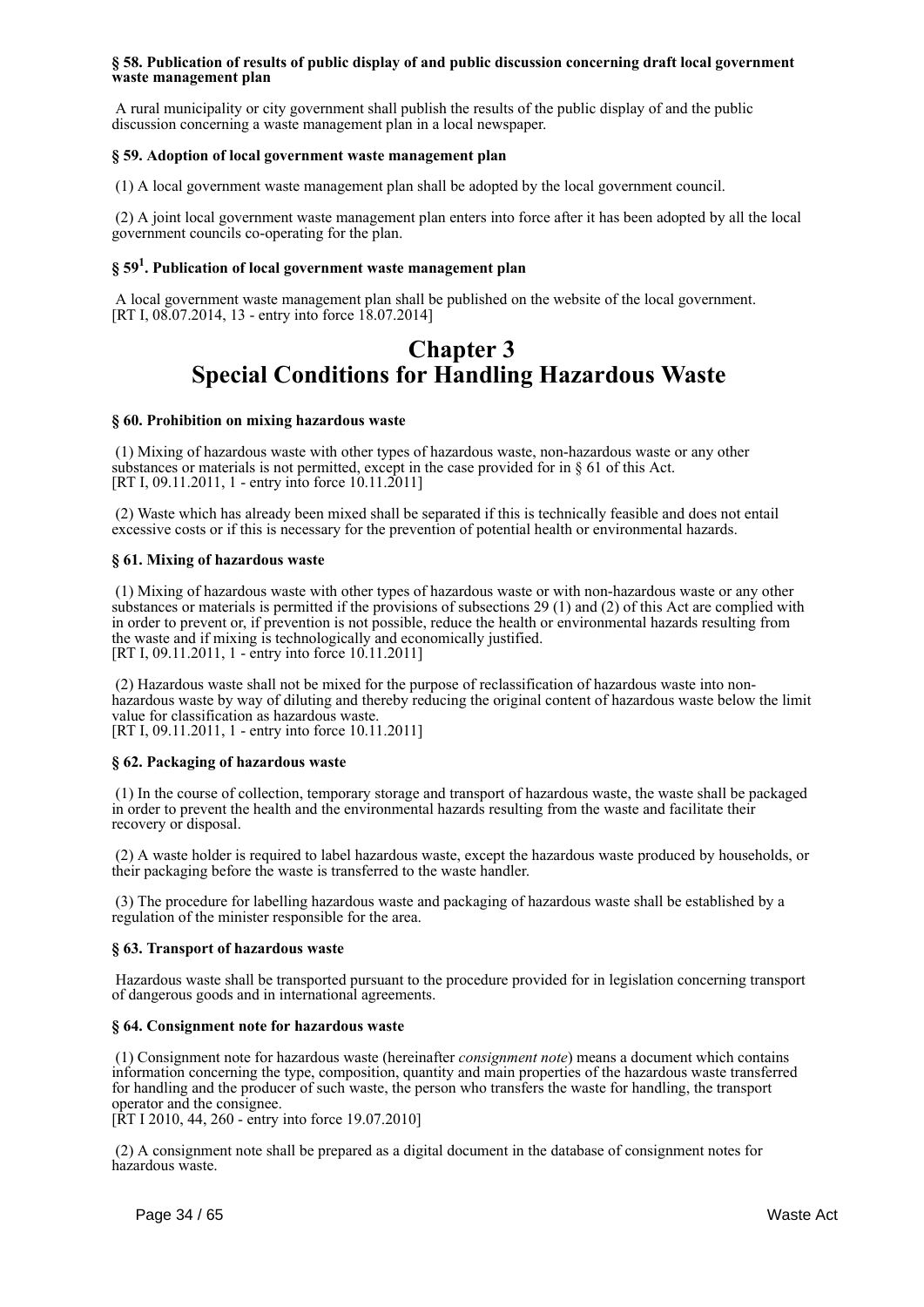**§ 58. Publication of results of public display of and public discussion concerning draft local government waste management plan**

A rural municipality or city government shall publish the results of the public display of and the public discussion concerning a waste management plan in a local newspaper.

**§ 59. Adoption of local government waste management plan**

(1) A local government waste management plan shall be adopted by the local government council.

(2) A joint local government waste management plan enters into force after it has been adopted by all the local government councils co-operating for the plan.

**§ 59[1]. Publication of local government waste management plan**

A local government waste management plan shall be published on the website of the local government.
[RT I, 08.07.2014, 13 - entry into force 18.07.2014]

# Chapter 3
# Special Conditions for Handling Hazardous Waste

**§ 60. Prohibition on mixing hazardous waste**

(1) Mixing of hazardous waste with other types of hazardous waste, non-hazardous waste or any other substances or materials is not permitted, except in the case provided for in § 61 of this Act.
[RT I, 09.11.2011, 1 - entry into force 10.11.2011]

(2) Waste which has already been mixed shall be separated if this is technically feasible and does not entail excessive costs or if this is necessary for the prevention of potential health or environmental hazards.

**§ 61. Mixing of hazardous waste**

(1) Mixing of hazardous waste with other types of hazardous waste or with non-hazardous waste or any other substances or materials is permitted if the provisions of subsections 29 (1) and (2) of this Act are complied with in order to prevent or, if prevention is not possible, reduce the health or environmental hazards resulting from the waste and if mixing is technologically and economically justified.
[RT I, 09.11.2011, 1 - entry into force 10.11.2011]

(2) Hazardous waste shall not be mixed for the purpose of reclassification of hazardous waste into non-hazardous waste by way of diluting and thereby reducing the original content of hazardous waste below the limit value for classification as hazardous waste.
[RT I, 09.11.2011, 1 - entry into force 10.11.2011]

**§ 62. Packaging of hazardous waste**

(1) In the course of collection, temporary storage and transport of hazardous waste, the waste shall be packaged in order to prevent the health and the environmental hazards resulting from the waste and facilitate their recovery or disposal.

(2) A waste holder is required to label hazardous waste, except the hazardous waste produced by households, or their packaging before the waste is transferred to the waste handler.

(3) The procedure for labelling hazardous waste and packaging of hazardous waste shall be established by a regulation of the minister responsible for the area.

**§ 63. Transport of hazardous waste**

Hazardous waste shall be transported pursuant to the procedure provided for in legislation concerning transport of dangerous goods and in international agreements.

**§ 64. Consignment note for hazardous waste**

(1) Consignment note for hazardous waste (hereinafter *consignment note*) means a document which contains information concerning the type, composition, quantity and main properties of the hazardous waste transferred for handling and the producer of such waste, the person who transfers the waste for handling, the transport operator and the consignee.
[RT I 2010, 44, 260 - entry into force 19.07.2010]

(2) A consignment note shall be prepared as a digital document in the database of consignment notes for hazardous waste.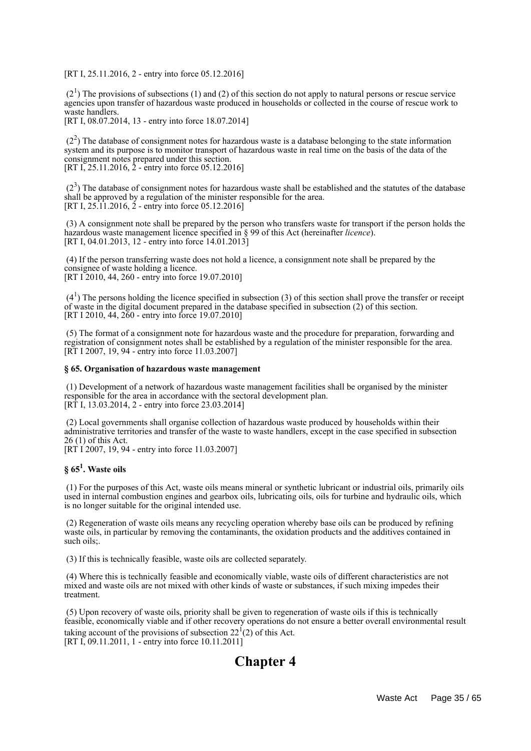[RT I, 25.11.2016, 2 - entry into force 05.12.2016]

(2[1]) The provisions of subsections (1) and (2) of this section do not apply to natural persons or rescue service agencies upon transfer of hazardous waste produced in households or collected in the course of rescue work to waste handlers.
[RT I, 08.07.2014, 13 - entry into force 18.07.2014]

(2[2]) The database of consignment notes for hazardous waste is a database belonging to the state information system and its purpose is to monitor transport of hazardous waste in real time on the basis of the data of the consignment notes prepared under this section.
[RT I, 25.11.2016, 2 - entry into force 05.12.2016]

(2[3]) The database of consignment notes for hazardous waste shall be established and the statutes of the database shall be approved by a regulation of the minister responsible for the area.
[RT I, 25.11.2016, 2 - entry into force 05.12.2016]

(3) A consignment note shall be prepared by the person who transfers waste for transport if the person holds the hazardous waste management licence specified in § 99 of this Act (hereinafter *licence*).
[RT I, 04.01.2013, 12 - entry into force 14.01.2013]

(4) If the person transferring waste does not hold a licence, a consignment note shall be prepared by the consignee of waste holding a licence.
[RT I 2010, 44, 260 - entry into force 19.07.2010]

(4[1]) The persons holding the licence specified in subsection (3) of this section shall prove the transfer or receipt of waste in the digital document prepared in the database specified in subsection (2) of this section.
[RT I 2010, 44, 260 - entry into force 19.07.2010]

(5) The format of a consignment note for hazardous waste and the procedure for preparation, forwarding and registration of consignment notes shall be established by a regulation of the minister responsible for the area.
[RT I 2007, 19, 94 - entry into force 11.03.2007]

**§ 65. Organisation of hazardous waste management**

(1) Development of a network of hazardous waste management facilities shall be organised by the minister responsible for the area in accordance with the sectoral development plan.
[RT I, 13.03.2014, 2 - entry into force 23.03.2014]

(2) Local governments shall organise collection of hazardous waste produced by households within their administrative territories and transfer of the waste to waste handlers, except in the case specified in subsection 26 (1) of this Act.
[RT I 2007, 19, 94 - entry into force 11.03.2007]

**§ 65[1]. Waste oils**

(1) For the purposes of this Act, waste oils means mineral or synthetic lubricant or industrial oils, primarily oils used in internal combustion engines and gearbox oils, lubricating oils, oils for turbine and hydraulic oils, which is no longer suitable for the original intended use.

(2) Regeneration of waste oils means any recycling operation whereby base oils can be produced by refining waste oils, in particular by removing the contaminants, the oxidation products and the additives contained in such oils;.

(3) If this is technically feasible, waste oils are collected separately.

(4) Where this is technically feasible and economically viable, waste oils of different characteristics are not mixed and waste oils are not mixed with other kinds of waste or substances, if such mixing impedes their treatment.

(5) Upon recovery of waste oils, priority shall be given to regeneration of waste oils if this is technically feasible, economically viable and if other recovery operations do not ensure a better overall environmental result taking account of the provisions of subsection 22[1](2) of this Act.
[RT I, 09.11.2011, 1 - entry into force 10.11.2011]

# Chapter 4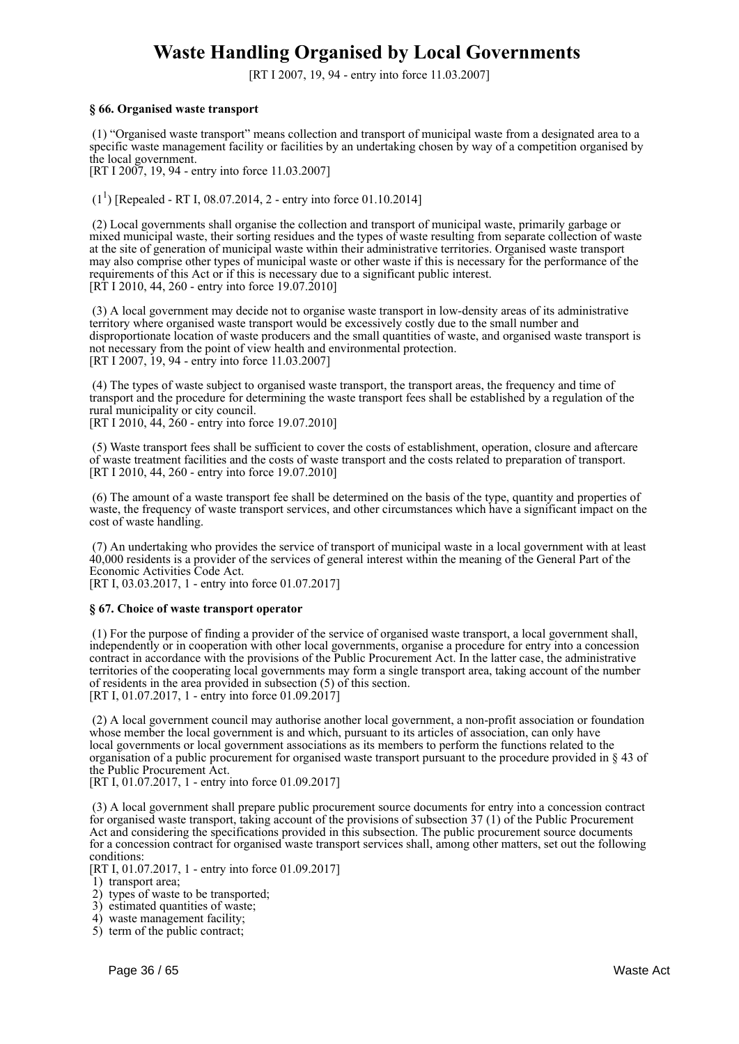# Waste Handling Organised by Local Governments

[RT I 2007, 19, 94 - entry into force 11.03.2007]

**§ 66. Organised waste transport**

(1) "Organised waste transport" means collection and transport of municipal waste from a designated area to a specific waste management facility or facilities by an undertaking chosen by way of a competition organised by the local government.
[RT I 2007, 19, 94 - entry into force 11.03.2007]

($1^1$) [Repealed - RT I, 08.07.2014, 2 - entry into force 01.10.2014]

(2) Local governments shall organise the collection and transport of municipal waste, primarily garbage or mixed municipal waste, their sorting residues and the types of waste resulting from separate collection of waste at the site of generation of municipal waste within their administrative territories. Organised waste transport may also comprise other types of municipal waste or other waste if this is necessary for the performance of the requirements of this Act or if this is necessary due to a significant public interest.
[RT I 2010, 44, 260 - entry into force 19.07.2010]

(3) A local government may decide not to organise waste transport in low-density areas of its administrative territory where organised waste transport would be excessively costly due to the small number and disproportionate location of waste producers and the small quantities of waste, and organised waste transport is not necessary from the point of view health and environmental protection.
[RT I 2007, 19, 94 - entry into force 11.03.2007]

(4) The types of waste subject to organised waste transport, the transport areas, the frequency and time of transport and the procedure for determining the waste transport fees shall be established by a regulation of the rural municipality or city council.
[RT I 2010, 44, 260 - entry into force 19.07.2010]

(5) Waste transport fees shall be sufficient to cover the costs of establishment, operation, closure and aftercare of waste treatment facilities and the costs of waste transport and the costs related to preparation of transport.
[RT I 2010, 44, 260 - entry into force 19.07.2010]

(6) The amount of a waste transport fee shall be determined on the basis of the type, quantity and properties of waste, the frequency of waste transport services, and other circumstances which have a significant impact on the cost of waste handling.

(7) An undertaking who provides the service of transport of municipal waste in a local government with at least 40,000 residents is a provider of the services of general interest within the meaning of the General Part of the Economic Activities Code Act.
[RT I, 03.03.2017, 1 - entry into force 01.07.2017]

**§ 67. Choice of waste transport operator**

(1) For the purpose of finding a provider of the service of organised waste transport, a local government shall, independently or in cooperation with other local governments, organise a procedure for entry into a concession contract in accordance with the provisions of the Public Procurement Act. In the latter case, the administrative territories of the cooperating local governments may form a single transport area, taking account of the number of residents in the area provided in subsection (5) of this section.
[RT I, 01.07.2017, 1 - entry into force 01.09.2017]

(2) A local government council may authorise another local government, a non-profit association or foundation whose member the local government is and which, pursuant to its articles of association, can only have local governments or local government associations as its members to perform the functions related to the organisation of a public procurement for organised waste transport pursuant to the procedure provided in § 43 of the Public Procurement Act.
[RT I, 01.07.2017, 1 - entry into force 01.09.2017]

(3) A local government shall prepare public procurement source documents for entry into a concession contract for organised waste transport, taking account of the provisions of subsection 37 (1) of the Public Procurement Act and considering the specifications provided in this subsection. The public procurement source documents for a concession contract for organised waste transport services shall, among other matters, set out the following conditions:
[RT I, 01.07.2017, 1 - entry into force 01.09.2017]

1) transport area;
2) types of waste to be transported;
3) estimated quantities of waste;
4) waste management facility;
5) term of the public contract;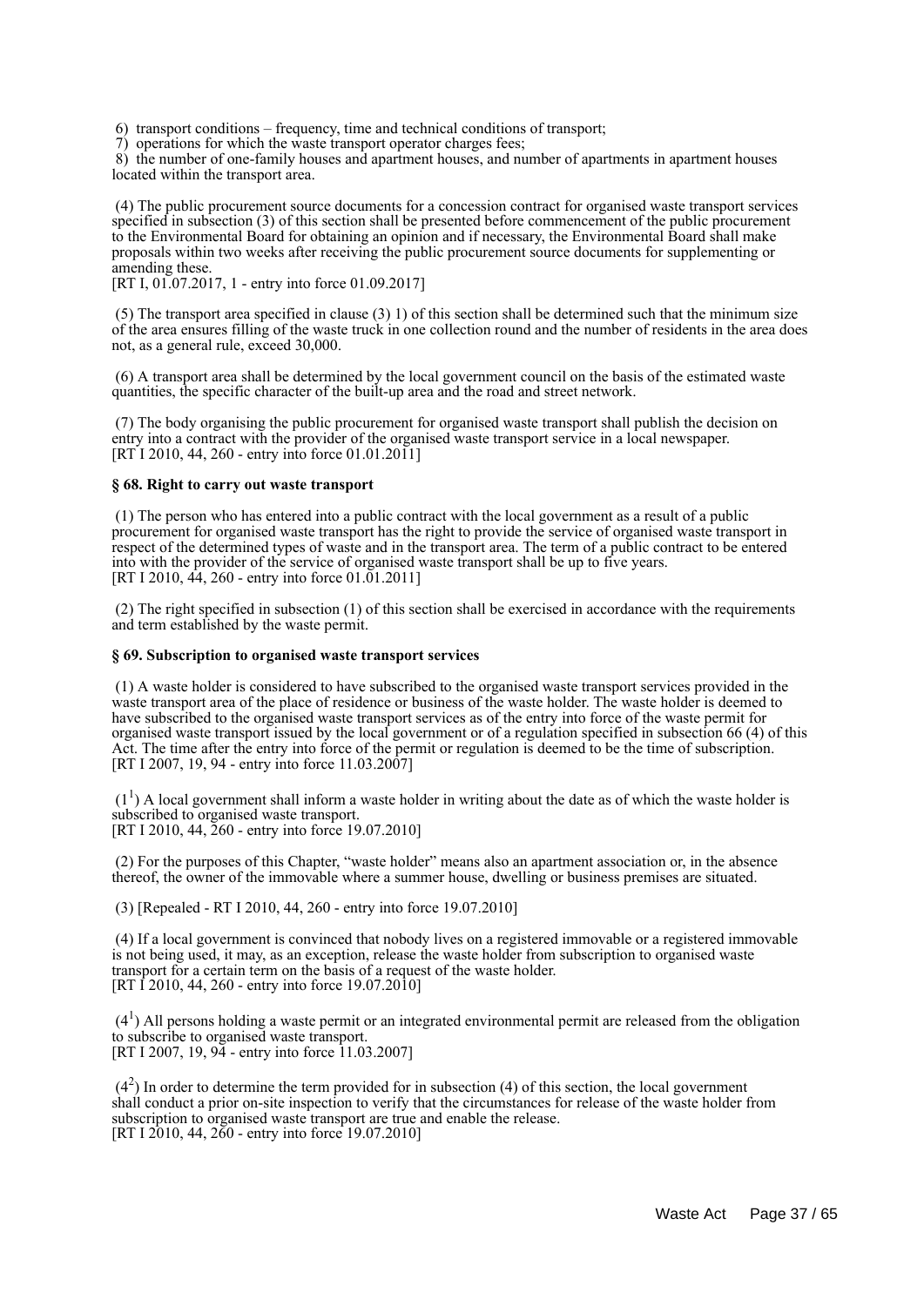6) transport conditions – frequency, time and technical conditions of transport;
7) operations for which the waste transport operator charges fees;
8) the number of one-family houses and apartment houses, and number of apartments in apartment houses located within the transport area.

(4) The public procurement source documents for a concession contract for organised waste transport services specified in subsection (3) of this section shall be presented before commencement of the public procurement to the Environmental Board for obtaining an opinion and if necessary, the Environmental Board shall make proposals within two weeks after receiving the public procurement source documents for supplementing or amending these.
[RT I, 01.07.2017, 1 - entry into force 01.09.2017]

(5) The transport area specified in clause (3) 1) of this section shall be determined such that the minimum size of the area ensures filling of the waste truck in one collection round and the number of residents in the area does not, as a general rule, exceed 30,000.

(6) A transport area shall be determined by the local government council on the basis of the estimated waste quantities, the specific character of the built-up area and the road and street network.

(7) The body organising the public procurement for organised waste transport shall publish the decision on entry into a contract with the provider of the organised waste transport service in a local newspaper.
[RT I 2010, 44, 260 - entry into force 01.01.2011]

**§ 68. Right to carry out waste transport**

(1) The person who has entered into a public contract with the local government as a result of a public procurement for organised waste transport has the right to provide the service of organised waste transport in respect of the determined types of waste and in the transport area. The term of a public contract to be entered into with the provider of the service of organised waste transport shall be up to five years.
[RT I 2010, 44, 260 - entry into force 01.01.2011]

(2) The right specified in subsection (1) of this section shall be exercised in accordance with the requirements and term established by the waste permit.

**§ 69. Subscription to organised waste transport services**

(1) A waste holder is considered to have subscribed to the organised waste transport services provided in the waste transport area of the place of residence or business of the waste holder. The waste holder is deemed to have subscribed to the organised waste transport services as of the entry into force of the waste permit for organised waste transport issued by the local government or of a regulation specified in subsection 66 (4) of this Act. The time after the entry into force of the permit or regulation is deemed to be the time of subscription.
[RT I 2007, 19, 94 - entry into force 11.03.2007]

($1^1$) A local government shall inform a waste holder in writing about the date as of which the waste holder is subscribed to organised waste transport.
[RT I 2010, 44, 260 - entry into force 19.07.2010]

(2) For the purposes of this Chapter, "waste holder" means also an apartment association or, in the absence thereof, the owner of the immovable where a summer house, dwelling or business premises are situated.

(3) [Repealed - RT I 2010, 44, 260 - entry into force 19.07.2010]

(4) If a local government is convinced that nobody lives on a registered immovable or a registered immovable is not being used, it may, as an exception, release the waste holder from subscription to organised waste transport for a certain term on the basis of a request of the waste holder.
[RT I 2010, 44, 260 - entry into force 19.07.2010]

($4^1$) All persons holding a waste permit or an integrated environmental permit are released from the obligation to subscribe to organised waste transport.
[RT I 2007, 19, 94 - entry into force 11.03.2007]

($4^2$) In order to determine the term provided for in subsection (4) of this section, the local government shall conduct a prior on-site inspection to verify that the circumstances for release of the waste holder from subscription to organised waste transport are true and enable the release.
[RT I 2010, 44, 260 - entry into force 19.07.2010]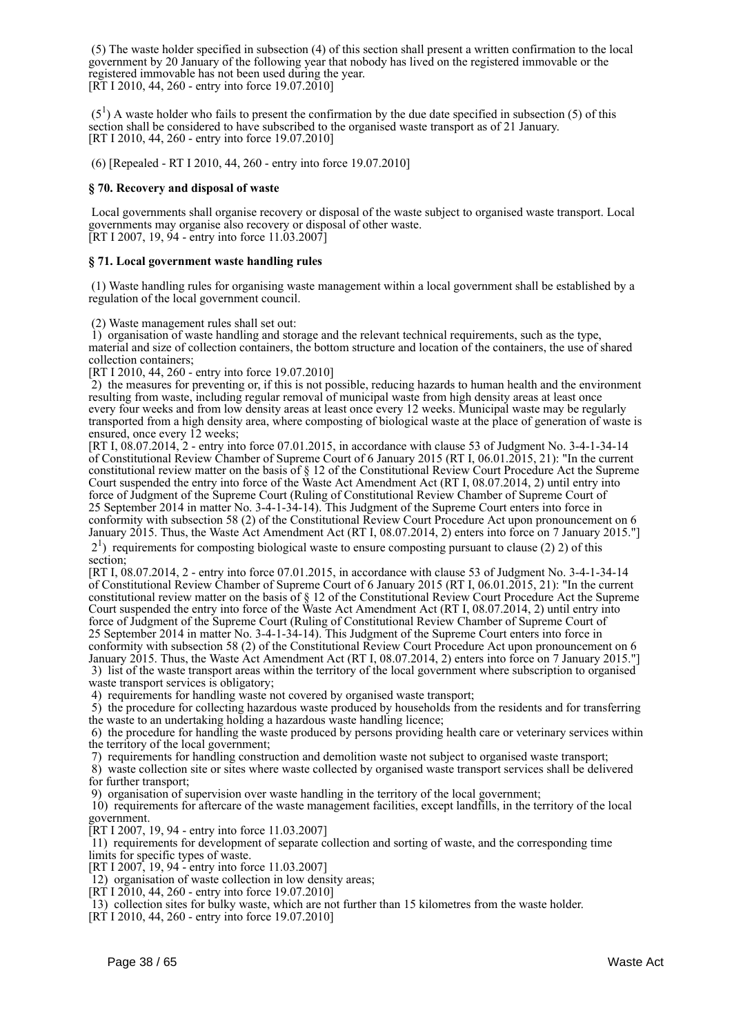(5) The waste holder specified in subsection (4) of this section shall present a written confirmation to the local government by 20 January of the following year that nobody has lived on the registered immovable or the registered immovable has not been used during the year.
[RT I 2010, 44, 260 - entry into force 19.07.2010]

($5^1$) A waste holder who fails to present the confirmation by the due date specified in subsection (5) of this section shall be considered to have subscribed to the organised waste transport as of 21 January.
[RT I 2010, 44, 260 - entry into force 19.07.2010]

(6) [Repealed - RT I 2010, 44, 260 - entry into force 19.07.2010]

**§ 70. Recovery and disposal of waste**

Local governments shall organise recovery or disposal of the waste subject to organised waste transport. Local governments may organise also recovery or disposal of other waste.
[RT I 2007, 19, 94 - entry into force 11.03.2007]

**§ 71. Local government waste handling rules**

(1) Waste handling rules for organising waste management within a local government shall be established by a regulation of the local government council.

(2) Waste management rules shall set out:
1) organisation of waste handling and storage and the relevant technical requirements, such as the type, material and size of collection containers, the bottom structure and location of the containers, the use of shared collection containers;
[RT I 2010, 44, 260 - entry into force 19.07.2010]
2) the measures for preventing or, if this is not possible, reducing hazards to human health and the environment resulting from waste, including regular removal of municipal waste from high density areas at least once every four weeks and from low density areas at least once every 12 weeks. Municipal waste may be regularly transported from a high density area, where composting of biological waste at the place of generation of waste is ensured, once every 12 weeks;
[RT I, 08.07.2014, 2 - entry into force 07.01.2015, in accordance with clause 53 of Judgment No. 3-4-1-34-14 of Constitutional Review Chamber of Supreme Court of 6 January 2015 (RT I, 06.01.2015, 21): "In the current constitutional review matter on the basis of § 12 of the Constitutional Review Court Procedure Act the Supreme Court suspended the entry into force of the Waste Act Amendment Act (RT I, 08.07.2014, 2) until entry into force of Judgment of the Supreme Court (Ruling of Constitutional Review Chamber of Supreme Court of 25 September 2014 in matter No. 3-4-1-34-14). This Judgment of the Supreme Court enters into force in conformity with subsection 58 (2) of the Constitutional Review Court Procedure Act upon pronouncement on 6 January 2015. Thus, the Waste Act Amendment Act (RT I, 08.07.2014, 2) enters into force on 7 January 2015."]
$2^1$) requirements for composting biological waste to ensure composting pursuant to clause (2) 2) of this section;
[RT I, 08.07.2014, 2 - entry into force 07.01.2015, in accordance with clause 53 of Judgment No. 3-4-1-34-14 of Constitutional Review Chamber of Supreme Court of 6 January 2015 (RT I, 06.01.2015, 21): "In the current constitutional review matter on the basis of § 12 of the Constitutional Review Court Procedure Act the Supreme Court suspended the entry into force of the Waste Act Amendment Act (RT I, 08.07.2014, 2) until entry into force of Judgment of the Supreme Court (Ruling of Constitutional Review Chamber of Supreme Court of 25 September 2014 in matter No. 3-4-1-34-14). This Judgment of the Supreme Court enters into force in conformity with subsection 58 (2) of the Constitutional Review Court Procedure Act upon pronouncement on 6 January 2015. Thus, the Waste Act Amendment Act (RT I, 08.07.2014, 2) enters into force on 7 January 2015."]
3) list of the waste transport areas within the territory of the local government where subscription to organised waste transport services is obligatory;
4) requirements for handling waste not covered by organised waste transport;
5) the procedure for collecting hazardous waste produced by households from the residents and for transferring the waste to an undertaking holding a hazardous waste handling licence;
6) the procedure for handling the waste produced by persons providing health care or veterinary services within the territory of the local government;
7) requirements for handling construction and demolition waste not subject to organised waste transport;
8) waste collection site or sites where waste collected by organised waste transport services shall be delivered for further transport;
9) organisation of supervision over waste handling in the territory of the local government;
10) requirements for aftercare of the waste management facilities, except landfills, in the territory of the local government.
[RT I 2007, 19, 94 - entry into force 11.03.2007]
11) requirements for development of separate collection and sorting of waste, and the corresponding time limits for specific types of waste.
[RT I 2007, 19, 94 - entry into force 11.03.2007]
12) organisation of waste collection in low density areas;
[RT I 2010, 44, 260 - entry into force 19.07.2010]
13) collection sites for bulky waste, which are not further than 15 kilometres from the waste holder.
[RT I 2010, 44, 260 - entry into force 19.07.2010]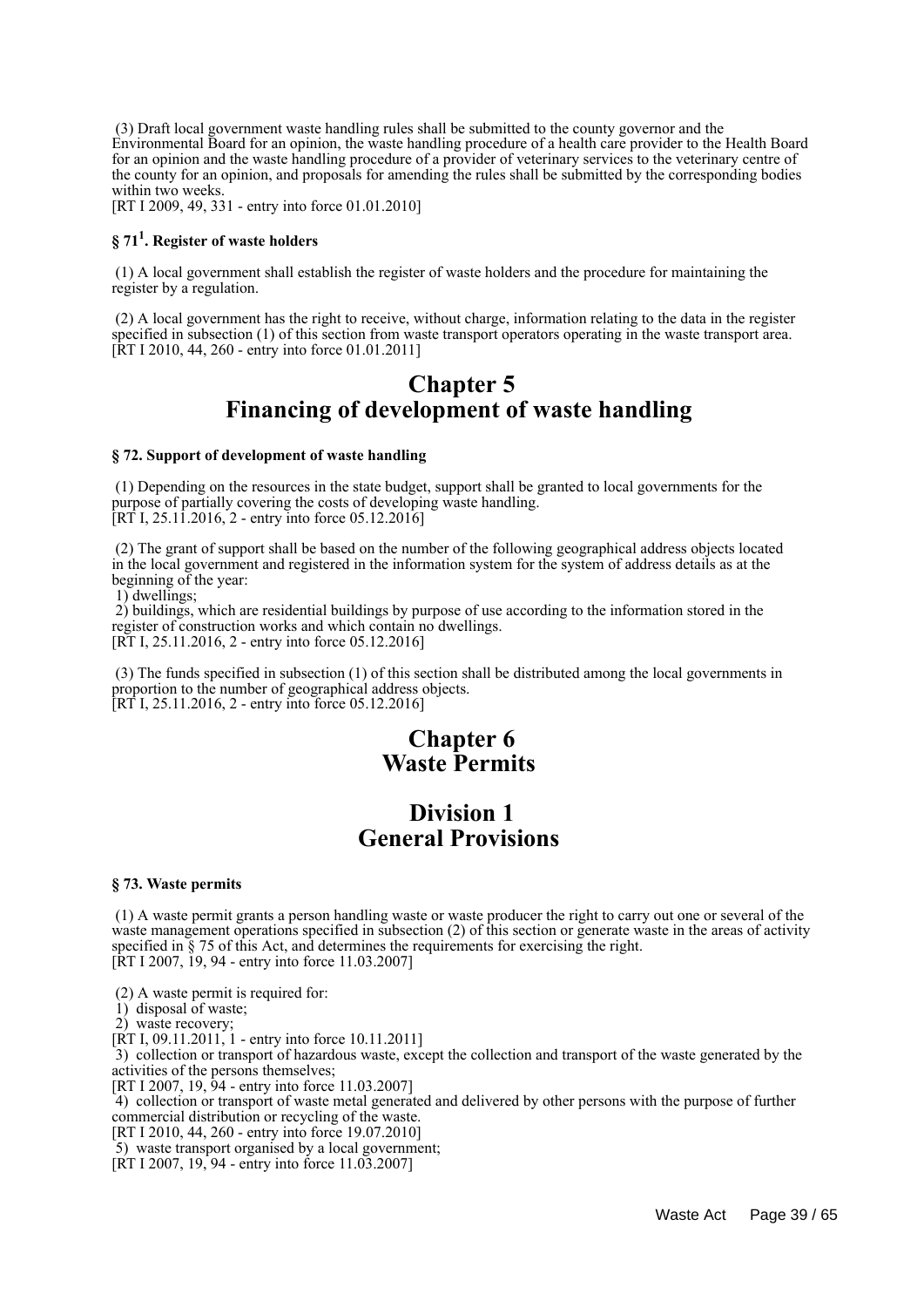(3) Draft local government waste handling rules shall be submitted to the county governor and the Environmental Board for an opinion, the waste handling procedure of a health care provider to the Health Board for an opinion and the waste handling procedure of a provider of veterinary services to the veterinary centre of the county for an opinion, and proposals for amending the rules shall be submitted by the corresponding bodies within two weeks.
[RT I 2009, 49, 331 - entry into force 01.01.2010]

#### § 71[1]. Register of waste holders

(1) A local government shall establish the register of waste holders and the procedure for maintaining the register by a regulation.

(2) A local government has the right to receive, without charge, information relating to the data in the register specified in subsection (1) of this section from waste transport operators operating in the waste transport area.
[RT I 2010, 44, 260 - entry into force 01.01.2011]

## Chapter 5
## Financing of development of waste handling

#### § 72. Support of development of waste handling

(1) Depending on the resources in the state budget, support shall be granted to local governments for the purpose of partially covering the costs of developing waste handling.
[RT I, 25.11.2016, 2 - entry into force 05.12.2016]

(2) The grant of support shall be based on the number of the following geographical address objects located in the local government and registered in the information system for the system of address details as at the beginning of the year:
1) dwellings;
2) buildings, which are residential buildings by purpose of use according to the information stored in the register of construction works and which contain no dwellings.
[RT I, 25.11.2016, 2 - entry into force 05.12.2016]

(3) The funds specified in subsection (1) of this section shall be distributed among the local governments in proportion to the number of geographical address objects.
[RT I, 25.11.2016, 2 - entry into force 05.12.2016]

## Chapter 6
## Waste Permits

## Division 1
## General Provisions

#### § 73. Waste permits

(1) A waste permit grants a person handling waste or waste producer the right to carry out one or several of the waste management operations specified in subsection (2) of this section or generate waste in the areas of activity specified in § 75 of this Act, and determines the requirements for exercising the right.
[RT I 2007, 19, 94 - entry into force 11.03.2007]

(2) A waste permit is required for:
1) disposal of waste;
2) waste recovery;
[RT I, 09.11.2011, 1 - entry into force 10.11.2011]
3) collection or transport of hazardous waste, except the collection and transport of the waste generated by the activities of the persons themselves;
[RT I 2007, 19, 94 - entry into force 11.03.2007]
4) collection or transport of waste metal generated and delivered by other persons with the purpose of further commercial distribution or recycling of the waste.
[RT I 2010, 44, 260 - entry into force 19.07.2010]
5) waste transport organised by a local government;
[RT I 2007, 19, 94 - entry into force 11.03.2007]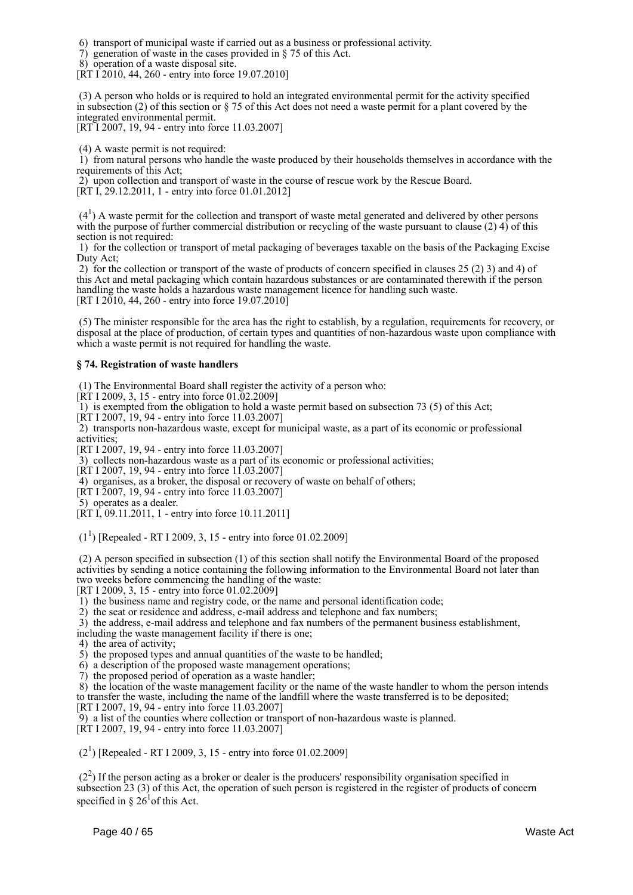6) transport of municipal waste if carried out as a business or professional activity.
7) generation of waste in the cases provided in § 75 of this Act.
8) operation of a waste disposal site.
[RT I 2010, 44, 260 - entry into force 19.07.2010]

(3) A person who holds or is required to hold an integrated environmental permit for the activity specified in subsection (2) of this section or § 75 of this Act does not need a waste permit for a plant covered by the integrated environmental permit.
[RT I 2007, 19, 94 - entry into force 11.03.2007]

(4) A waste permit is not required:
1) from natural persons who handle the waste produced by their households themselves in accordance with the requirements of this Act;
2) upon collection and transport of waste in the course of rescue work by the Rescue Board.
[RT I, 29.12.2011, 1 - entry into force 01.01.2012]

($4^1$) A waste permit for the collection and transport of waste metal generated and delivered by other persons with the purpose of further commercial distribution or recycling of the waste pursuant to clause (2) 4) of this section is not required:
1) for the collection or transport of metal packaging of beverages taxable on the basis of the Packaging Excise Duty Act;
2) for the collection or transport of the waste of products of concern specified in clauses 25 (2) 3) and 4) of this Act and metal packaging which contain hazardous substances or are contaminated therewith if the person handling the waste holds a hazardous waste management licence for handling such waste.
[RT I 2010, 44, 260 - entry into force 19.07.2010]

(5) The minister responsible for the area has the right to establish, by a regulation, requirements for recovery, or disposal at the place of production, of certain types and quantities of non-hazardous waste upon compliance with which a waste permit is not required for handling the waste.

### § 74. Registration of waste handlers

(1) The Environmental Board shall register the activity of a person who:
[RT I 2009, 3, 15 - entry into force 01.02.2009]
1) is exempted from the obligation to hold a waste permit based on subsection 73 (5) of this Act;
[RT I 2007, 19, 94 - entry into force 11.03.2007]
2) transports non-hazardous waste, except for municipal waste, as a part of its economic or professional activities;
[RT I 2007, 19, 94 - entry into force 11.03.2007]
3) collects non-hazardous waste as a part of its economic or professional activities;
[RT I 2007, 19, 94 - entry into force 11.03.2007]
4) organises, as a broker, the disposal or recovery of waste on behalf of others;
[RT I 2007, 19, 94 - entry into force 11.03.2007]
5) operates as a dealer.
[RT I, 09.11.2011, 1 - entry into force 10.11.2011]

($1^1$) [Repealed - RT I 2009, 3, 15 - entry into force 01.02.2009]

(2) A person specified in subsection (1) of this section shall notify the Environmental Board of the proposed activities by sending a notice containing the following information to the Environmental Board not later than two weeks before commencing the handling of the waste:
[RT I 2009, 3, 15 - entry into force 01.02.2009]
1) the business name and registry code, or the name and personal identification code;
2) the seat or residence and address, e-mail address and telephone and fax numbers;
3) the address, e-mail address and telephone and fax numbers of the permanent business establishment, including the waste management facility if there is one;
4) the area of activity;
5) the proposed types and annual quantities of the waste to be handled;
6) a description of the proposed waste management operations;
7) the proposed period of operation as a waste handler;
8) the location of the waste management facility or the name of the waste handler to whom the person intends to transfer the waste, including the name of the landfill where the waste transferred is to be deposited;
[RT I 2007, 19, 94 - entry into force 11.03.2007]
9) a list of the counties where collection or transport of non-hazardous waste is planned.
[RT I 2007, 19, 94 - entry into force 11.03.2007]

($2^1$) [Repealed - RT I 2009, 3, 15 - entry into force 01.02.2009]

($2^2$) If the person acting as a broker or dealer is the producers' responsibility organisation specified in subsection 23 (3) of this Act, the operation of such person is registered in the register of products of concern specified in § $26^1$ of this Act.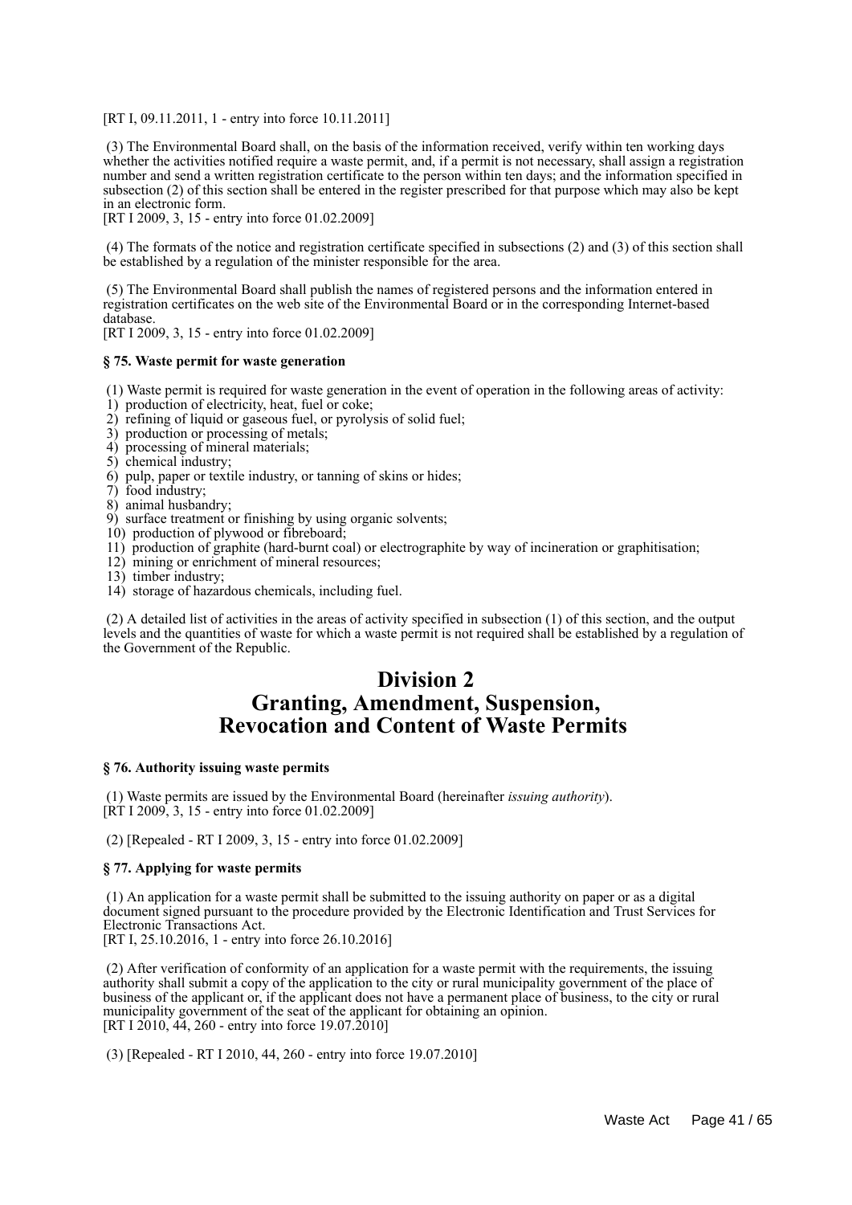[RT I, 09.11.2011, 1 - entry into force 10.11.2011]

(3) The Environmental Board shall, on the basis of the information received, verify within ten working days whether the activities notified require a waste permit, and, if a permit is not necessary, shall assign a registration number and send a written registration certificate to the person within ten days; and the information specified in subsection (2) of this section shall be entered in the register prescribed for that purpose which may also be kept in an electronic form.
[RT I 2009, 3, 15 - entry into force 01.02.2009]

(4) The formats of the notice and registration certificate specified in subsections (2) and (3) of this section shall be established by a regulation of the minister responsible for the area.

(5) The Environmental Board shall publish the names of registered persons and the information entered in registration certificates on the web site of the Environmental Board or in the corresponding Internet-based database.
[RT I 2009, 3, 15 - entry into force 01.02.2009]

**§ 75. Waste permit for waste generation**

(1) Waste permit is required for waste generation in the event of operation in the following areas of activity:
1) production of electricity, heat, fuel or coke;
2) refining of liquid or gaseous fuel, or pyrolysis of solid fuel;
3) production or processing of metals;
4) processing of mineral materials;
5) chemical industry;
6) pulp, paper or textile industry, or tanning of skins or hides;
7) food industry;
8) animal husbandry;
9) surface treatment or finishing by using organic solvents;
10) production of plywood or fibreboard;
11) production of graphite (hard-burnt coal) or electrographite by way of incineration or graphitisation;
12) mining or enrichment of mineral resources;
13) timber industry;
14) storage of hazardous chemicals, including fuel.

(2) A detailed list of activities in the areas of activity specified in subsection (1) of this section, and the output levels and the quantities of waste for which a waste permit is not required shall be established by a regulation of the Government of the Republic.

# Division 2
# Granting, Amendment, Suspension, Revocation and Content of Waste Permits

**§ 76. Authority issuing waste permits**

(1) Waste permits are issued by the Environmental Board (hereinafter *issuing authority*).
[RT I 2009, 3, 15 - entry into force 01.02.2009]

(2) [Repealed - RT I 2009, 3, 15 - entry into force 01.02.2009]

**§ 77. Applying for waste permits**

(1) An application for a waste permit shall be submitted to the issuing authority on paper or as a digital document signed pursuant to the procedure provided by the Electronic Identification and Trust Services for Electronic Transactions Act.
[RT I, 25.10.2016, 1 - entry into force 26.10.2016]

(2) After verification of conformity of an application for a waste permit with the requirements, the issuing authority shall submit a copy of the application to the city or rural municipality government of the place of business of the applicant or, if the applicant does not have a permanent place of business, to the city or rural municipality government of the seat of the applicant for obtaining an opinion.
[RT I 2010, 44, 260 - entry into force 19.07.2010]

(3) [Repealed - RT I 2010, 44, 260 - entry into force 19.07.2010]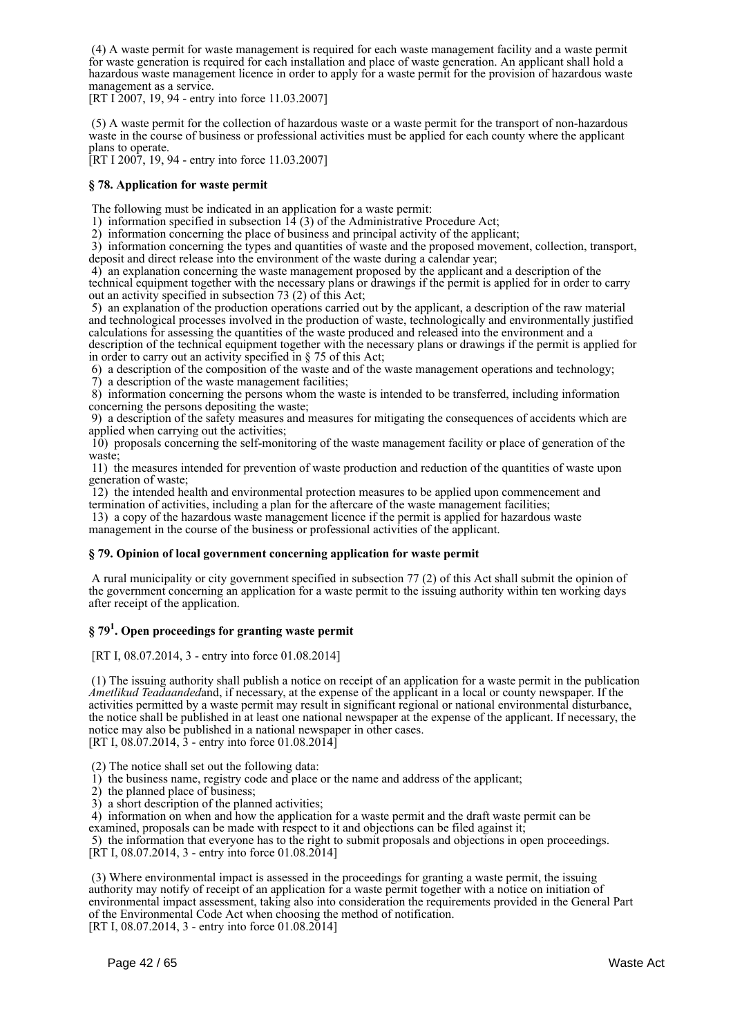(4) A waste permit for waste management is required for each waste management facility and a waste permit for waste generation is required for each installation and place of waste generation. An applicant shall hold a hazardous waste management licence in order to apply for a waste permit for the provision of hazardous waste management as a service.
[RT I 2007, 19, 94 - entry into force 11.03.2007]

(5) A waste permit for the collection of hazardous waste or a waste permit for the transport of non-hazardous waste in the course of business or professional activities must be applied for each county where the applicant plans to operate.
[RT I 2007, 19, 94 - entry into force 11.03.2007]

### § 78. Application for waste permit

The following must be indicated in an application for a waste permit:
1) information specified in subsection 14 (3) of the Administrative Procedure Act;
2) information concerning the place of business and principal activity of the applicant;
3) information concerning the types and quantities of waste and the proposed movement, collection, transport, deposit and direct release into the environment of the waste during a calendar year;
4) an explanation concerning the waste management proposed by the applicant and a description of the technical equipment together with the necessary plans or drawings if the permit is applied for in order to carry out an activity specified in subsection 73 (2) of this Act;
5) an explanation of the production operations carried out by the applicant, a description of the raw material and technological processes involved in the production of waste, technologically and environmentally justified calculations for assessing the quantities of the waste produced and released into the environment and a description of the technical equipment together with the necessary plans or drawings if the permit is applied for in order to carry out an activity specified in § 75 of this Act;
6) a description of the composition of the waste and of the waste management operations and technology;
7) a description of the waste management facilities;
8) information concerning the persons whom the waste is intended to be transferred, including information concerning the persons depositing the waste;
9) a description of the safety measures and measures for mitigating the consequences of accidents which are applied when carrying out the activities;
10) proposals concerning the self-monitoring of the waste management facility or place of generation of the waste;
11) the measures intended for prevention of waste production and reduction of the quantities of waste upon generation of waste;
12) the intended health and environmental protection measures to be applied upon commencement and termination of activities, including a plan for the aftercare of the waste management facilities;
13) a copy of the hazardous waste management licence if the permit is applied for hazardous waste management in the course of the business or professional activities of the applicant.

### § 79. Opinion of local government concerning application for waste permit

A rural municipality or city government specified in subsection 77 (2) of this Act shall submit the opinion of the government concerning an application for a waste permit to the issuing authority within ten working days after receipt of the application.

### § 79[1]. Open proceedings for granting waste permit

[RT I, 08.07.2014, 3 - entry into force 01.08.2014]

(1) The issuing authority shall publish a notice on receipt of an application for a waste permit in the publication *Ametlikud Teadaanded*and, if necessary, at the expense of the applicant in a local or county newspaper. If the activities permitted by a waste permit may result in significant regional or national environmental disturbance, the notice shall be published in at least one national newspaper at the expense of the applicant. If necessary, the notice may also be published in a national newspaper in other cases.
[RT I, 08.07.2014, 3 - entry into force 01.08.2014]

(2) The notice shall set out the following data:
1) the business name, registry code and place or the name and address of the applicant;
2) the planned place of business;
3) a short description of the planned activities;
4) information on when and how the application for a waste permit and the draft waste permit can be examined, proposals can be made with respect to it and objections can be filed against it;
5) the information that everyone has to the right to submit proposals and objections in open proceedings.
[RT I, 08.07.2014, 3 - entry into force 01.08.2014]

(3) Where environmental impact is assessed in the proceedings for granting a waste permit, the issuing authority may notify of receipt of an application for a waste permit together with a notice on initiation of environmental impact assessment, taking also into consideration the requirements provided in the General Part of the Environmental Code Act when choosing the method of notification.
[RT I, 08.07.2014, 3 - entry into force 01.08.2014]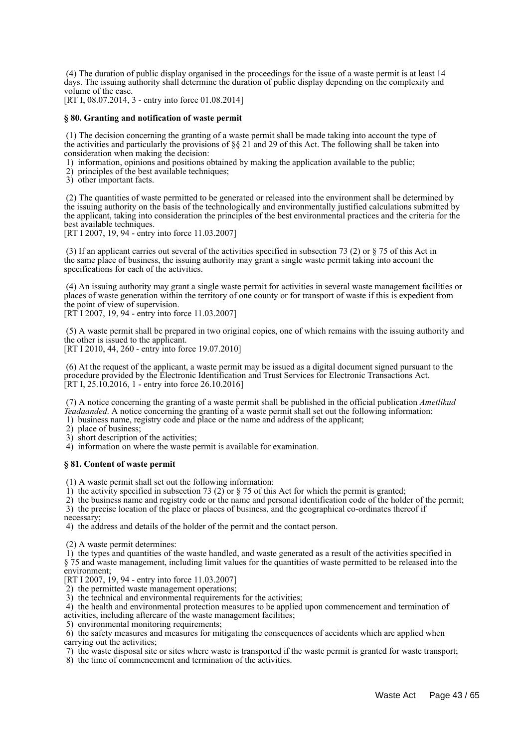(4) The duration of public display organised in the proceedings for the issue of a waste permit is at least 14 days. The issuing authority shall determine the duration of public display depending on the complexity and volume of the case.
[RT I, 08.07.2014, 3 - entry into force 01.08.2014]

### § 80. Granting and notification of waste permit

(1) The decision concerning the granting of a waste permit shall be made taking into account the type of the activities and particularly the provisions of §§ 21 and 29 of this Act. The following shall be taken into consideration when making the decision:
1) information, opinions and positions obtained by making the application available to the public;
2) principles of the best available techniques;
3) other important facts.

(2) The quantities of waste permitted to be generated or released into the environment shall be determined by the issuing authority on the basis of the technologically and environmentally justified calculations submitted by the applicant, taking into consideration the principles of the best environmental practices and the criteria for the best available techniques.
[RT I 2007, 19, 94 - entry into force 11.03.2007]

(3) If an applicant carries out several of the activities specified in subsection 73 (2) or § 75 of this Act in the same place of business, the issuing authority may grant a single waste permit taking into account the specifications for each of the activities.

(4) An issuing authority may grant a single waste permit for activities in several waste management facilities or places of waste generation within the territory of one county or for transport of waste if this is expedient from the point of view of supervision.
[RT I 2007, 19, 94 - entry into force 11.03.2007]

(5) A waste permit shall be prepared in two original copies, one of which remains with the issuing authority and the other is issued to the applicant.
[RT I 2010, 44, 260 - entry into force 19.07.2010]

(6) At the request of the applicant, a waste permit may be issued as a digital document signed pursuant to the procedure provided by the Electronic Identification and Trust Services for Electronic Transactions Act.
[RT I, 25.10.2016, 1 - entry into force 26.10.2016]

(7) A notice concerning the granting of a waste permit shall be published in the official publication *Ametlikud Teadaanded*. A notice concerning the granting of a waste permit shall set out the following information:
1) business name, registry code and place or the name and address of the applicant;
2) place of business;
3) short description of the activities;
4) information on where the waste permit is available for examination.

### § 81. Content of waste permit

(1) A waste permit shall set out the following information:
1) the activity specified in subsection 73 (2) or § 75 of this Act for which the permit is granted;
2) the business name and registry code or the name and personal identification code of the holder of the permit;
3) the precise location of the place or places of business, and the geographical co-ordinates thereof if necessary;
4) the address and details of the holder of the permit and the contact person.

(2) A waste permit determines:
1) the types and quantities of the waste handled, and waste generated as a result of the activities specified in § 75 and waste management, including limit values for the quantities of waste permitted to be released into the environment;
[RT I 2007, 19, 94 - entry into force 11.03.2007]
2) the permitted waste management operations;
3) the technical and environmental requirements for the activities;
4) the health and environmental protection measures to be applied upon commencement and termination of activities, including aftercare of the waste management facilities;
5) environmental monitoring requirements;
6) the safety measures and measures for mitigating the consequences of accidents which are applied when carrying out the activities;
7) the waste disposal site or sites where waste is transported if the waste permit is granted for waste transport;
8) the time of commencement and termination of the activities.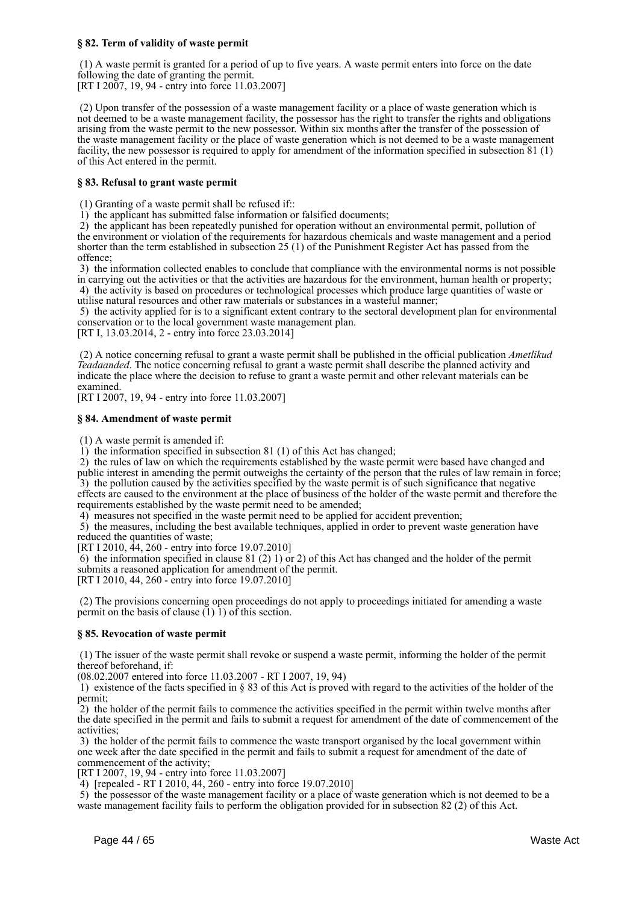**§ 82. Term of validity of waste permit**

(1) A waste permit is granted for a period of up to five years. A waste permit enters into force on the date following the date of granting the permit.
[RT I 2007, 19, 94 - entry into force 11.03.2007]

(2) Upon transfer of the possession of a waste management facility or a place of waste generation which is not deemed to be a waste management facility, the possessor has the right to transfer the rights and obligations arising from the waste permit to the new possessor. Within six months after the transfer of the possession of the waste management facility or the place of waste generation which is not deemed to be a waste management facility, the new possessor is required to apply for amendment of the information specified in subsection 81 (1) of this Act entered in the permit.

**§ 83. Refusal to grant waste permit**

(1) Granting of a waste permit shall be refused if::
1) the applicant has submitted false information or falsified documents;
2) the applicant has been repeatedly punished for operation without an environmental permit, pollution of the environment or violation of the requirements for hazardous chemicals and waste management and a period shorter than the term established in subsection 25 (1) of the Punishment Register Act has passed from the offence;
3) the information collected enables to conclude that compliance with the environmental norms is not possible in carrying out the activities or that the activities are hazardous for the environment, human health or property;
4) the activity is based on procedures or technological processes which produce large quantities of waste or utilise natural resources and other raw materials or substances in a wasteful manner;
5) the activity applied for is to a significant extent contrary to the sectoral development plan for environmental conservation or to the local government waste management plan.
[RT I, 13.03.2014, 2 - entry into force 23.03.2014]

(2) A notice concerning refusal to grant a waste permit shall be published in the official publication *Ametlikud Teadaanded*. The notice concerning refusal to grant a waste permit shall describe the planned activity and indicate the place where the decision to refuse to grant a waste permit and other relevant materials can be examined.
[RT I 2007, 19, 94 - entry into force 11.03.2007]

**§ 84. Amendment of waste permit**

(1) A waste permit is amended if:
1) the information specified in subsection 81 (1) of this Act has changed;
2) the rules of law on which the requirements established by the waste permit were based have changed and public interest in amending the permit outweighs the certainty of the person that the rules of law remain in force;
3) the pollution caused by the activities specified by the waste permit is of such significance that negative effects are caused to the environment at the place of business of the holder of the waste permit and therefore the requirements established by the waste permit need to be amended;
4) measures not specified in the waste permit need to be applied for accident prevention;
5) the measures, including the best available techniques, applied in order to prevent waste generation have reduced the quantities of waste;
[RT I 2010, 44, 260 - entry into force 19.07.2010]
6) the information specified in clause 81 (2) 1) or 2) of this Act has changed and the holder of the permit submits a reasoned application for amendment of the permit.
[RT I 2010, 44, 260 - entry into force 19.07.2010]

(2) The provisions concerning open proceedings do not apply to proceedings initiated for amending a waste permit on the basis of clause (1) 1) of this section.

**§ 85. Revocation of waste permit**

(1) The issuer of the waste permit shall revoke or suspend a waste permit, informing the holder of the permit thereof beforehand, if:
(08.02.2007 entered into force 11.03.2007 - RT I 2007, 19, 94)
1) existence of the facts specified in § 83 of this Act is proved with regard to the activities of the holder of the permit;
2) the holder of the permit fails to commence the activities specified in the permit within twelve months after the date specified in the permit and fails to submit a request for amendment of the date of commencement of the activities;
3) the holder of the permit fails to commence the waste transport organised by the local government within one week after the date specified in the permit and fails to submit a request for amendment of the date of commencement of the activity;
[RT I 2007, 19, 94 - entry into force 11.03.2007]
4) [repealed - RT I 2010, 44, 260 - entry into force 19.07.2010]
5) the possessor of the waste management facility or a place of waste generation which is not deemed to be a waste management facility fails to perform the obligation provided for in subsection 82 (2) of this Act.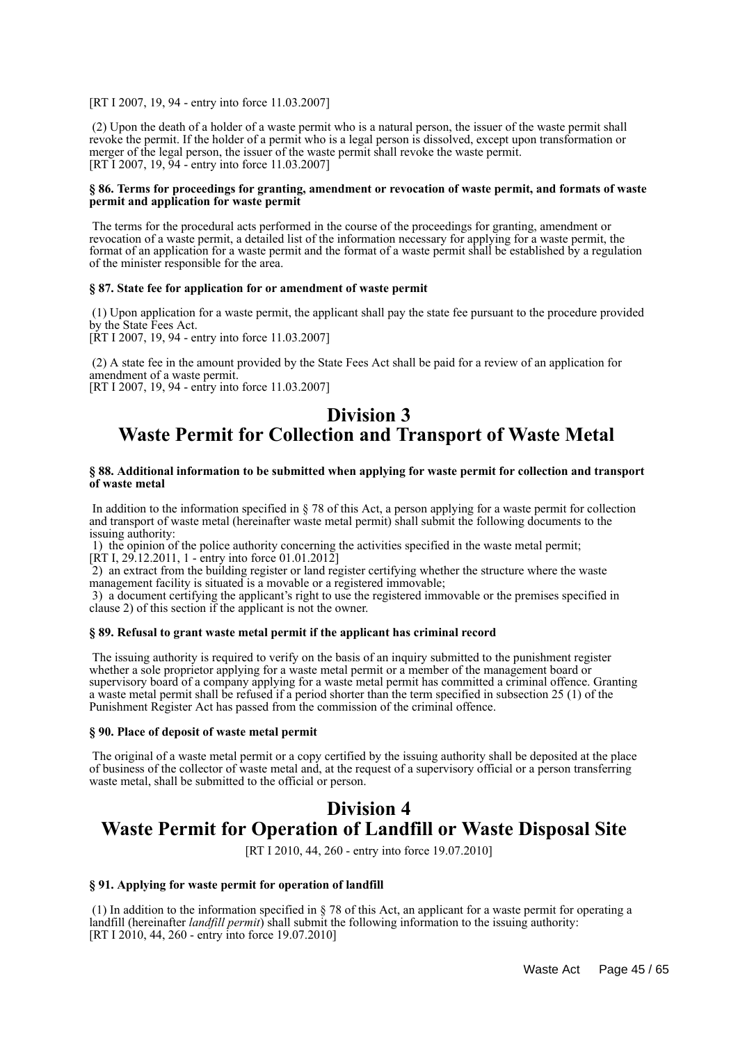[RT I 2007, 19, 94 - entry into force 11.03.2007]

(2) Upon the death of a holder of a waste permit who is a natural person, the issuer of the waste permit shall revoke the permit. If the holder of a permit who is a legal person is dissolved, except upon transformation or merger of the legal person, the issuer of the waste permit shall revoke the waste permit.
[RT I 2007, 19, 94 - entry into force 11.03.2007]

**§ 86. Terms for proceedings for granting, amendment or revocation of waste permit, and formats of waste permit and application for waste permit**

The terms for the procedural acts performed in the course of the proceedings for granting, amendment or revocation of a waste permit, a detailed list of the information necessary for applying for a waste permit, the format of an application for a waste permit and the format of a waste permit shall be established by a regulation of the minister responsible for the area.

**§ 87. State fee for application for or amendment of waste permit**

(1) Upon application for a waste permit, the applicant shall pay the state fee pursuant to the procedure provided by the State Fees Act.
[RT I 2007, 19, 94 - entry into force 11.03.2007]

(2) A state fee in the amount provided by the State Fees Act shall be paid for a review of an application for amendment of a waste permit.
[RT I 2007, 19, 94 - entry into force 11.03.2007]

# Division 3
# Waste Permit for Collection and Transport of Waste Metal

**§ 88. Additional information to be submitted when applying for waste permit for collection and transport of waste metal**

In addition to the information specified in § 78 of this Act, a person applying for a waste permit for collection and transport of waste metal (hereinafter waste metal permit) shall submit the following documents to the issuing authority:

1) the opinion of the police authority concerning the activities specified in the waste metal permit;
[RT I, 29.12.2011, 1 - entry into force 01.01.2012]
2) an extract from the building register or land register certifying whether the structure where the waste management facility is situated is a movable or a registered immovable;
3) a document certifying the applicant's right to use the registered immovable or the premises specified in clause 2) of this section if the applicant is not the owner.

**§ 89. Refusal to grant waste metal permit if the applicant has criminal record**

The issuing authority is required to verify on the basis of an inquiry submitted to the punishment register whether a sole proprietor applying for a waste metal permit or a member of the management board or supervisory board of a company applying for a waste metal permit has committed a criminal offence. Granting a waste metal permit shall be refused if a period shorter than the term specified in subsection 25 (1) of the Punishment Register Act has passed from the commission of the criminal offence.

**§ 90. Place of deposit of waste metal permit**

The original of a waste metal permit or a copy certified by the issuing authority shall be deposited at the place of business of the collector of waste metal and, at the request of a supervisory official or a person transferring waste metal, shall be submitted to the official or person.

# Division 4
# Waste Permit for Operation of Landfill or Waste Disposal Site

[RT I 2010, 44, 260 - entry into force 19.07.2010]

**§ 91. Applying for waste permit for operation of landfill**

(1) In addition to the information specified in § 78 of this Act, an applicant for a waste permit for operating a landfill (hereinafter *landfill permit*) shall submit the following information to the issuing authority:
[RT I 2010, 44, 260 - entry into force 19.07.2010]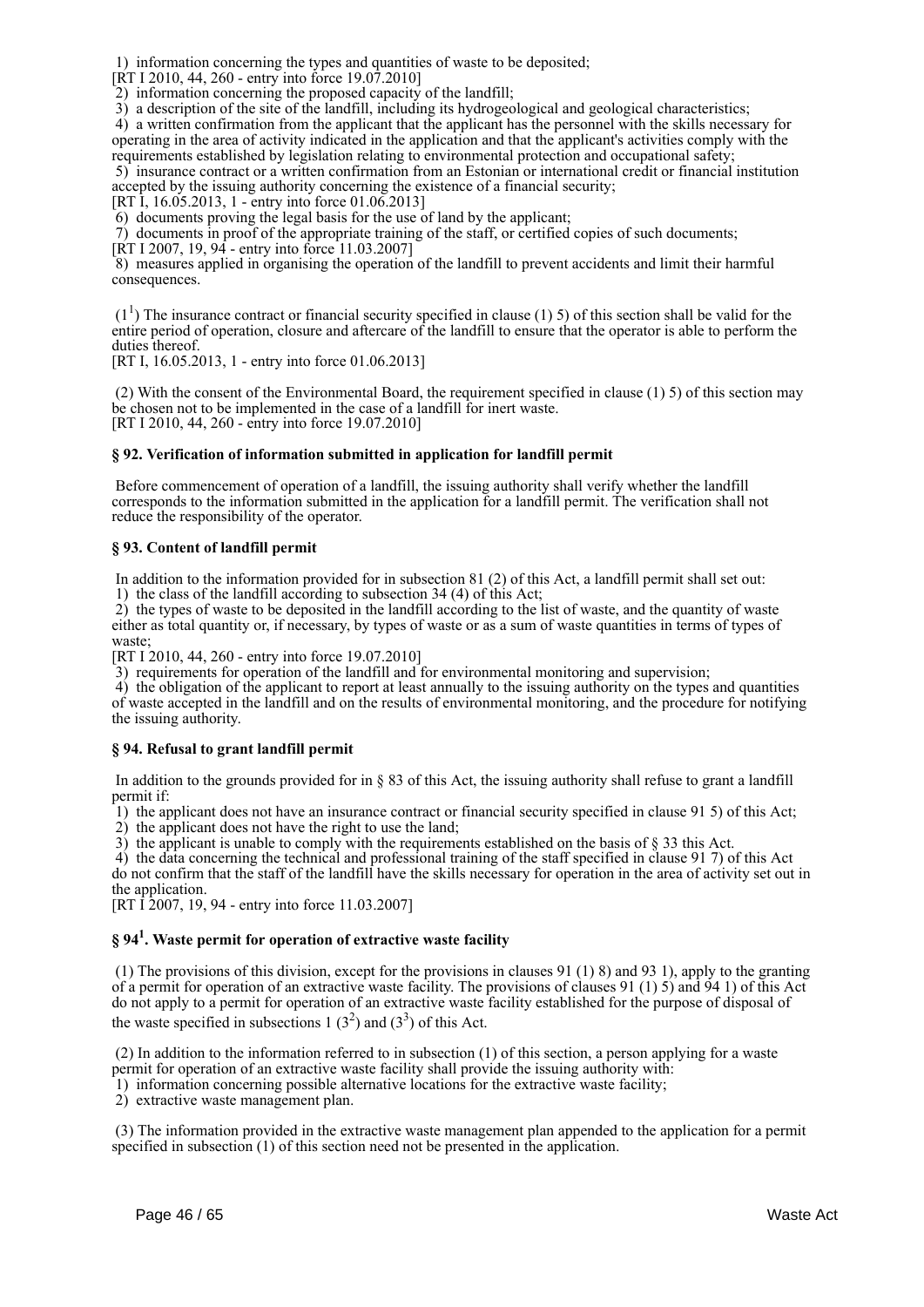1) information concerning the types and quantities of waste to be deposited;
[RT I 2010, 44, 260 - entry into force 19.07.2010]
2) information concerning the proposed capacity of the landfill;
3) a description of the site of the landfill, including its hydrogeological and geological characteristics;
4) a written confirmation from the applicant that the applicant has the personnel with the skills necessary for operating in the area of activity indicated in the application and that the applicant's activities comply with the requirements established by legislation relating to environmental protection and occupational safety;
5) insurance contract or a written confirmation from an Estonian or international credit or financial institution accepted by the issuing authority concerning the existence of a financial security;
[RT I, 16.05.2013, 1 - entry into force 01.06.2013]
6) documents proving the legal basis for the use of land by the applicant;
7) documents in proof of the appropriate training of the staff, or certified copies of such documents;
[RT I 2007, 19, 94 - entry into force 11.03.2007]
8) measures applied in organising the operation of the landfill to prevent accidents and limit their harmful consequences.

($1^1$) The insurance contract or financial security specified in clause (1) 5) of this section shall be valid for the entire period of operation, closure and aftercare of the landfill to ensure that the operator is able to perform the duties thereof.
[RT I, 16.05.2013, 1 - entry into force 01.06.2013]

(2) With the consent of the Environmental Board, the requirement specified in clause (1) 5) of this section may be chosen not to be implemented in the case of a landfill for inert waste.
[RT I 2010, 44, 260 - entry into force 19.07.2010]

**§ 92. Verification of information submitted in application for landfill permit**

Before commencement of operation of a landfill, the issuing authority shall verify whether the landfill corresponds to the information submitted in the application for a landfill permit. The verification shall not reduce the responsibility of the operator.

**§ 93. Content of landfill permit**

In addition to the information provided for in subsection 81 (2) of this Act, a landfill permit shall set out:
1) the class of the landfill according to subsection 34 (4) of this Act;
2) the types of waste to be deposited in the landfill according to the list of waste, and the quantity of waste either as total quantity or, if necessary, by types of waste or as a sum of waste quantities in terms of types of waste;
[RT I 2010, 44, 260 - entry into force 19.07.2010]
3) requirements for operation of the landfill and for environmental monitoring and supervision;
4) the obligation of the applicant to report at least annually to the issuing authority on the types and quantities of waste accepted in the landfill and on the results of environmental monitoring, and the procedure for notifying the issuing authority.

**§ 94. Refusal to grant landfill permit**

In addition to the grounds provided for in § 83 of this Act, the issuing authority shall refuse to grant a landfill permit if:
1) the applicant does not have an insurance contract or financial security specified in clause 91 5) of this Act;
2) the applicant does not have the right to use the land;
3) the applicant is unable to comply with the requirements established on the basis of § 33 this Act.
4) the data concerning the technical and professional training of the staff specified in clause 91 7) of this Act do not confirm that the staff of the landfill have the skills necessary for operation in the area of activity set out in the application.
[RT I 2007, 19, 94 - entry into force 11.03.2007]

**§ $94^1$. Waste permit for operation of extractive waste facility**

(1) The provisions of this division, except for the provisions in clauses 91 (1) 8) and 93 1), apply to the granting of a permit for operation of an extractive waste facility. The provisions of clauses 91 (1) 5) and 94 1) of this Act do not apply to a permit for operation of an extractive waste facility established for the purpose of disposal of the waste specified in subsections 1 ($3^2$) and ($3^3$) of this Act.

(2) In addition to the information referred to in subsection (1) of this section, a person applying for a waste permit for operation of an extractive waste facility shall provide the issuing authority with:
1) information concerning possible alternative locations for the extractive waste facility;
2) extractive waste management plan.

(3) The information provided in the extractive waste management plan appended to the application for a permit specified in subsection (1) of this section need not be presented in the application.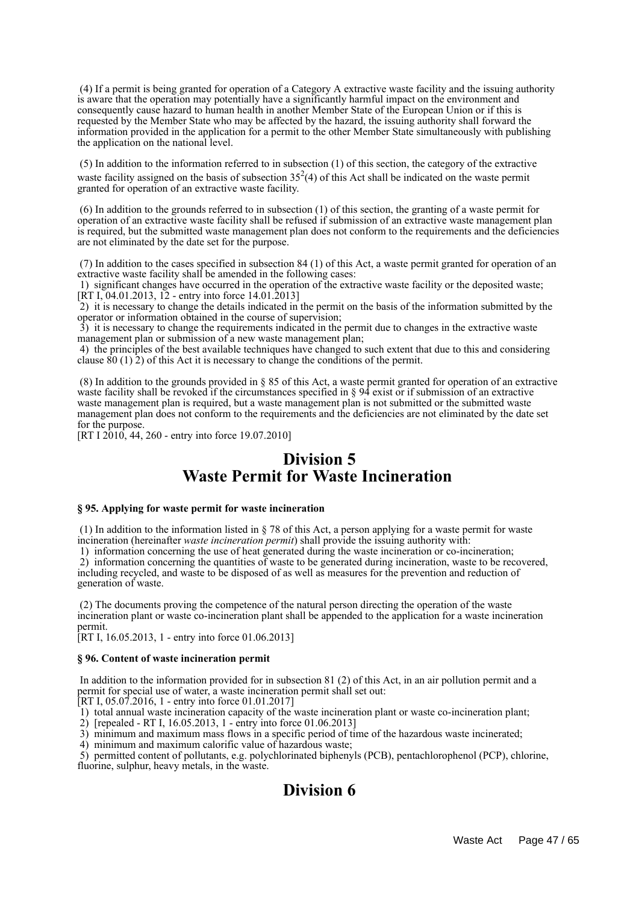(4) If a permit is being granted for operation of a Category A extractive waste facility and the issuing authority is aware that the operation may potentially have a significantly harmful impact on the environment and consequently cause hazard to human health in another Member State of the European Union or if this is requested by the Member State who may be affected by the hazard, the issuing authority shall forward the information provided in the application for a permit to the other Member State simultaneously with publishing the application on the national level.

(5) In addition to the information referred to in subsection (1) of this section, the category of the extractive waste facility assigned on the basis of subsection $35^2(4)$ of this Act shall be indicated on the waste permit granted for operation of an extractive waste facility.

(6) In addition to the grounds referred to in subsection (1) of this section, the granting of a waste permit for operation of an extractive waste facility shall be refused if submission of an extractive waste management plan is required, but the submitted waste management plan does not conform to the requirements and the deficiencies are not eliminated by the date set for the purpose.

(7) In addition to the cases specified in subsection 84 (1) of this Act, a waste permit granted for operation of an extractive waste facility shall be amended in the following cases:
1) significant changes have occurred in the operation of the extractive waste facility or the deposited waste;
[RT I, 04.01.2013, 12 - entry into force 14.01.2013]
2) it is necessary to change the details indicated in the permit on the basis of the information submitted by the operator or information obtained in the course of supervision;
3) it is necessary to change the requirements indicated in the permit due to changes in the extractive waste management plan or submission of a new waste management plan;
4) the principles of the best available techniques have changed to such extent that due to this and considering clause 80 (1) 2) of this Act it is necessary to change the conditions of the permit.

(8) In addition to the grounds provided in § 85 of this Act, a waste permit granted for operation of an extractive waste facility shall be revoked if the circumstances specified in § 94 exist or if submission of an extractive waste management plan is required, but a waste management plan is not submitted or the submitted waste management plan does not conform to the requirements and the deficiencies are not eliminated by the date set for the purpose.
[RT I 2010, 44, 260 - entry into force 19.07.2010]

# Division 5
# Waste Permit for Waste Incineration

**§ 95. Applying for waste permit for waste incineration**

(1) In addition to the information listed in § 78 of this Act, a person applying for a waste permit for waste incineration (hereinafter *waste incineration permit*) shall provide the issuing authority with:
1) information concerning the use of heat generated during the waste incineration or co-incineration;
2) information concerning the quantities of waste to be generated during incineration, waste to be recovered, including recycled, and waste to be disposed of as well as measures for the prevention and reduction of generation of waste.

(2) The documents proving the competence of the natural person directing the operation of the waste incineration plant or waste co-incineration plant shall be appended to the application for a waste incineration permit.
[RT I, 16.05.2013, 1 - entry into force 01.06.2013]

**§ 96. Content of waste incineration permit**

In addition to the information provided for in subsection 81 (2) of this Act, in an air pollution permit and a permit for special use of water, a waste incineration permit shall set out:
[RT I, 05.07.2016, 1 - entry into force 01.01.2017]
1) total annual waste incineration capacity of the waste incineration plant or waste co-incineration plant;
2) [repealed - RT I, 16.05.2013, 1 - entry into force 01.06.2013]
3) minimum and maximum mass flows in a specific period of time of the hazardous waste incinerated;
4) minimum and maximum calorific value of hazardous waste;
5) permitted content of pollutants, e.g. polychlorinated biphenyls (PCB), pentachlorophenol (PCP), chlorine, fluorine, sulphur, heavy metals, in the waste.

# Division 6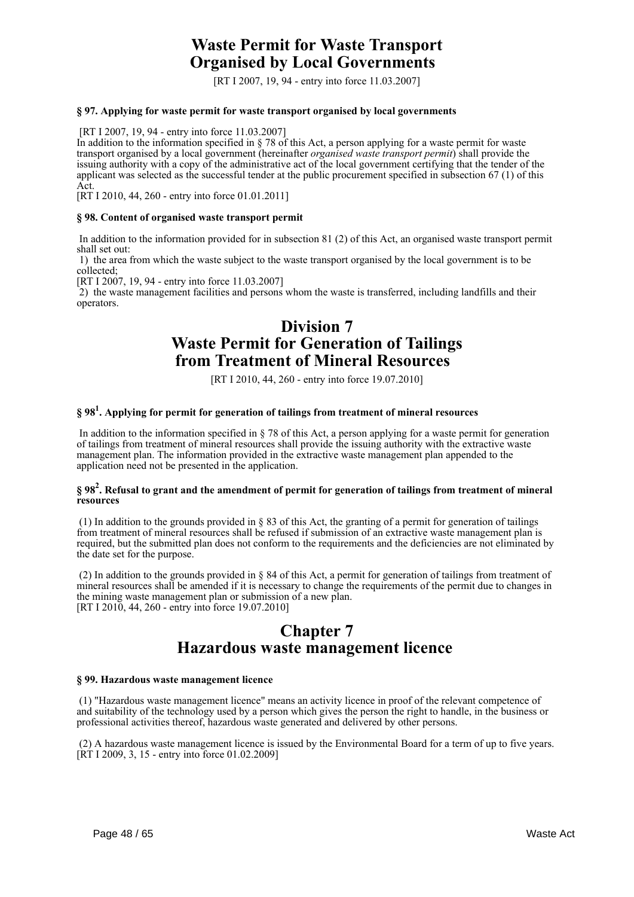# Waste Permit for Waste Transport Organised by Local Governments

[RT I 2007, 19, 94 - entry into force 11.03.2007]

**§ 97. Applying for waste permit for waste transport organised by local governments**

[RT I 2007, 19, 94 - entry into force 11.03.2007]

In addition to the information specified in § 78 of this Act, a person applying for a waste permit for waste transport organised by a local government (hereinafter *organised waste transport permit*) shall provide the issuing authority with a copy of the administrative act of the local government certifying that the tender of the applicant was selected as the successful tender at the public procurement specified in subsection 67 (1) of this Act.

[RT I 2010, 44, 260 - entry into force 01.01.2011]

**§ 98. Content of organised waste transport permit**

In addition to the information provided for in subsection 81 (2) of this Act, an organised waste transport permit shall set out:

1) the area from which the waste subject to the waste transport organised by the local government is to be collected;

[RT I 2007, 19, 94 - entry into force 11.03.2007]

2) the waste management facilities and persons whom the waste is transferred, including landfills and their operators.

# Division 7 Waste Permit for Generation of Tailings from Treatment of Mineral Resources

[RT I 2010, 44, 260 - entry into force 19.07.2010]

**§ 98[1]. Applying for permit for generation of tailings from treatment of mineral resources**

In addition to the information specified in § 78 of this Act, a person applying for a waste permit for generation of tailings from treatment of mineral resources shall provide the issuing authority with the extractive waste management plan. The information provided in the extractive waste management plan appended to the application need not be presented in the application.

**§ 98[2]. Refusal to grant and the amendment of permit for generation of tailings from treatment of mineral resources**

(1) In addition to the grounds provided in § 83 of this Act, the granting of a permit for generation of tailings from treatment of mineral resources shall be refused if submission of an extractive waste management plan is required, but the submitted plan does not conform to the requirements and the deficiencies are not eliminated by the date set for the purpose.

(2) In addition to the grounds provided in § 84 of this Act, a permit for generation of tailings from treatment of mineral resources shall be amended if it is necessary to change the requirements of the permit due to changes in the mining waste management plan or submission of a new plan.

[RT I 2010, 44, 260 - entry into force 19.07.2010]

# Chapter 7 Hazardous waste management licence

**§ 99. Hazardous waste management licence**

(1) "Hazardous waste management licence" means an activity licence in proof of the relevant competence of and suitability of the technology used by a person which gives the person the right to handle, in the business or professional activities thereof, hazardous waste generated and delivered by other persons.

(2) A hazardous waste management licence is issued by the Environmental Board for a term of up to five years.

[RT I 2009, 3, 15 - entry into force 01.02.2009]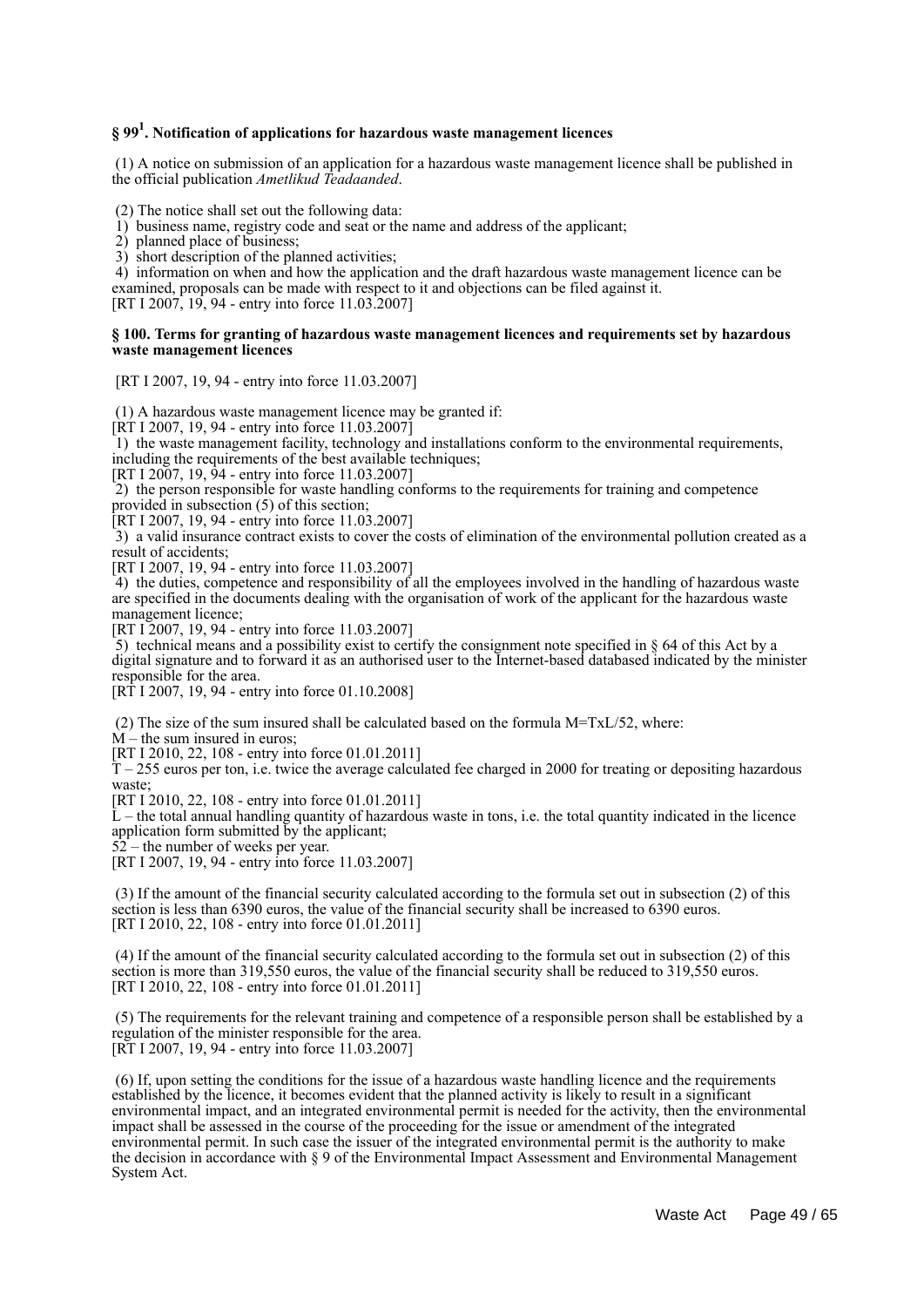### § 99[1]. Notification of applications for hazardous waste management licences

(1) A notice on submission of an application for a hazardous waste management licence shall be published in the official publication *Ametlikud Teadaanded*.

(2) The notice shall set out the following data:
1) business name, registry code and seat or the name and address of the applicant;
2) planned place of business;
3) short description of the planned activities;
4) information on when and how the application and the draft hazardous waste management licence can be examined, proposals can be made with respect to it and objections can be filed against it.
[RT I 2007, 19, 94 - entry into force 11.03.2007]

### § 100. Terms for granting of hazardous waste management licences and requirements set by hazardous waste management licences

[RT I 2007, 19, 94 - entry into force 11.03.2007]

(1) A hazardous waste management licence may be granted if:
[RT I 2007, 19, 94 - entry into force 11.03.2007]
1) the waste management facility, technology and installations conform to the environmental requirements, including the requirements of the best available techniques;
[RT I 2007, 19, 94 - entry into force 11.03.2007]
2) the person responsible for waste handling conforms to the requirements for training and competence provided in subsection (5) of this section;
[RT I 2007, 19, 94 - entry into force 11.03.2007]
3) a valid insurance contract exists to cover the costs of elimination of the environmental pollution created as a result of accidents;
[RT I 2007, 19, 94 - entry into force 11.03.2007]
4) the duties, competence and responsibility of all the employees involved in the handling of hazardous waste are specified in the documents dealing with the organisation of work of the applicant for the hazardous waste management licence;
[RT I 2007, 19, 94 - entry into force 11.03.2007]
5) technical means and a possibility exist to certify the consignment note specified in § 64 of this Act by a digital signature and to forward it as an authorised user to the Internet-based databased indicated by the minister responsible for the area.
[RT I 2007, 19, 94 - entry into force 01.10.2008]

(2) The size of the sum insured shall be calculated based on the formula $M=TxL/52$, where:
M – the sum insured in euros;
[RT I 2010, 22, 108 - entry into force 01.01.2011]
T – 255 euros per ton, i.e. twice the average calculated fee charged in 2000 for treating or depositing hazardous waste;
[RT I 2010, 22, 108 - entry into force 01.01.2011]
L – the total annual handling quantity of hazardous waste in tons, i.e. the total quantity indicated in the licence application form submitted by the applicant;
52 – the number of weeks per year.
[RT I 2007, 19, 94 - entry into force 11.03.2007]

(3) If the amount of the financial security calculated according to the formula set out in subsection (2) of this section is less than 6390 euros, the value of the financial security shall be increased to 6390 euros.
[RT I 2010, 22, 108 - entry into force 01.01.2011]

(4) If the amount of the financial security calculated according to the formula set out in subsection (2) of this section is more than 319,550 euros, the value of the financial security shall be reduced to 319,550 euros.
[RT I 2010, 22, 108 - entry into force 01.01.2011]

(5) The requirements for the relevant training and competence of a responsible person shall be established by a regulation of the minister responsible for the area.
[RT I 2007, 19, 94 - entry into force 11.03.2007]

(6) If, upon setting the conditions for the issue of a hazardous waste handling licence and the requirements established by the licence, it becomes evident that the planned activity is likely to result in a significant environmental impact, and an integrated environmental permit is needed for the activity, then the environmental impact shall be assessed in the course of the proceeding for the issue or amendment of the integrated environmental permit. In such case the issuer of the integrated environmental permit is the authority to make the decision in accordance with § 9 of the Environmental Impact Assessment and Environmental Management System Act.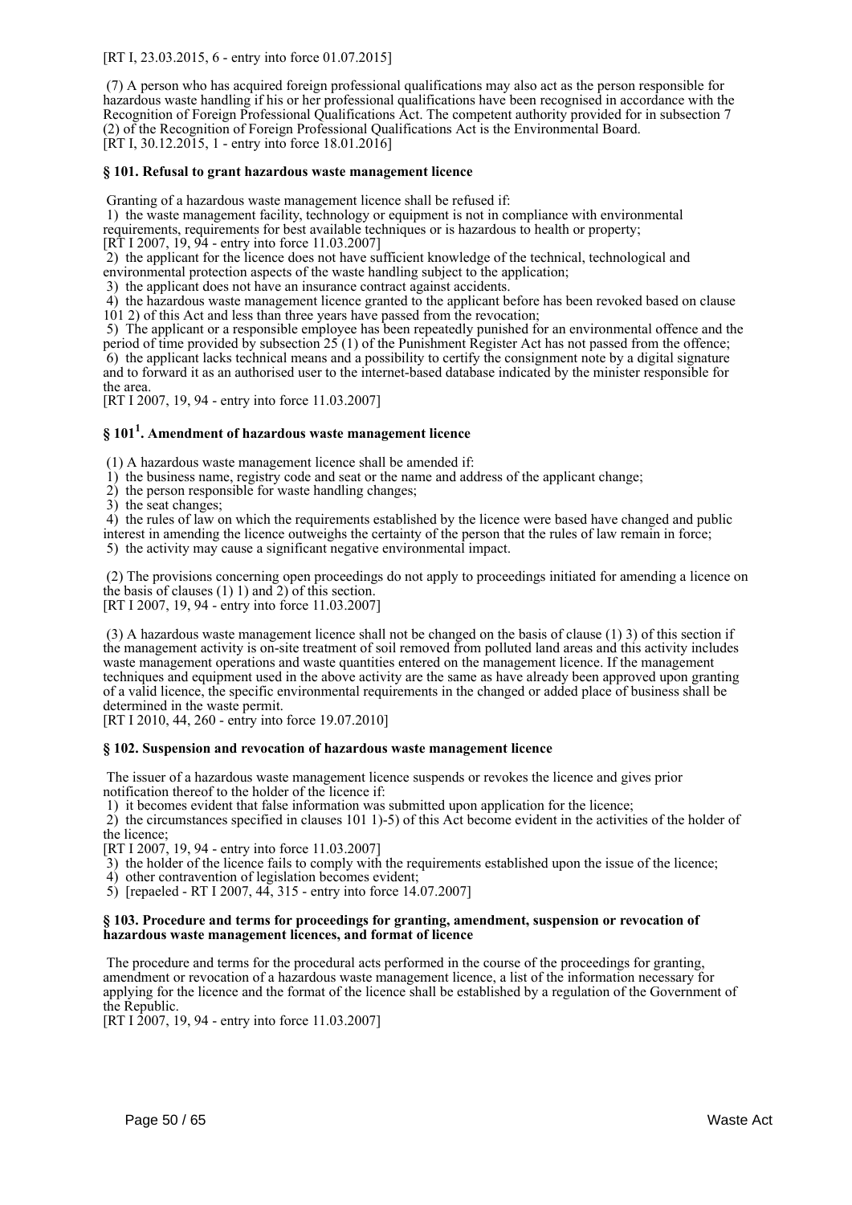[RT I, 23.03.2015, 6 - entry into force 01.07.2015]

(7) A person who has acquired foreign professional qualifications may also act as the person responsible for hazardous waste handling if his or her professional qualifications have been recognised in accordance with the Recognition of Foreign Professional Qualifications Act. The competent authority provided for in subsection 7 (2) of the Recognition of Foreign Professional Qualifications Act is the Environmental Board.
[RT I, 30.12.2015, 1 - entry into force 18.01.2016]

### § 101. Refusal to grant hazardous waste management licence

Granting of a hazardous waste management licence shall be refused if:
1) the waste management facility, technology or equipment is not in compliance with environmental requirements, requirements for best available techniques or is hazardous to health or property;
[RT I 2007, 19, 94 - entry into force 11.03.2007]
2) the applicant for the licence does not have sufficient knowledge of the technical, technological and environmental protection aspects of the waste handling subject to the application;
3) the applicant does not have an insurance contract against accidents.
4) the hazardous waste management licence granted to the applicant before has been revoked based on clause 101 2) of this Act and less than three years have passed from the revocation;
5) The applicant or a responsible employee has been repeatedly punished for an environmental offence and the period of time provided by subsection 25 (1) of the Punishment Register Act has not passed from the offence;
6) the applicant lacks technical means and a possibility to certify the consignment note by a digital signature and to forward it as an authorised user to the internet-based database indicated by the minister responsible for the area.
[RT I 2007, 19, 94 - entry into force 11.03.2007]

### § 101[1]. Amendment of hazardous waste management licence

(1) A hazardous waste management licence shall be amended if:
1) the business name, registry code and seat or the name and address of the applicant change;
2) the person responsible for waste handling changes;
3) the seat changes;
4) the rules of law on which the requirements established by the licence were based have changed and public interest in amending the licence outweighs the certainty of the person that the rules of law remain in force;
5) the activity may cause a significant negative environmental impact.

(2) The provisions concerning open proceedings do not apply to proceedings initiated for amending a licence on the basis of clauses (1) 1) and 2) of this section.
[RT I 2007, 19, 94 - entry into force 11.03.2007]

(3) A hazardous waste management licence shall not be changed on the basis of clause (1) 3) of this section if the management activity is on-site treatment of soil removed from polluted land areas and this activity includes waste management operations and waste quantities entered on the management licence. If the management techniques and equipment used in the above activity are the same as have already been approved upon granting of a valid licence, the specific environmental requirements in the changed or added place of business shall be determined in the waste permit.
[RT I 2010, 44, 260 - entry into force 19.07.2010]

### § 102. Suspension and revocation of hazardous waste management licence

The issuer of a hazardous waste management licence suspends or revokes the licence and gives prior notification thereof to the holder of the licence if:
1) it becomes evident that false information was submitted upon application for the licence;
2) the circumstances specified in clauses 101 1)-5) of this Act become evident in the activities of the holder of the licence;
[RT I 2007, 19, 94 - entry into force 11.03.2007]
3) the holder of the licence fails to comply with the requirements established upon the issue of the licence;
4) other contravention of legislation becomes evident;
5) [repaeled - RT I 2007, 44, 315 - entry into force 14.07.2007]

### § 103. Procedure and terms for proceedings for granting, amendment, suspension or revocation of hazardous waste management licences, and format of licence

The procedure and terms for the procedural acts performed in the course of the proceedings for granting, amendment or revocation of a hazardous waste management licence, a list of the information necessary for applying for the licence and the format of the licence shall be established by a regulation of the Government of the Republic.
[RT I 2007, 19, 94 - entry into force 11.03.2007]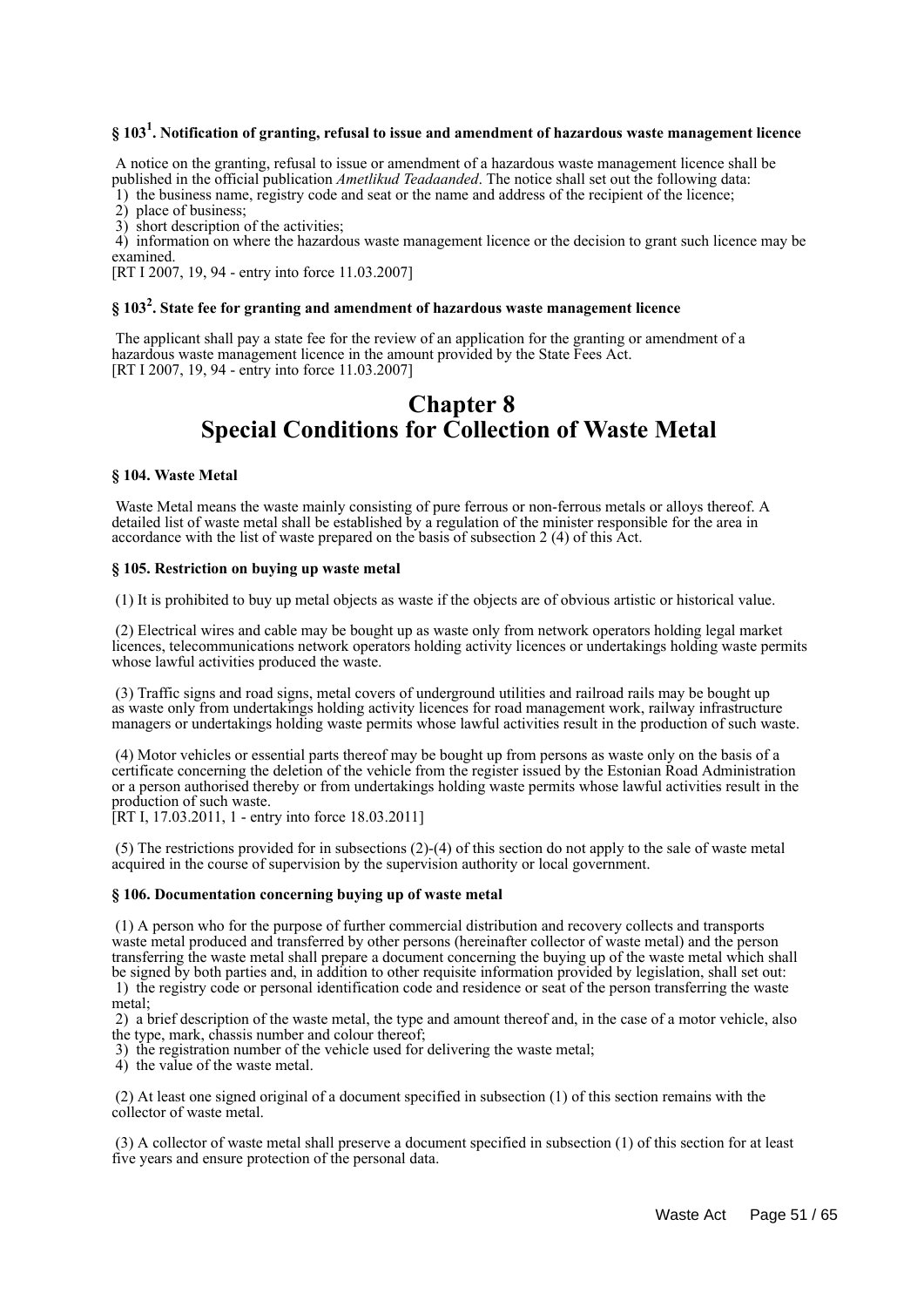### § 103[1]. Notification of granting, refusal to issue and amendment of hazardous waste management licence

A notice on the granting, refusal to issue or amendment of a hazardous waste management licence shall be published in the official publication *Ametlikud Teadaanded*. The notice shall set out the following data:
1) the business name, registry code and seat or the name and address of the recipient of the licence;
2) place of business;
3) short description of the activities;
4) information on where the hazardous waste management licence or the decision to grant such licence may be examined.
[RT I 2007, 19, 94 - entry into force 11.03.2007]

### § 103[2]. State fee for granting and amendment of hazardous waste management licence

The applicant shall pay a state fee for the review of an application for the granting or amendment of a hazardous waste management licence in the amount provided by the State Fees Act.
[RT I 2007, 19, 94 - entry into force 11.03.2007]

# Chapter 8
# Special Conditions for Collection of Waste Metal

### § 104. Waste Metal

Waste Metal means the waste mainly consisting of pure ferrous or non-ferrous metals or alloys thereof. A detailed list of waste metal shall be established by a regulation of the minister responsible for the area in accordance with the list of waste prepared on the basis of subsection 2 (4) of this Act.

### § 105. Restriction on buying up waste metal

(1) It is prohibited to buy up metal objects as waste if the objects are of obvious artistic or historical value.

(2) Electrical wires and cable may be bought up as waste only from network operators holding legal market licences, telecommunications network operators holding activity licences or undertakings holding waste permits whose lawful activities produced the waste.

(3) Traffic signs and road signs, metal covers of underground utilities and railroad rails may be bought up as waste only from undertakings holding activity licences for road management work, railway infrastructure managers or undertakings holding waste permits whose lawful activities result in the production of such waste.

(4) Motor vehicles or essential parts thereof may be bought up from persons as waste only on the basis of a certificate concerning the deletion of the vehicle from the register issued by the Estonian Road Administration or a person authorised thereby or from undertakings holding waste permits whose lawful activities result in the production of such waste.
[RT I, 17.03.2011, 1 - entry into force 18.03.2011]

(5) The restrictions provided for in subsections (2)-(4) of this section do not apply to the sale of waste metal acquired in the course of supervision by the supervision authority or local government.

### § 106. Documentation concerning buying up of waste metal

(1) A person who for the purpose of further commercial distribution and recovery collects and transports waste metal produced and transferred by other persons (hereinafter collector of waste metal) and the person transferring the waste metal shall prepare a document concerning the buying up of the waste metal which shall be signed by both parties and, in addition to other requisite information provided by legislation, shall set out:
1) the registry code or personal identification code and residence or seat of the person transferring the waste metal;
2) a brief description of the waste metal, the type and amount thereof and, in the case of a motor vehicle, also the type, mark, chassis number and colour thereof;
3) the registration number of the vehicle used for delivering the waste metal;
4) the value of the waste metal.

(2) At least one signed original of a document specified in subsection (1) of this section remains with the collector of waste metal.

(3) A collector of waste metal shall preserve a document specified in subsection (1) of this section for at least five years and ensure protection of the personal data.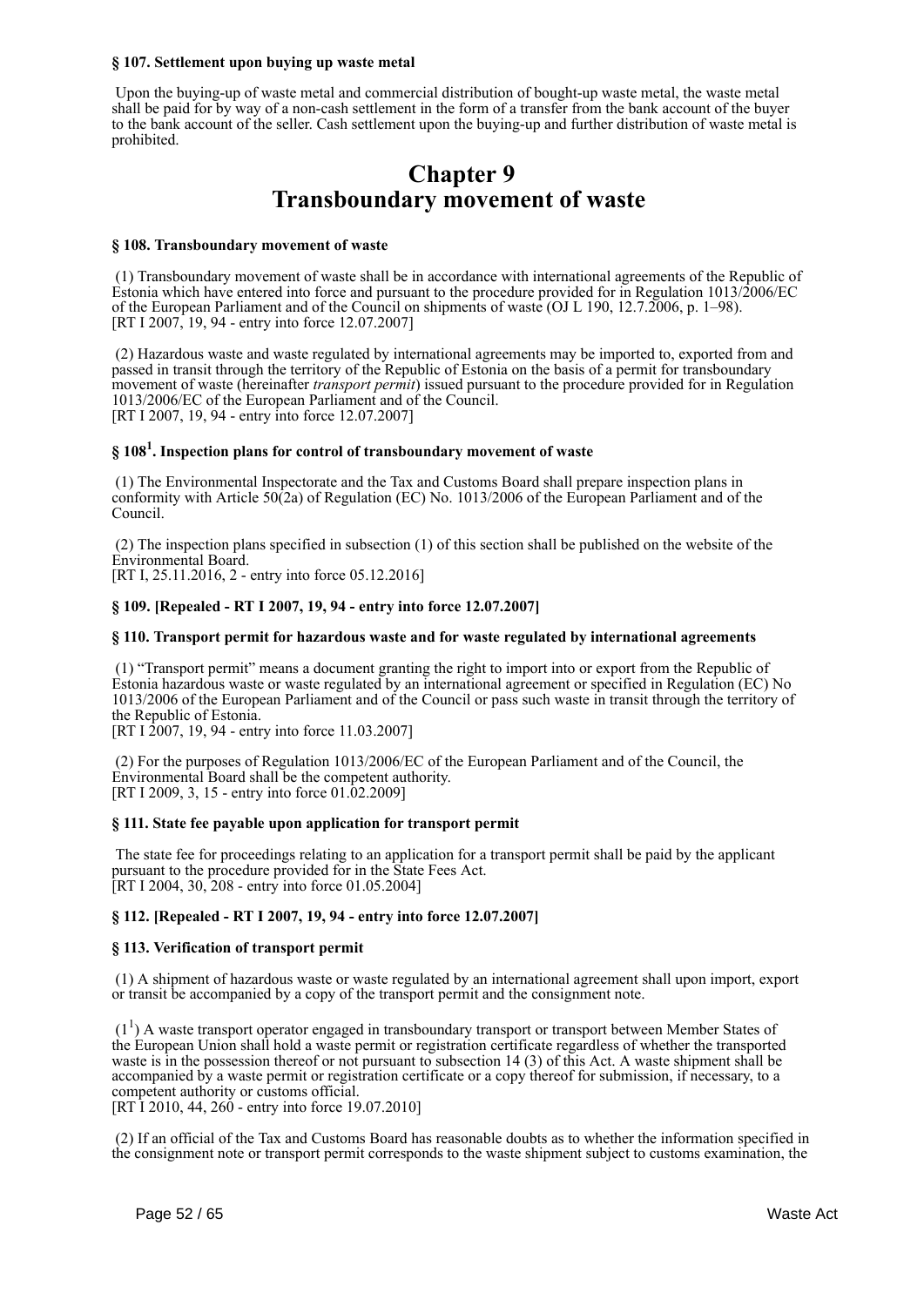### § 107. Settlement upon buying up waste metal

Upon the buying-up of waste metal and commercial distribution of bought-up waste metal, the waste metal shall be paid for by way of a non-cash settlement in the form of a transfer from the bank account of the buyer to the bank account of the seller. Cash settlement upon the buying-up and further distribution of waste metal is prohibited.

# Chapter 9
# Transboundary movement of waste

### § 108. Transboundary movement of waste

(1) Transboundary movement of waste shall be in accordance with international agreements of the Republic of Estonia which have entered into force and pursuant to the procedure provided for in Regulation 1013/2006/EC of the European Parliament and of the Council on shipments of waste (OJ L 190, 12.7.2006, p. 1–98).
[RT I 2007, 19, 94 - entry into force 12.07.2007]

(2) Hazardous waste and waste regulated by international agreements may be imported to, exported from and passed in transit through the territory of the Republic of Estonia on the basis of a permit for transboundary movement of waste (hereinafter *transport permit*) issued pursuant to the procedure provided for in Regulation 1013/2006/EC of the European Parliament and of the Council.
[RT I 2007, 19, 94 - entry into force 12.07.2007]

### § 108[1]. Inspection plans for control of transboundary movement of waste

(1) The Environmental Inspectorate and the Tax and Customs Board shall prepare inspection plans in conformity with Article 50(2a) of Regulation (EC) No. 1013/2006 of the European Parliament and of the Council.

(2) The inspection plans specified in subsection (1) of this section shall be published on the website of the Environmental Board.
[RT I, 25.11.2016, 2 - entry into force 05.12.2016]

### § 109. [Repealed - RT I 2007, 19, 94 - entry into force 12.07.2007]

### § 110. Transport permit for hazardous waste and for waste regulated by international agreements

(1) "Transport permit" means a document granting the right to import into or export from the Republic of Estonia hazardous waste or waste regulated by an international agreement or specified in Regulation (EC) No 1013/2006 of the European Parliament and of the Council or pass such waste in transit through the territory of the Republic of Estonia.
[RT I 2007, 19, 94 - entry into force 11.03.2007]

(2) For the purposes of Regulation 1013/2006/EC of the European Parliament and of the Council, the Environmental Board shall be the competent authority.
[RT I 2009, 3, 15 - entry into force 01.02.2009]

### § 111. State fee payable upon application for transport permit

The state fee for proceedings relating to an application for a transport permit shall be paid by the applicant pursuant to the procedure provided for in the State Fees Act.
[RT I 2004, 30, 208 - entry into force 01.05.2004]

### § 112. [Repealed - RT I 2007, 19, 94 - entry into force 12.07.2007]

### § 113. Verification of transport permit

(1) A shipment of hazardous waste or waste regulated by an international agreement shall upon import, export or transit be accompanied by a copy of the transport permit and the consignment note.

(1[1]) A waste transport operator engaged in transboundary transport or transport between Member States of the European Union shall hold a waste permit or registration certificate regardless of whether the transported waste is in the possession thereof or not pursuant to subsection 14 (3) of this Act. A waste shipment shall be accompanied by a waste permit or registration certificate or a copy thereof for submission, if necessary, to a competent authority or customs official.
[RT I 2010, 44, 260 - entry into force 19.07.2010]

(2) If an official of the Tax and Customs Board has reasonable doubts as to whether the information specified in the consignment note or transport permit corresponds to the waste shipment subject to customs examination, the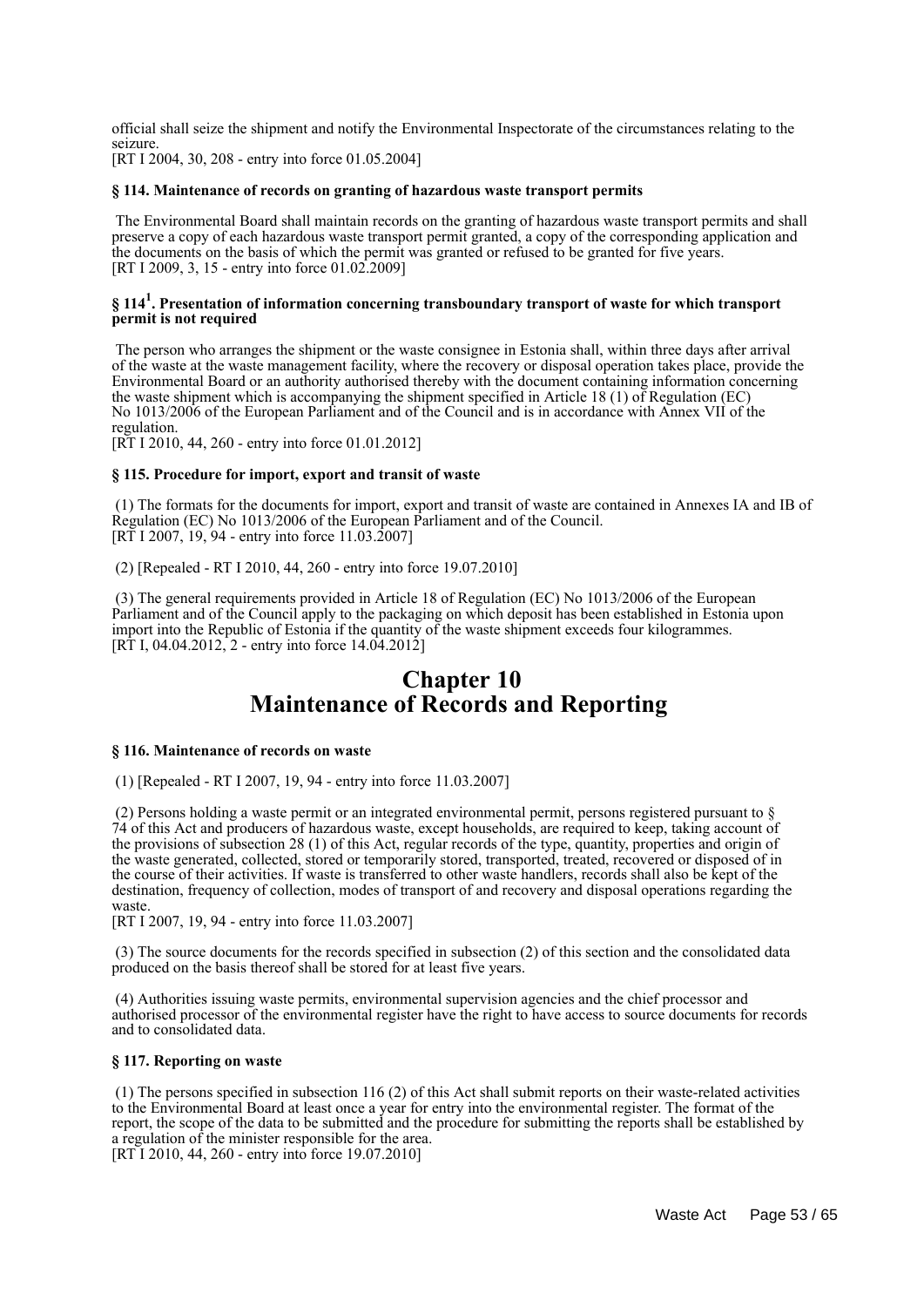official shall seize the shipment and notify the Environmental Inspectorate of the circumstances relating to the seizure.
[RT I 2004, 30, 208 - entry into force 01.05.2004]

#### § 114. Maintenance of records on granting of hazardous waste transport permits

The Environmental Board shall maintain records on the granting of hazardous waste transport permits and shall preserve a copy of each hazardous waste transport permit granted, a copy of the corresponding application and the documents on the basis of which the permit was granted or refused to be granted for five years.
[RT I 2009, 3, 15 - entry into force 01.02.2009]

#### § 114[1]. Presentation of information concerning transboundary transport of waste for which transport permit is not required

The person who arranges the shipment or the waste consignee in Estonia shall, within three days after arrival of the waste at the waste management facility, where the recovery or disposal operation takes place, provide the Environmental Board or an authority authorised thereby with the document containing information concerning the waste shipment which is accompanying the shipment specified in Article 18 (1) of Regulation (EC) No 1013/2006 of the European Parliament and of the Council and is in accordance with Annex VII of the regulation.
[RT I 2010, 44, 260 - entry into force 01.01.2012]

#### § 115. Procedure for import, export and transit of waste

(1) The formats for the documents for import, export and transit of waste are contained in Annexes IA and IB of Regulation (EC) No 1013/2006 of the European Parliament and of the Council.
[RT I 2007, 19, 94 - entry into force 11.03.2007]

(2) [Repealed - RT I 2010, 44, 260 - entry into force 19.07.2010]

(3) The general requirements provided in Article 18 of Regulation (EC) No 1013/2006 of the European Parliament and of the Council apply to the packaging on which deposit has been established in Estonia upon import into the Republic of Estonia if the quantity of the waste shipment exceeds four kilogrammes.
[RT I, 04.04.2012, 2 - entry into force 14.04.2012]

## Chapter 10
## Maintenance of Records and Reporting

#### § 116. Maintenance of records on waste

(1) [Repealed - RT I 2007, 19, 94 - entry into force 11.03.2007]

(2) Persons holding a waste permit or an integrated environmental permit, persons registered pursuant to § 74 of this Act and producers of hazardous waste, except households, are required to keep, taking account of the provisions of subsection 28 (1) of this Act, regular records of the type, quantity, properties and origin of the waste generated, collected, stored or temporarily stored, transported, treated, recovered or disposed of in the course of their activities. If waste is transferred to other waste handlers, records shall also be kept of the destination, frequency of collection, modes of transport of and recovery and disposal operations regarding the waste.
[RT I 2007, 19, 94 - entry into force 11.03.2007]

(3) The source documents for the records specified in subsection (2) of this section and the consolidated data produced on the basis thereof shall be stored for at least five years.

(4) Authorities issuing waste permits, environmental supervision agencies and the chief processor and authorised processor of the environmental register have the right to have access to source documents for records and to consolidated data.

#### § 117. Reporting on waste

(1) The persons specified in subsection 116 (2) of this Act shall submit reports on their waste-related activities to the Environmental Board at least once a year for entry into the environmental register. The format of the report, the scope of the data to be submitted and the procedure for submitting the reports shall be established by a regulation of the minister responsible for the area.
[RT I 2010, 44, 260 - entry into force 19.07.2010]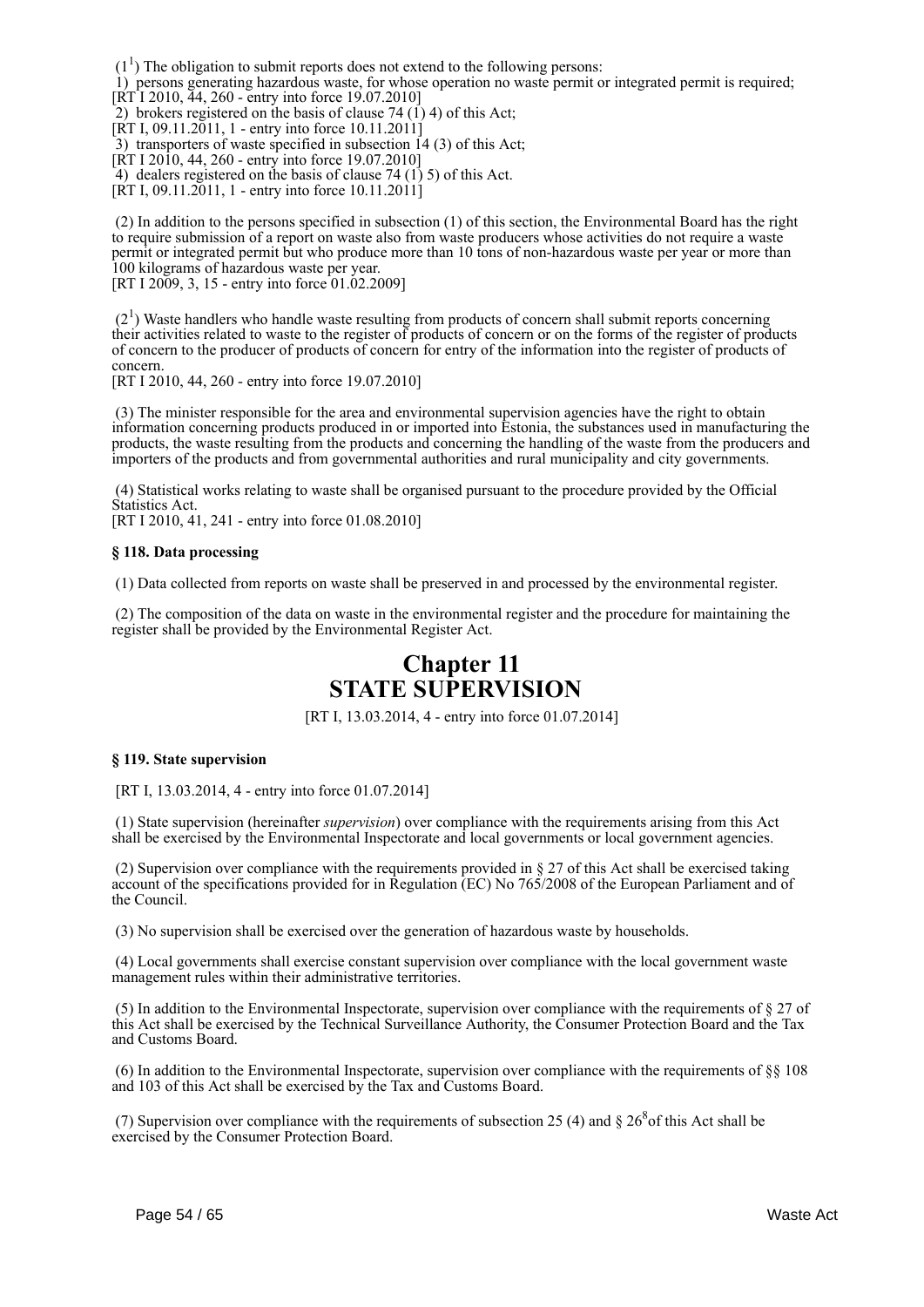($1^1$) The obligation to submit reports does not extend to the following persons:

1) persons generating hazardous waste, for whose operation no waste permit or integrated permit is required;
[RT I 2010, 44, 260 - entry into force 19.07.2010]

2) brokers registered on the basis of clause 74 (1) 4) of this Act;
[RT I, 09.11.2011, 1 - entry into force 10.11.2011]

3) transporters of waste specified in subsection 14 (3) of this Act;
[RT I 2010, 44, 260 - entry into force 19.07.2010]

4) dealers registered on the basis of clause 74 (1) 5) of this Act.
[RT I, 09.11.2011, 1 - entry into force 10.11.2011]

(2) In addition to the persons specified in subsection (1) of this section, the Environmental Board has the right to require submission of a report on waste also from waste producers whose activities do not require a waste permit or integrated permit but who produce more than 10 tons of non-hazardous waste per year or more than 100 kilograms of hazardous waste per year.
[RT I 2009, 3, 15 - entry into force 01.02.2009]

($2^1$) Waste handlers who handle waste resulting from products of concern shall submit reports concerning their activities related to waste to the register of products of concern or on the forms of the register of products of concern to the producer of products of concern for entry of the information into the register of products of concern.
[RT I 2010, 44, 260 - entry into force 19.07.2010]

(3) The minister responsible for the area and environmental supervision agencies have the right to obtain information concerning products produced in or imported into Estonia, the substances used in manufacturing the products, the waste resulting from the products and concerning the handling of the waste from the producers and importers of the products and from governmental authorities and rural municipality and city governments.

(4) Statistical works relating to waste shall be organised pursuant to the procedure provided by the Official Statistics Act.
[RT I 2010, 41, 241 - entry into force 01.08.2010]

**§ 118. Data processing**

(1) Data collected from reports on waste shall be preserved in and processed by the environmental register.

(2) The composition of the data on waste in the environmental register and the procedure for maintaining the register shall be provided by the Environmental Register Act.

# Chapter 11
# STATE SUPERVISION

[RT I, 13.03.2014, 4 - entry into force 01.07.2014]

**§ 119. State supervision**

[RT I, 13.03.2014, 4 - entry into force 01.07.2014]

(1) State supervision (hereinafter *supervision*) over compliance with the requirements arising from this Act shall be exercised by the Environmental Inspectorate and local governments or local government agencies.

(2) Supervision over compliance with the requirements provided in § 27 of this Act shall be exercised taking account of the specifications provided for in Regulation (EC) No 765/2008 of the European Parliament and of the Council.

(3) No supervision shall be exercised over the generation of hazardous waste by households.

(4) Local governments shall exercise constant supervision over compliance with the local government waste management rules within their administrative territories.

(5) In addition to the Environmental Inspectorate, supervision over compliance with the requirements of § 27 of this Act shall be exercised by the Technical Surveillance Authority, the Consumer Protection Board and the Tax and Customs Board.

(6) In addition to the Environmental Inspectorate, supervision over compliance with the requirements of §§ 108 and 103 of this Act shall be exercised by the Tax and Customs Board.

(7) Supervision over compliance with the requirements of subsection 25 (4) and § $26^8$ of this Act shall be exercised by the Consumer Protection Board.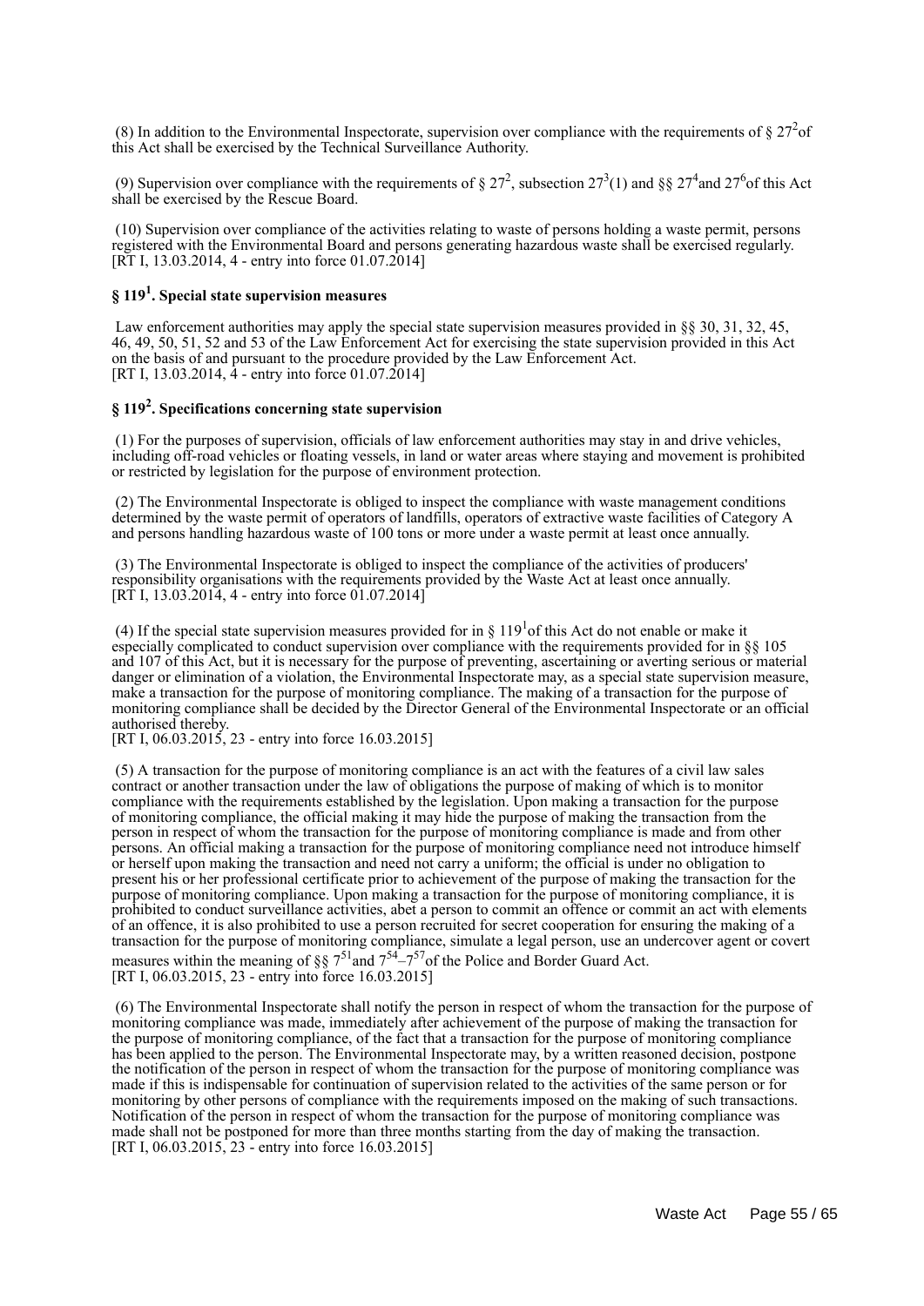(8) In addition to the Environmental Inspectorate, supervision over compliance with the requirements of § 27[2] of this Act shall be exercised by the Technical Surveillance Authority.

(9) Supervision over compliance with the requirements of § 27[2], subsection 27[3](1) and §§ 27[4] and 27[6] of this Act shall be exercised by the Rescue Board.

(10) Supervision over compliance of the activities relating to waste of persons holding a waste permit, persons registered with the Environmental Board and persons generating hazardous waste shall be exercised regularly.
[RT I, 13.03.2014, 4 - entry into force 01.07.2014]

### § 119[1]. Special state supervision measures

Law enforcement authorities may apply the special state supervision measures provided in §§ 30, 31, 32, 45, 46, 49, 50, 51, 52 and 53 of the Law Enforcement Act for exercising the state supervision provided in this Act on the basis of and pursuant to the procedure provided by the Law Enforcement Act.
[RT I, 13.03.2014, 4 - entry into force 01.07.2014]

### § 119[2]. Specifications concerning state supervision

(1) For the purposes of supervision, officials of law enforcement authorities may stay in and drive vehicles, including off-road vehicles or floating vessels, in land or water areas where staying and movement is prohibited or restricted by legislation for the purpose of environment protection.

(2) The Environmental Inspectorate is obliged to inspect the compliance with waste management conditions determined by the waste permit of operators of landfills, operators of extractive waste facilities of Category A and persons handling hazardous waste of 100 tons or more under a waste permit at least once annually.

(3) The Environmental Inspectorate is obliged to inspect the compliance of the activities of producers' responsibility organisations with the requirements provided by the Waste Act at least once annually.
[RT I, 13.03.2014, 4 - entry into force 01.07.2014]

(4) If the special state supervision measures provided for in § 119[1] of this Act do not enable or make it especially complicated to conduct supervision over compliance with the requirements provided for in §§ 105 and 107 of this Act, but it is necessary for the purpose of preventing, ascertaining or averting serious or material danger or elimination of a violation, the Environmental Inspectorate may, as a special state supervision measure, make a transaction for the purpose of monitoring compliance. The making of a transaction for the purpose of monitoring compliance shall be decided by the Director General of the Environmental Inspectorate or an official authorised thereby.
[RT I, 06.03.2015, 23 - entry into force 16.03.2015]

(5) A transaction for the purpose of monitoring compliance is an act with the features of a civil law sales contract or another transaction under the law of obligations the purpose of making of which is to monitor compliance with the requirements established by the legislation. Upon making a transaction for the purpose of monitoring compliance, the official making it may hide the purpose of making the transaction from the person in respect of whom the transaction for the purpose of monitoring compliance is made and from other persons. An official making a transaction for the purpose of monitoring compliance need not introduce himself or herself upon making the transaction and need not carry a uniform; the official is under no obligation to present his or her professional certificate prior to achievement of the purpose of making the transaction for the purpose of monitoring compliance. Upon making a transaction for the purpose of monitoring compliance, it is prohibited to conduct surveillance activities, abet a person to commit an offence or commit an act with elements of an offence, it is also prohibited to use a person recruited for secret cooperation for ensuring the making of a transaction for the purpose of monitoring compliance, simulate a legal person, use an undercover agent or covert measures within the meaning of §§ 7[51] and 7[54]–7[57] of the Police and Border Guard Act.
[RT I, 06.03.2015, 23 - entry into force 16.03.2015]

(6) The Environmental Inspectorate shall notify the person in respect of whom the transaction for the purpose of monitoring compliance was made, immediately after achievement of the purpose of making the transaction for the purpose of monitoring compliance, of the fact that a transaction for the purpose of monitoring compliance has been applied to the person. The Environmental Inspectorate may, by a written reasoned decision, postpone the notification of the person in respect of whom the transaction for the purpose of monitoring compliance was made if this is indispensable for continuation of supervision related to the activities of the same person or for monitoring by other persons of compliance with the requirements imposed on the making of such transactions. Notification of the person in respect of whom the transaction for the purpose of monitoring compliance was made shall not be postponed for more than three months starting from the day of making the transaction.
[RT I, 06.03.2015, 23 - entry into force 16.03.2015]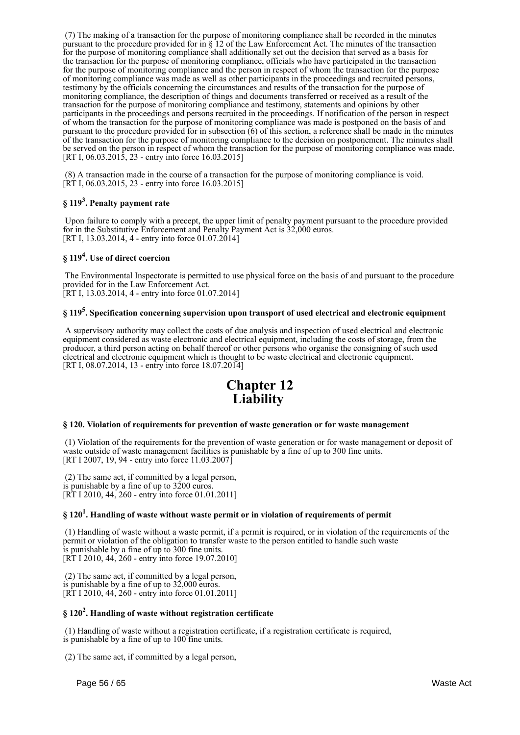(7) The making of a transaction for the purpose of monitoring compliance shall be recorded in the minutes pursuant to the procedure provided for in § 12 of the Law Enforcement Act. The minutes of the transaction for the purpose of monitoring compliance shall additionally set out the decision that served as a basis for the transaction for the purpose of monitoring compliance, officials who have participated in the transaction for the purpose of monitoring compliance and the person in respect of whom the transaction for the purpose of monitoring compliance was made as well as other participants in the proceedings and recruited persons, testimony by the officials concerning the circumstances and results of the transaction for the purpose of monitoring compliance, the description of things and documents transferred or received as a result of the transaction for the purpose of monitoring compliance and testimony, statements and opinions by other participants in the proceedings and persons recruited in the proceedings. If notification of the person in respect of whom the transaction for the purpose of monitoring compliance was made is postponed on the basis of and pursuant to the procedure provided for in subsection (6) of this section, a reference shall be made in the minutes of the transaction for the purpose of monitoring compliance to the decision on postponement. The minutes shall be served on the person in respect of whom the transaction for the purpose of monitoring compliance was made.
[RT I, 06.03.2015, 23 - entry into force 16.03.2015]

(8) A transaction made in the course of a transaction for the purpose of monitoring compliance is void.
[RT I, 06.03.2015, 23 - entry into force 16.03.2015]

### § 119[3]. Penalty payment rate

Upon failure to comply with a precept, the upper limit of penalty payment pursuant to the procedure provided for in the Substitutive Enforcement and Penalty Payment Act is 32,000 euros.
[RT I, 13.03.2014, 4 - entry into force 01.07.2014]

### § 119[4]. Use of direct coercion

The Environmental Inspectorate is permitted to use physical force on the basis of and pursuant to the procedure provided for in the Law Enforcement Act.
[RT I, 13.03.2014, 4 - entry into force 01.07.2014]

### § 119[5]. Specification concerning supervision upon transport of used electrical and electronic equipment

A supervisory authority may collect the costs of due analysis and inspection of used electrical and electronic equipment considered as waste electronic and electrical equipment, including the costs of storage, from the producer, a third person acting on behalf thereof or other persons who organise the consigning of such used electrical and electronic equipment which is thought to be waste electrical and electronic equipment.
[RT I, 08.07.2014, 13 - entry into force 18.07.2014]

## Chapter 12
## Liability

### § 120. Violation of requirements for prevention of waste generation or for waste management

(1) Violation of the requirements for the prevention of waste generation or for waste management or deposit of waste outside of waste management facilities is punishable by a fine of up to 300 fine units.
[RT I 2007, 19, 94 - entry into force 11.03.2007]

(2) The same act, if committed by a legal person,
is punishable by a fine of up to 3200 euros.
[RT I 2010, 44, 260 - entry into force 01.01.2011]

### § 120[1]. Handling of waste without waste permit or in violation of requirements of permit

(1) Handling of waste without a waste permit, if a permit is required, or in violation of the requirements of the permit or violation of the obligation to transfer waste to the person entitled to handle such waste
is punishable by a fine of up to 300 fine units.
[RT I 2010, 44, 260 - entry into force 19.07.2010]

(2) The same act, if committed by a legal person,
is punishable by a fine of up to 32,000 euros.
[RT I 2010, 44, 260 - entry into force 01.01.2011]

### § 120[2]. Handling of waste without registration certificate

(1) Handling of waste without a registration certificate, if a registration certificate is required,
is punishable by a fine of up to 100 fine units.

(2) The same act, if committed by a legal person,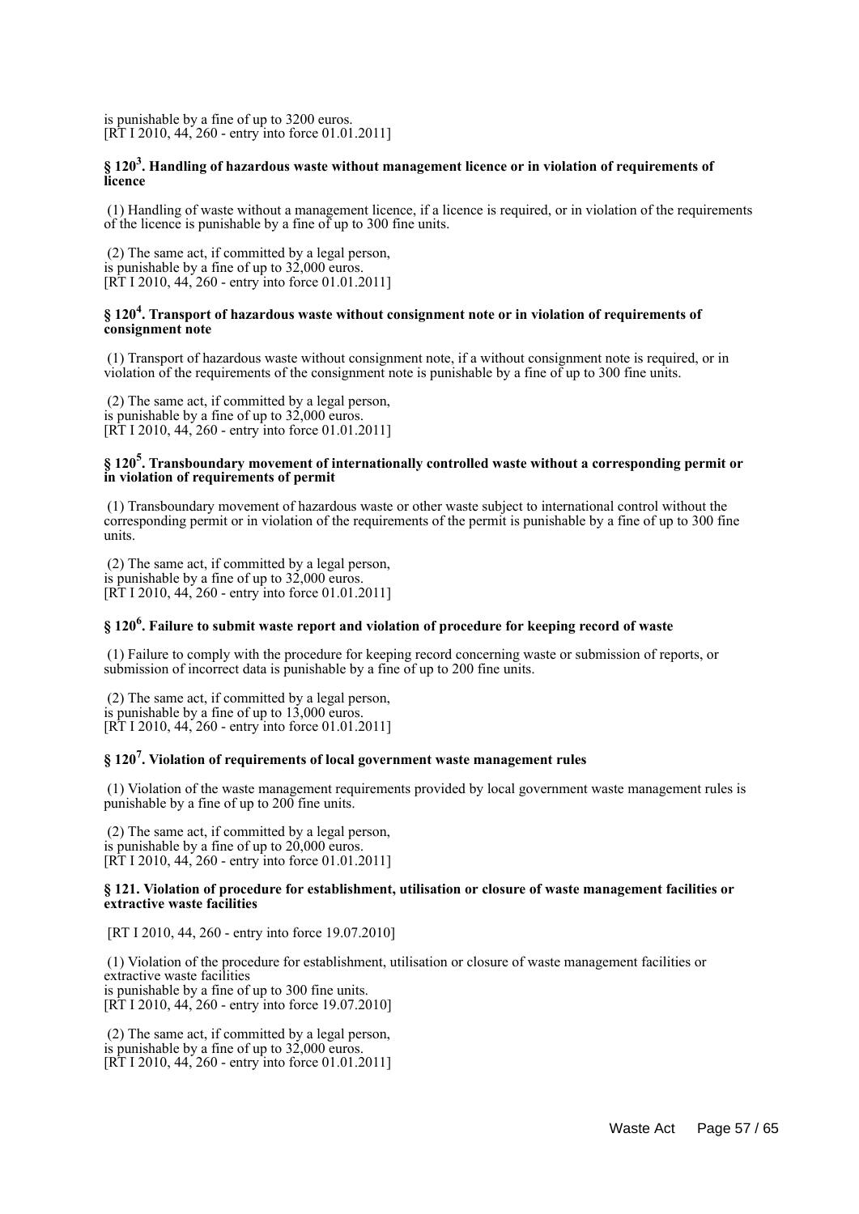is punishable by a fine of up to 3200 euros.
[RT I 2010, 44, 260 - entry into force 01.01.2011]

### § 120[3]. Handling of hazardous waste without management licence or in violation of requirements of licence

(1) Handling of waste without a management licence, if a licence is required, or in violation of the requirements of the licence is punishable by a fine of up to 300 fine units.

(2) The same act, if committed by a legal person,
is punishable by a fine of up to 32,000 euros.
[RT I 2010, 44, 260 - entry into force 01.01.2011]

### § 120[4]. Transport of hazardous waste without consignment note or in violation of requirements of consignment note

(1) Transport of hazardous waste without consignment note, if a without consignment note is required, or in violation of the requirements of the consignment note is punishable by a fine of up to 300 fine units.

(2) The same act, if committed by a legal person,
is punishable by a fine of up to 32,000 euros.
[RT I 2010, 44, 260 - entry into force 01.01.2011]

### § 120[5]. Transboundary movement of internationally controlled waste without a corresponding permit or in violation of requirements of permit

(1) Transboundary movement of hazardous waste or other waste subject to international control without the corresponding permit or in violation of the requirements of the permit is punishable by a fine of up to 300 fine units.

(2) The same act, if committed by a legal person,
is punishable by a fine of up to 32,000 euros.
[RT I 2010, 44, 260 - entry into force 01.01.2011]

### § 120[6]. Failure to submit waste report and violation of procedure for keeping record of waste

(1) Failure to comply with the procedure for keeping record concerning waste or submission of reports, or submission of incorrect data is punishable by a fine of up to 200 fine units.

(2) The same act, if committed by a legal person,
is punishable by a fine of up to 13,000 euros.
[RT I 2010, 44, 260 - entry into force 01.01.2011]

### § 120[7]. Violation of requirements of local government waste management rules

(1) Violation of the waste management requirements provided by local government waste management rules is punishable by a fine of up to 200 fine units.

(2) The same act, if committed by a legal person,
is punishable by a fine of up to 20,000 euros.
[RT I 2010, 44, 260 - entry into force 01.01.2011]

### § 121. Violation of procedure for establishment, utilisation or closure of waste management facilities or extractive waste facilities

[RT I 2010, 44, 260 - entry into force 19.07.2010]

(1) Violation of the procedure for establishment, utilisation or closure of waste management facilities or extractive waste facilities
is punishable by a fine of up to 300 fine units.
[RT I 2010, 44, 260 - entry into force 19.07.2010]

(2) The same act, if committed by a legal person,
is punishable by a fine of up to 32,000 euros.
[RT I 2010, 44, 260 - entry into force 01.01.2011]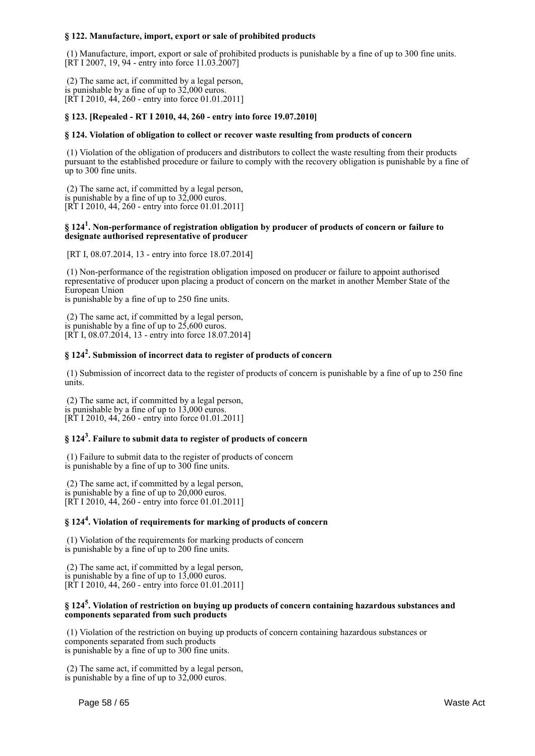### § 122. Manufacture, import, export or sale of prohibited products

(1) Manufacture, import, export or sale of prohibited products is punishable by a fine of up to 300 fine units.
[RT I 2007, 19, 94 - entry into force 11.03.2007]

(2) The same act, if committed by a legal person,
is punishable by a fine of up to 32,000 euros.
[RT I 2010, 44, 260 - entry into force 01.01.2011]

### § 123. [Repealed - RT I 2010, 44, 260 - entry into force 19.07.2010]

### § 124. Violation of obligation to collect or recover waste resulting from products of concern

(1) Violation of the obligation of producers and distributors to collect the waste resulting from their products pursuant to the established procedure or failure to comply with the recovery obligation is punishable by a fine of up to 300 fine units.

(2) The same act, if committed by a legal person,
is punishable by a fine of up to 32,000 euros.
[RT I 2010, 44, 260 - entry into force 01.01.2011]

### § 124[1]. Non-performance of registration obligation by producer of products of concern or failure to designate authorised representative of producer

[RT I, 08.07.2014, 13 - entry into force 18.07.2014]

(1) Non-performance of the registration obligation imposed on producer or failure to appoint authorised representative of producer upon placing a product of concern on the market in another Member State of the European Union
is punishable by a fine of up to 250 fine units.

(2) The same act, if committed by a legal person,
is punishable by a fine of up to 25,600 euros.
[RT I, 08.07.2014, 13 - entry into force 18.07.2014]

### § 124[2]. Submission of incorrect data to register of products of concern

(1) Submission of incorrect data to the register of products of concern is punishable by a fine of up to 250 fine units.

(2) The same act, if committed by a legal person,
is punishable by a fine of up to 13,000 euros.
[RT I 2010, 44, 260 - entry into force 01.01.2011]

### § 124[3]. Failure to submit data to register of products of concern

(1) Failure to submit data to the register of products of concern
is punishable by a fine of up to 300 fine units.

(2) The same act, if committed by a legal person,
is punishable by a fine of up to 20,000 euros.
[RT I 2010, 44, 260 - entry into force 01.01.2011]

### § 124[4]. Violation of requirements for marking of products of concern

(1) Violation of the requirements for marking products of concern
is punishable by a fine of up to 200 fine units.

(2) The same act, if committed by a legal person,
is punishable by a fine of up to 13,000 euros.
[RT I 2010, 44, 260 - entry into force 01.01.2011]

### § 124[5]. Violation of restriction on buying up products of concern containing hazardous substances and components separated from such products

(1) Violation of the restriction on buying up products of concern containing hazardous substances or components separated from such products
is punishable by a fine of up to 300 fine units.

(2) The same act, if committed by a legal person,
is punishable by a fine of up to 32,000 euros.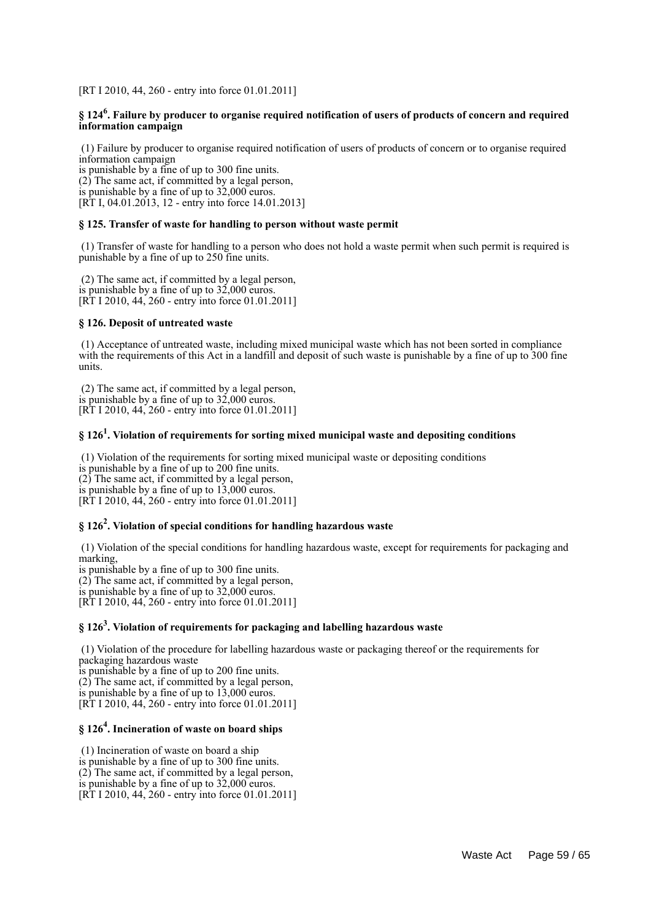[RT I 2010, 44, 260 - entry into force 01.01.2011]

### § 124[6]. Failure by producer to organise required notification of users of products of concern and required information campaign

(1) Failure by producer to organise required notification of users of products of concern or to organise required information campaign
is punishable by a fine of up to 300 fine units.
(2) The same act, if committed by a legal person,
is punishable by a fine of up to 32,000 euros.
[RT I, 04.01.2013, 12 - entry into force 14.01.2013]

### § 125. Transfer of waste for handling to person without waste permit

(1) Transfer of waste for handling to a person who does not hold a waste permit when such permit is required is punishable by a fine of up to 250 fine units.

(2) The same act, if committed by a legal person,
is punishable by a fine of up to 32,000 euros.
[RT I 2010, 44, 260 - entry into force 01.01.2011]

### § 126. Deposit of untreated waste

(1) Acceptance of untreated waste, including mixed municipal waste which has not been sorted in compliance with the requirements of this Act in a landfill and deposit of such waste is punishable by a fine of up to 300 fine units.

(2) The same act, if committed by a legal person,
is punishable by a fine of up to 32,000 euros.
[RT I 2010, 44, 260 - entry into force 01.01.2011]

### § 126[1]. Violation of requirements for sorting mixed municipal waste and depositing conditions

(1) Violation of the requirements for sorting mixed municipal waste or depositing conditions
is punishable by a fine of up to 200 fine units.
(2) The same act, if committed by a legal person,
is punishable by a fine of up to 13,000 euros.
[RT I 2010, 44, 260 - entry into force 01.01.2011]

### § 126[2]. Violation of special conditions for handling hazardous waste

(1) Violation of the special conditions for handling hazardous waste, except for requirements for packaging and marking,
is punishable by a fine of up to 300 fine units.
(2) The same act, if committed by a legal person,
is punishable by a fine of up to 32,000 euros.
[RT I 2010, 44, 260 - entry into force 01.01.2011]

### § 126[3]. Violation of requirements for packaging and labelling hazardous waste

(1) Violation of the procedure for labelling hazardous waste or packaging thereof or the requirements for packaging hazardous waste
is punishable by a fine of up to 200 fine units.
(2) The same act, if committed by a legal person,
is punishable by a fine of up to 13,000 euros.
[RT I 2010, 44, 260 - entry into force 01.01.2011]

### § 126[4]. Incineration of waste on board ships

(1) Incineration of waste on board a ship
is punishable by a fine of up to 300 fine units.
(2) The same act, if committed by a legal person,
is punishable by a fine of up to 32,000 euros.
[RT I 2010, 44, 260 - entry into force 01.01.2011]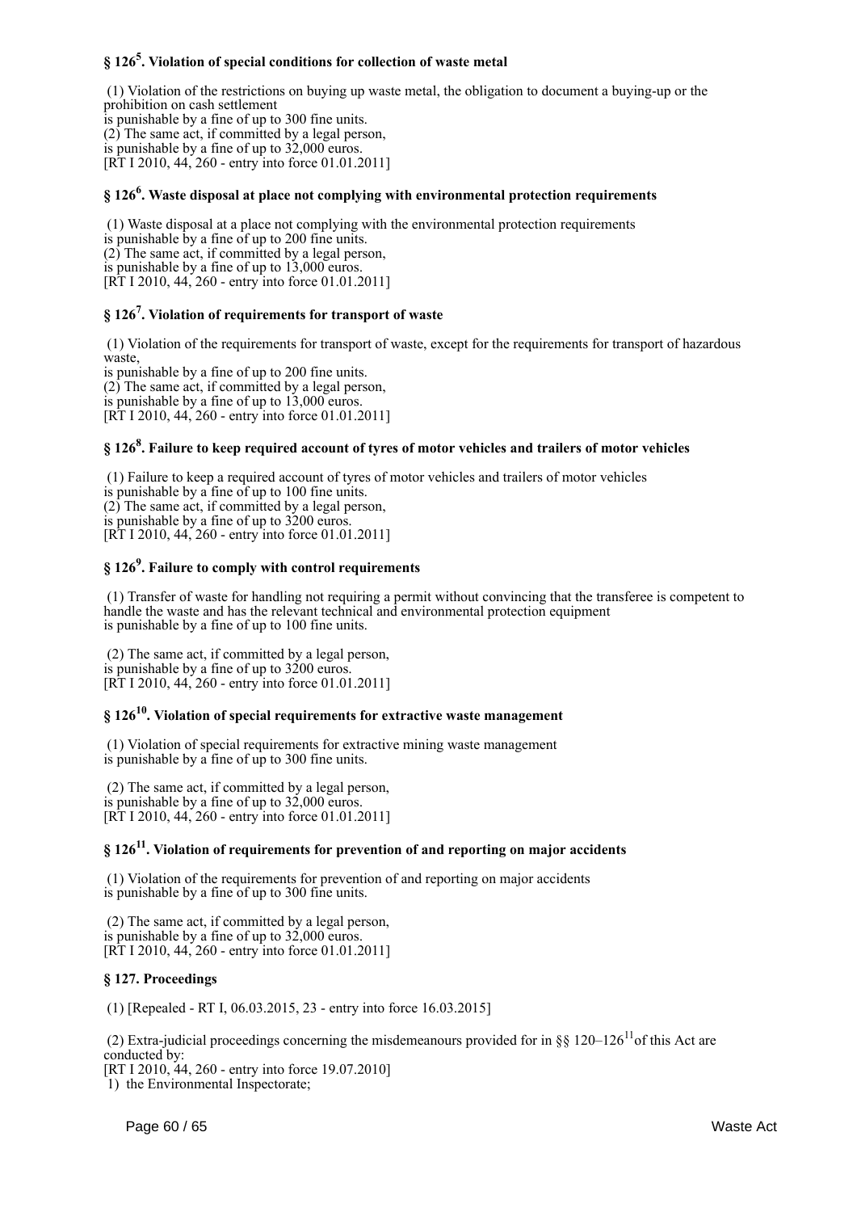### § 126[5]. Violation of special conditions for collection of waste metal

(1) Violation of the restrictions on buying up waste metal, the obligation to document a buying-up or the prohibition on cash settlement
is punishable by a fine of up to 300 fine units.
(2) The same act, if committed by a legal person,
is punishable by a fine of up to 32,000 euros.
[RT I 2010, 44, 260 - entry into force 01.01.2011]

### § 126[6]. Waste disposal at place not complying with environmental protection requirements

(1) Waste disposal at a place not complying with the environmental protection requirements
is punishable by a fine of up to 200 fine units.
(2) The same act, if committed by a legal person,
is punishable by a fine of up to 13,000 euros.
[RT I 2010, 44, 260 - entry into force 01.01.2011]

### § 126[7]. Violation of requirements for transport of waste

(1) Violation of the requirements for transport of waste, except for the requirements for transport of hazardous waste,
is punishable by a fine of up to 200 fine units.
(2) The same act, if committed by a legal person,
is punishable by a fine of up to 13,000 euros.
[RT I 2010, 44, 260 - entry into force 01.01.2011]

### § 126[8]. Failure to keep required account of tyres of motor vehicles and trailers of motor vehicles

(1) Failure to keep a required account of tyres of motor vehicles and trailers of motor vehicles
is punishable by a fine of up to 100 fine units.
(2) The same act, if committed by a legal person,
is punishable by a fine of up to 3200 euros.
[RT I 2010, 44, 260 - entry into force 01.01.2011]

### § 126[9]. Failure to comply with control requirements

(1) Transfer of waste for handling not requiring a permit without convincing that the transferee is competent to handle the waste and has the relevant technical and environmental protection equipment
is punishable by a fine of up to 100 fine units.

(2) The same act, if committed by a legal person,
is punishable by a fine of up to 3200 euros.
[RT I 2010, 44, 260 - entry into force 01.01.2011]

### § 126[10]. Violation of special requirements for extractive waste management

(1) Violation of special requirements for extractive mining waste management
is punishable by a fine of up to 300 fine units.

(2) The same act, if committed by a legal person,
is punishable by a fine of up to 32,000 euros.
[RT I 2010, 44, 260 - entry into force 01.01.2011]

### § 126[11]. Violation of requirements for prevention of and reporting on major accidents

(1) Violation of the requirements for prevention of and reporting on major accidents
is punishable by a fine of up to 300 fine units.

(2) The same act, if committed by a legal person,
is punishable by a fine of up to 32,000 euros.
[RT I 2010, 44, 260 - entry into force 01.01.2011]

### § 127. Proceedings

(1) [Repealed - RT I, 06.03.2015, 23 - entry into force 16.03.2015]

(2) Extra-judicial proceedings concerning the misdemeanours provided for in §§ 120–126[11] of this Act are conducted by:
[RT I 2010, 44, 260 - entry into force 19.07.2010]
1) the Environmental Inspectorate;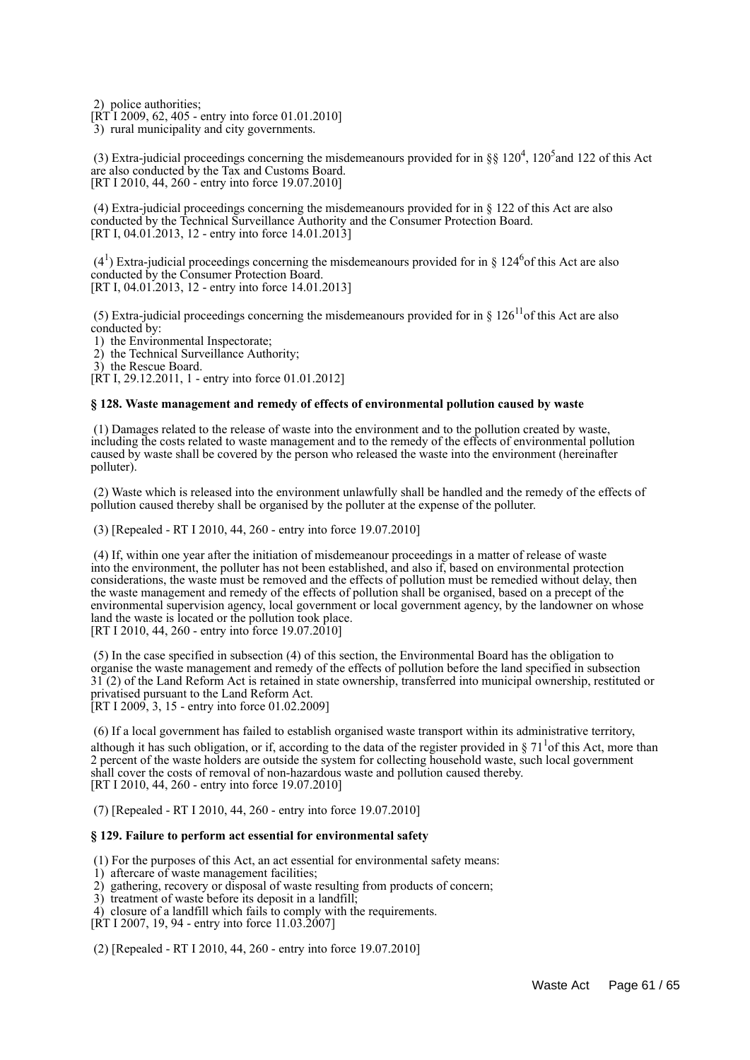2) police authorities;
[RT I 2009, 62, 405 - entry into force 01.01.2010]
3) rural municipality and city governments.

(3) Extra-judicial proceedings concerning the misdemeanours provided for in §§ $120^4$, $120^5$ and 122 of this Act are also conducted by the Tax and Customs Board.
[RT I 2010, 44, 260 - entry into force 19.07.2010]

(4) Extra-judicial proceedings concerning the misdemeanours provided for in § 122 of this Act are also conducted by the Technical Surveillance Authority and the Consumer Protection Board.
[RT I, 04.01.2013, 12 - entry into force 14.01.2013]

($4^1$) Extra-judicial proceedings concerning the misdemeanours provided for in § $124^6$ of this Act are also conducted by the Consumer Protection Board.
[RT I, 04.01.2013, 12 - entry into force 14.01.2013]

(5) Extra-judicial proceedings concerning the misdemeanours provided for in § $126^{11}$ of this Act are also conducted by:
1) the Environmental Inspectorate;
2) the Technical Surveillance Authority;
3) the Rescue Board.
[RT I, 29.12.2011, 1 - entry into force 01.01.2012]

**§ 128. Waste management and remedy of effects of environmental pollution caused by waste**

(1) Damages related to the release of waste into the environment and to the pollution created by waste, including the costs related to waste management and to the remedy of the effects of environmental pollution caused by waste shall be covered by the person who released the waste into the environment (hereinafter polluter).

(2) Waste which is released into the environment unlawfully shall be handled and the remedy of the effects of pollution caused thereby shall be organised by the polluter at the expense of the polluter.

(3) [Repealed - RT I 2010, 44, 260 - entry into force 19.07.2010]

(4) If, within one year after the initiation of misdemeanour proceedings in a matter of release of waste into the environment, the polluter has not been established, and also if, based on environmental protection considerations, the waste must be removed and the effects of pollution must be remedied without delay, then the waste management and remedy of the effects of pollution shall be organised, based on a precept of the environmental supervision agency, local government or local government agency, by the landowner on whose land the waste is located or the pollution took place.
[RT I 2010, 44, 260 - entry into force 19.07.2010]

(5) In the case specified in subsection (4) of this section, the Environmental Board has the obligation to organise the waste management and remedy of the effects of pollution before the land specified in subsection 31 (2) of the Land Reform Act is retained in state ownership, transferred into municipal ownership, restituted or privatised pursuant to the Land Reform Act.
[RT I 2009, 3, 15 - entry into force 01.02.2009]

(6) If a local government has failed to establish organised waste transport within its administrative territory, although it has such obligation, or if, according to the data of the register provided in § $71^1$ of this Act, more than 2 percent of the waste holders are outside the system for collecting household waste, such local government shall cover the costs of removal of non-hazardous waste and pollution caused thereby.
[RT I 2010, 44, 260 - entry into force 19.07.2010]

(7) [Repealed - RT I 2010, 44, 260 - entry into force 19.07.2010]

**§ 129. Failure to perform act essential for environmental safety**

(1) For the purposes of this Act, an act essential for environmental safety means:
1) aftercare of waste management facilities;
2) gathering, recovery or disposal of waste resulting from products of concern;
3) treatment of waste before its deposit in a landfill;
4) closure of a landfill which fails to comply with the requirements.
[RT I 2007, 19, 94 - entry into force 11.03.2007]

(2) [Repealed - RT I 2010, 44, 260 - entry into force 19.07.2010]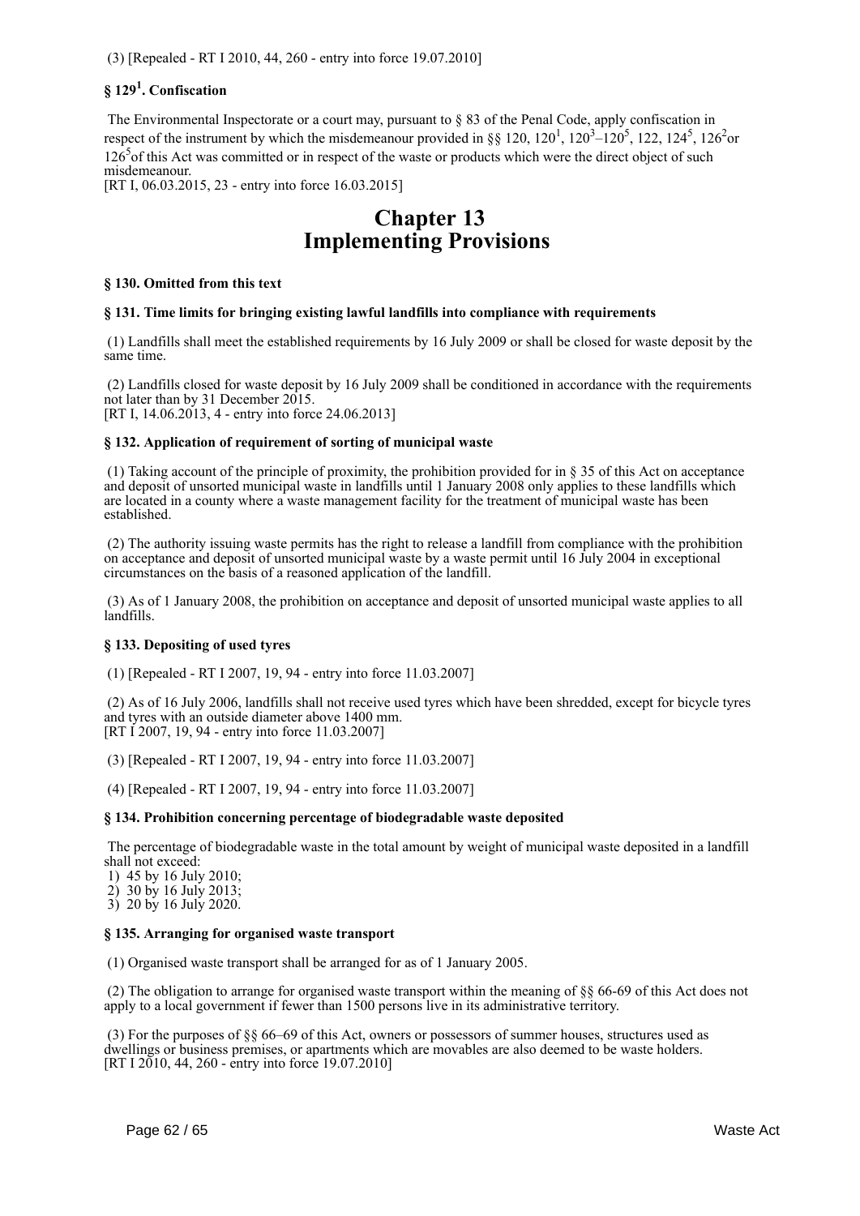(3) [Repealed - RT I 2010, 44, 260 - entry into force 19.07.2010]

### § 129[1]. Confiscation

The Environmental Inspectorate or a court may, pursuant to § 83 of the Penal Code, apply confiscation in respect of the instrument by which the misdemeanour provided in §§ 120, 120[1], 120[3]–120[5], 122, 124[5], 126[2] or 126[5] of this Act was committed or in respect of the waste or products which were the direct object of such misdemeanour.
[RT I, 06.03.2015, 23 - entry into force 16.03.2015]

# Chapter 13 Implementing Provisions

### § 130. Omitted from this text

### § 131. Time limits for bringing existing lawful landfills into compliance with requirements

(1) Landfills shall meet the established requirements by 16 July 2009 or shall be closed for waste deposit by the same time.

(2) Landfills closed for waste deposit by 16 July 2009 shall be conditioned in accordance with the requirements not later than by 31 December 2015.
[RT I, 14.06.2013, 4 - entry into force 24.06.2013]

### § 132. Application of requirement of sorting of municipal waste

(1) Taking account of the principle of proximity, the prohibition provided for in § 35 of this Act on acceptance and deposit of unsorted municipal waste in landfills until 1 January 2008 only applies to these landfills which are located in a county where a waste management facility for the treatment of municipal waste has been established.

(2) The authority issuing waste permits has the right to release a landfill from compliance with the prohibition on acceptance and deposit of unsorted municipal waste by a waste permit until 16 July 2004 in exceptional circumstances on the basis of a reasoned application of the landfill.

(3) As of 1 January 2008, the prohibition on acceptance and deposit of unsorted municipal waste applies to all landfills.

### § 133. Depositing of used tyres

(1) [Repealed - RT I 2007, 19, 94 - entry into force 11.03.2007]

(2) As of 16 July 2006, landfills shall not receive used tyres which have been shredded, except for bicycle tyres and tyres with an outside diameter above 1400 mm.
[RT I 2007, 19, 94 - entry into force 11.03.2007]

(3) [Repealed - RT I 2007, 19, 94 - entry into force 11.03.2007]

(4) [Repealed - RT I 2007, 19, 94 - entry into force 11.03.2007]

### § 134. Prohibition concerning percentage of biodegradable waste deposited

The percentage of biodegradable waste in the total amount by weight of municipal waste deposited in a landfill shall not exceed:
1) 45 by 16 July 2010;
2) 30 by 16 July 2013;
3) 20 by 16 July 2020.

### § 135. Arranging for organised waste transport

(1) Organised waste transport shall be arranged for as of 1 January 2005.

(2) The obligation to arrange for organised waste transport within the meaning of §§ 66-69 of this Act does not apply to a local government if fewer than 1500 persons live in its administrative territory.

(3) For the purposes of §§ 66–69 of this Act, owners or possessors of summer houses, structures used as dwellings or business premises, or apartments which are movables are also deemed to be waste holders.
[RT I 2010, 44, 260 - entry into force 19.07.2010]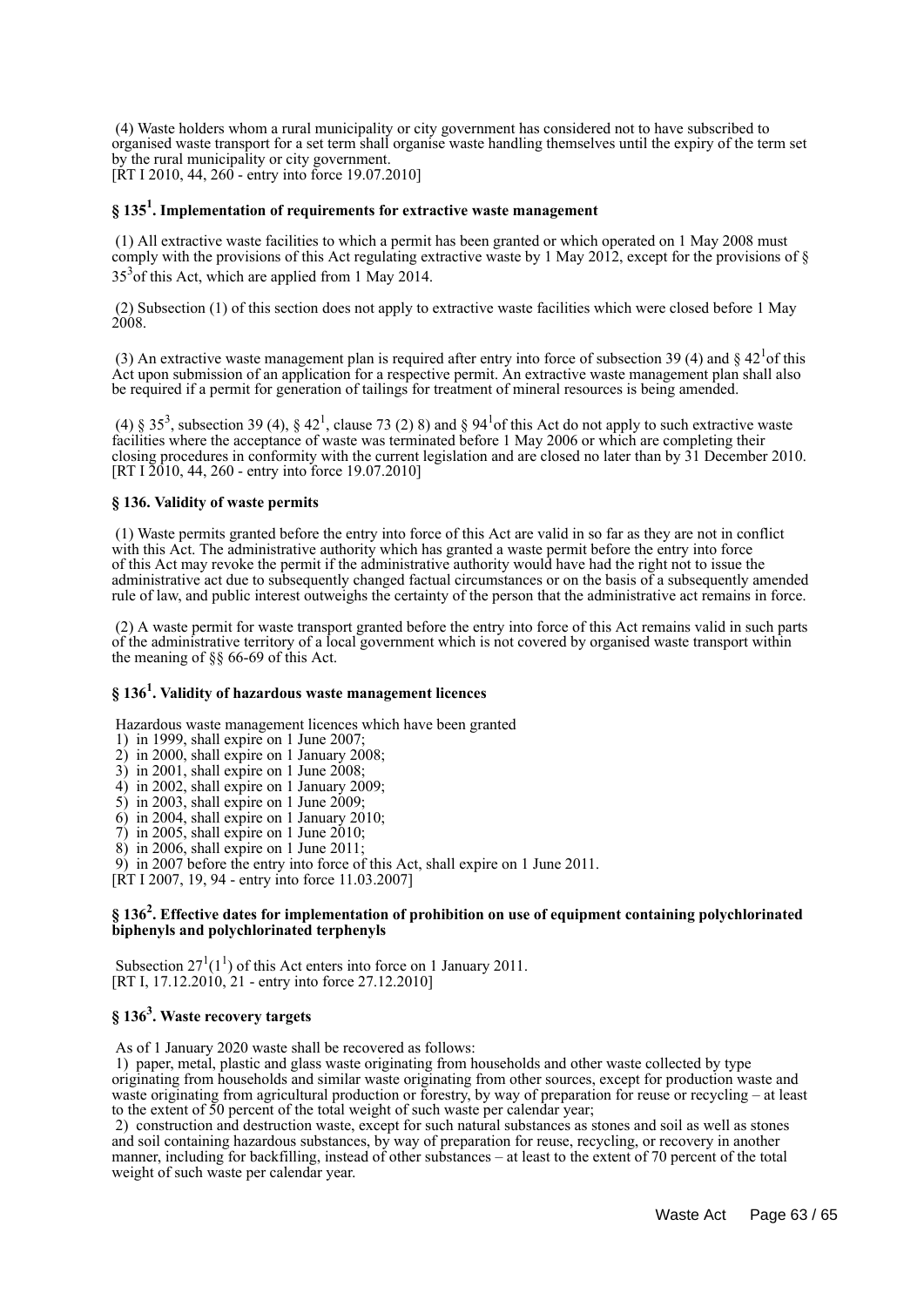(4) Waste holders whom a rural municipality or city government has considered not to have subscribed to organised waste transport for a set term shall organise waste handling themselves until the expiry of the term set by the rural municipality or city government.
[RT I 2010, 44, 260 - entry into force 19.07.2010]

### § 135$^1$. Implementation of requirements for extractive waste management

(1) All extractive waste facilities to which a permit has been granted or which operated on 1 May 2008 must comply with the provisions of this Act regulating extractive waste by 1 May 2012, except for the provisions of § 35$^3$of this Act, which are applied from 1 May 2014.

(2) Subsection (1) of this section does not apply to extractive waste facilities which were closed before 1 May 2008.

(3) An extractive waste management plan is required after entry into force of subsection 39 (4) and § 42$^1$of this Act upon submission of an application for a respective permit. An extractive waste management plan shall also be required if a permit for generation of tailings for treatment of mineral resources is being amended.

(4) § 35$^3$, subsection 39 (4), § 42$^1$, clause 73 (2) 8) and § 94$^1$of this Act do not apply to such extractive waste facilities where the acceptance of waste was terminated before 1 May 2006 or which are completing their closing procedures in conformity with the current legislation and are closed no later than by 31 December 2010.
[RT I 2010, 44, 260 - entry into force 19.07.2010]

### § 136. Validity of waste permits

(1) Waste permits granted before the entry into force of this Act are valid in so far as they are not in conflict with this Act. The administrative authority which has granted a waste permit before the entry into force of this Act may revoke the permit if the administrative authority would have had the right not to issue the administrative act due to subsequently changed factual circumstances or on the basis of a subsequently amended rule of law, and public interest outweighs the certainty of the person that the administrative act remains in force.

(2) A waste permit for waste transport granted before the entry into force of this Act remains valid in such parts of the administrative territory of a local government which is not covered by organised waste transport within the meaning of §§ 66-69 of this Act.

### § 136$^1$. Validity of hazardous waste management licences

Hazardous waste management licences which have been granted
1) in 1999, shall expire on 1 June 2007;
2) in 2000, shall expire on 1 January 2008;
3) in 2001, shall expire on 1 June 2008;
4) in 2002, shall expire on 1 January 2009;
5) in 2003, shall expire on 1 June 2009;
6) in 2004, shall expire on 1 January 2010;
7) in 2005, shall expire on 1 June 2010;
8) in 2006, shall expire on 1 June 2011;
9) in 2007 before the entry into force of this Act, shall expire on 1 June 2011.
[RT I 2007, 19, 94 - entry into force 11.03.2007]

### § 136$^2$. Effective dates for implementation of prohibition on use of equipment containing polychlorinated biphenyls and polychlorinated terphenyls

Subsection 27$^1$(1$^1$) of this Act enters into force on 1 January 2011.
[RT I, 17.12.2010, 21 - entry into force 27.12.2010]

### § 136$^3$. Waste recovery targets

As of 1 January 2020 waste shall be recovered as follows:
1) paper, metal, plastic and glass waste originating from households and other waste collected by type originating from households and similar waste originating from other sources, except for production waste and waste originating from agricultural production or forestry, by way of preparation for reuse or recycling – at least to the extent of 50 percent of the total weight of such waste per calendar year;
2) construction and destruction waste, except for such natural substances as stones and soil as well as stones and soil containing hazardous substances, by way of preparation for reuse, recycling, or recovery in another manner, including for backfilling, instead of other substances – at least to the extent of 70 percent of the total weight of such waste per calendar year.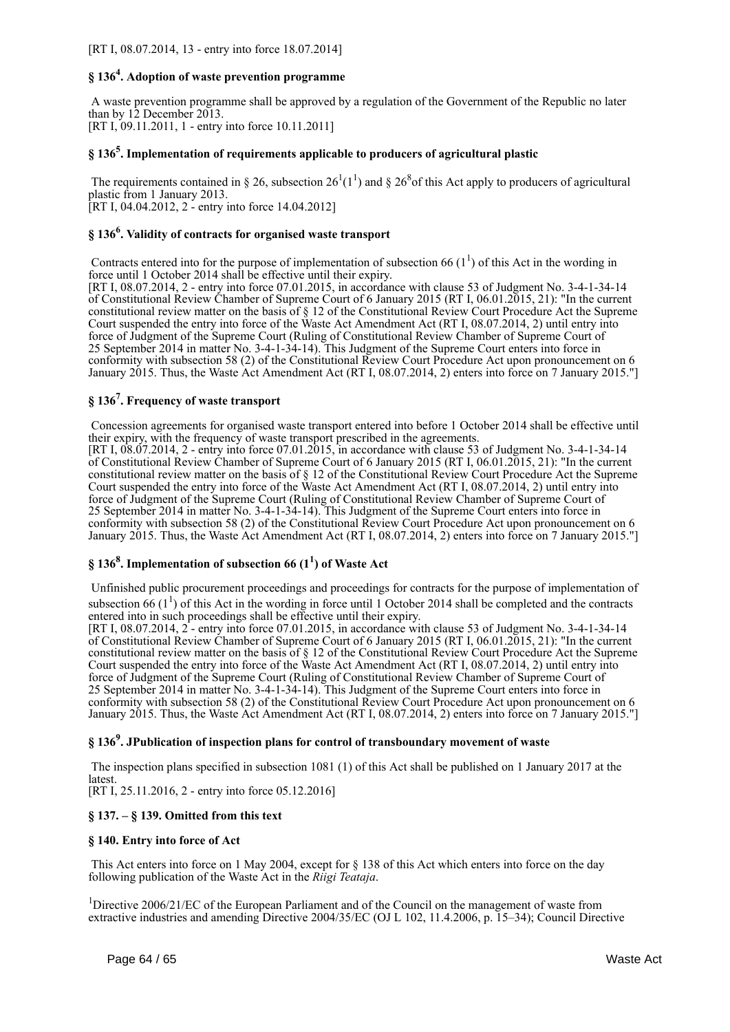[RT I, 08.07.2014, 13 - entry into force 18.07.2014]

### § 136⁴. Adoption of waste prevention programme

A waste prevention programme shall be approved by a regulation of the Government of the Republic no later than by 12 December 2013.
[RT I, 09.11.2011, 1 - entry into force 10.11.2011]

### § 136⁵. Implementation of requirements applicable to producers of agricultural plastic

The requirements contained in § 26, subsection 26¹(1¹) and § 26⁸of this Act apply to producers of agricultural plastic from 1 January 2013.
[RT I, 04.04.2012, 2 - entry into force 14.04.2012]

### § 136⁶. Validity of contracts for organised waste transport

Contracts entered into for the purpose of implementation of subsection 66 (1¹) of this Act in the wording in force until 1 October 2014 shall be effective until their expiry.
[RT I, 08.07.2014, 2 - entry into force 07.01.2015, in accordance with clause 53 of Judgment No. 3-4-1-34-14 of Constitutional Review Chamber of Supreme Court of 6 January 2015 (RT I, 06.01.2015, 21): "In the current constitutional review matter on the basis of § 12 of the Constitutional Review Court Procedure Act the Supreme Court suspended the entry into force of the Waste Act Amendment Act (RT I, 08.07.2014, 2) until entry into force of Judgment of the Supreme Court (Ruling of Constitutional Review Chamber of Supreme Court of 25 September 2014 in matter No. 3-4-1-34-14). This Judgment of the Supreme Court enters into force in conformity with subsection 58 (2) of the Constitutional Review Court Procedure Act upon pronouncement on 6 January 2015. Thus, the Waste Act Amendment Act (RT I, 08.07.2014, 2) enters into force on 7 January 2015."]

### § 136⁷. Frequency of waste transport

Concession agreements for organised waste transport entered into before 1 October 2014 shall be effective until their expiry, with the frequency of waste transport prescribed in the agreements.
[RT I, 08.07.2014, 2 - entry into force 07.01.2015, in accordance with clause 53 of Judgment No. 3-4-1-34-14 of Constitutional Review Chamber of Supreme Court of 6 January 2015 (RT I, 06.01.2015, 21): "In the current constitutional review matter on the basis of § 12 of the Constitutional Review Court Procedure Act the Supreme Court suspended the entry into force of the Waste Act Amendment Act (RT I, 08.07.2014, 2) until entry into force of Judgment of the Supreme Court (Ruling of Constitutional Review Chamber of Supreme Court of 25 September 2014 in matter No. 3-4-1-34-14). This Judgment of the Supreme Court enters into force in conformity with subsection 58 (2) of the Constitutional Review Court Procedure Act upon pronouncement on 6 January 2015. Thus, the Waste Act Amendment Act (RT I, 08.07.2014, 2) enters into force on 7 January 2015."]

### § 136⁸. Implementation of subsection 66 (1¹) of Waste Act

Unfinished public procurement proceedings and proceedings for contracts for the purpose of implementation of subsection 66 (1¹) of this Act in the wording in force until 1 October 2014 shall be completed and the contracts entered into in such proceedings shall be effective until their expiry.
[RT I, 08.07.2014, 2 - entry into force 07.01.2015, in accordance with clause 53 of Judgment No. 3-4-1-34-14 of Constitutional Review Chamber of Supreme Court of 6 January 2015 (RT I, 06.01.2015, 21): "In the current constitutional review matter on the basis of § 12 of the Constitutional Review Court Procedure Act the Supreme Court suspended the entry into force of the Waste Act Amendment Act (RT I, 08.07.2014, 2) until entry into force of Judgment of the Supreme Court (Ruling of Constitutional Review Chamber of Supreme Court of 25 September 2014 in matter No. 3-4-1-34-14). This Judgment of the Supreme Court enters into force in conformity with subsection 58 (2) of the Constitutional Review Court Procedure Act upon pronouncement on 6 January 2015. Thus, the Waste Act Amendment Act (RT I, 08.07.2014, 2) enters into force on 7 January 2015."]

### § 136⁹. JPublication of inspection plans for control of transboundary movement of waste

The inspection plans specified in subsection 1081 (1) of this Act shall be published on 1 January 2017 at the latest.
[RT I, 25.11.2016, 2 - entry into force 05.12.2016]

### § 137. – § 139. Omitted from this text

### § 140. Entry into force of Act

This Act enters into force on 1 May 2004, except for § 138 of this Act which enters into force on the day following publication of the Waste Act in the *Riigi Teataja*.

[1]Directive 2006/21/EC of the European Parliament and of the Council on the management of waste from extractive industries and amending Directive 2004/35/EC (OJ L 102, 11.4.2006, p. 15–34); Council Directive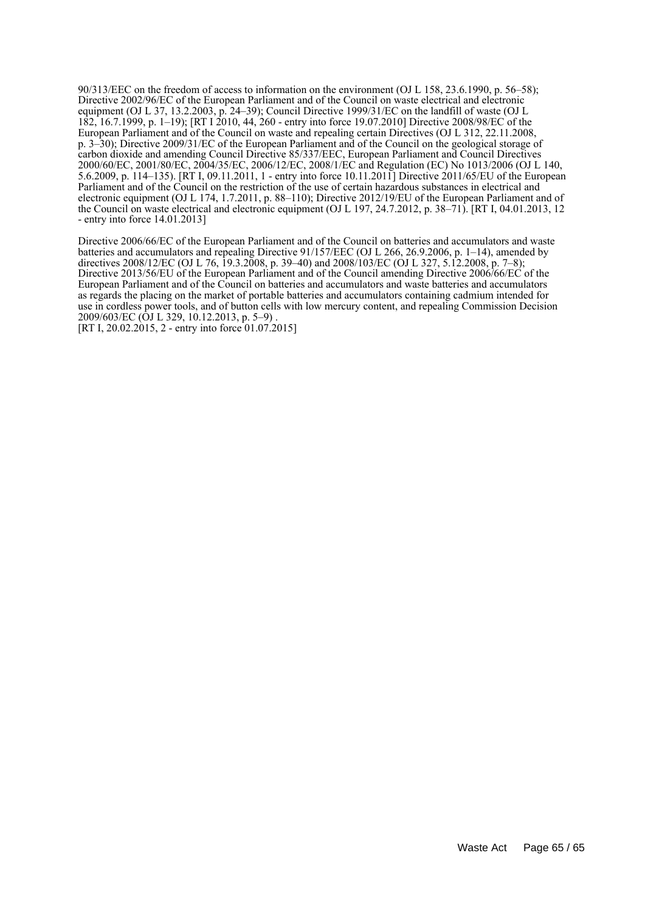90/313/EEC on the freedom of access to information on the environment (OJ L 158, 23.6.1990, p. 56–58); Directive 2002/96/EC of the European Parliament and of the Council on waste electrical and electronic equipment (OJ L 37, 13.2.2003, p. 24–39); Council Directive 1999/31/EC on the landfill of waste (OJ L 182, 16.7.1999, p. 1–19); [RT I 2010, 44, 260 - entry into force 19.07.2010] Directive 2008/98/EC of the European Parliament and of the Council on waste and repealing certain Directives (OJ L 312, 22.11.2008, p. 3–30); Directive 2009/31/EC of the European Parliament and of the Council on the geological storage of carbon dioxide and amending Council Directive 85/337/EEC, European Parliament and Council Directives 2000/60/EC, 2001/80/EC, 2004/35/EC, 2006/12/EC, 2008/1/EC and Regulation (EC) No 1013/2006 (OJ L 140, 5.6.2009, p. 114–135). [RT I, 09.11.2011, 1 - entry into force 10.11.2011] Directive 2011/65/EU of the European Parliament and of the Council on the restriction of the use of certain hazardous substances in electrical and electronic equipment (OJ L 174, 1.7.2011, p. 88–110); Directive 2012/19/EU of the European Parliament and of the Council on waste electrical and electronic equipment (OJ L 197, 24.7.2012, p. 38–71). [RT I, 04.01.2013, 12 - entry into force 14.01.2013]

Directive 2006/66/EC of the European Parliament and of the Council on batteries and accumulators and waste batteries and accumulators and repealing Directive 91/157/EEC (OJ L 266, 26.9.2006, p. 1–14), amended by directives 2008/12/EC (OJ L 76, 19.3.2008, p. 39–40) and 2008/103/EC (OJ L 327, 5.12.2008, p. 7–8); Directive 2013/56/EU of the European Parliament and of the Council amending Directive 2006/66/EC of the European Parliament and of the Council on batteries and accumulators and waste batteries and accumulators as regards the placing on the market of portable batteries and accumulators containing cadmium intended for use in cordless power tools, and of button cells with low mercury content, and repealing Commission Decision 2009/603/EC (OJ L 329, 10.12.2013, p. 5–9) .
[RT I, 20.02.2015, 2 - entry into force 01.07.2015]